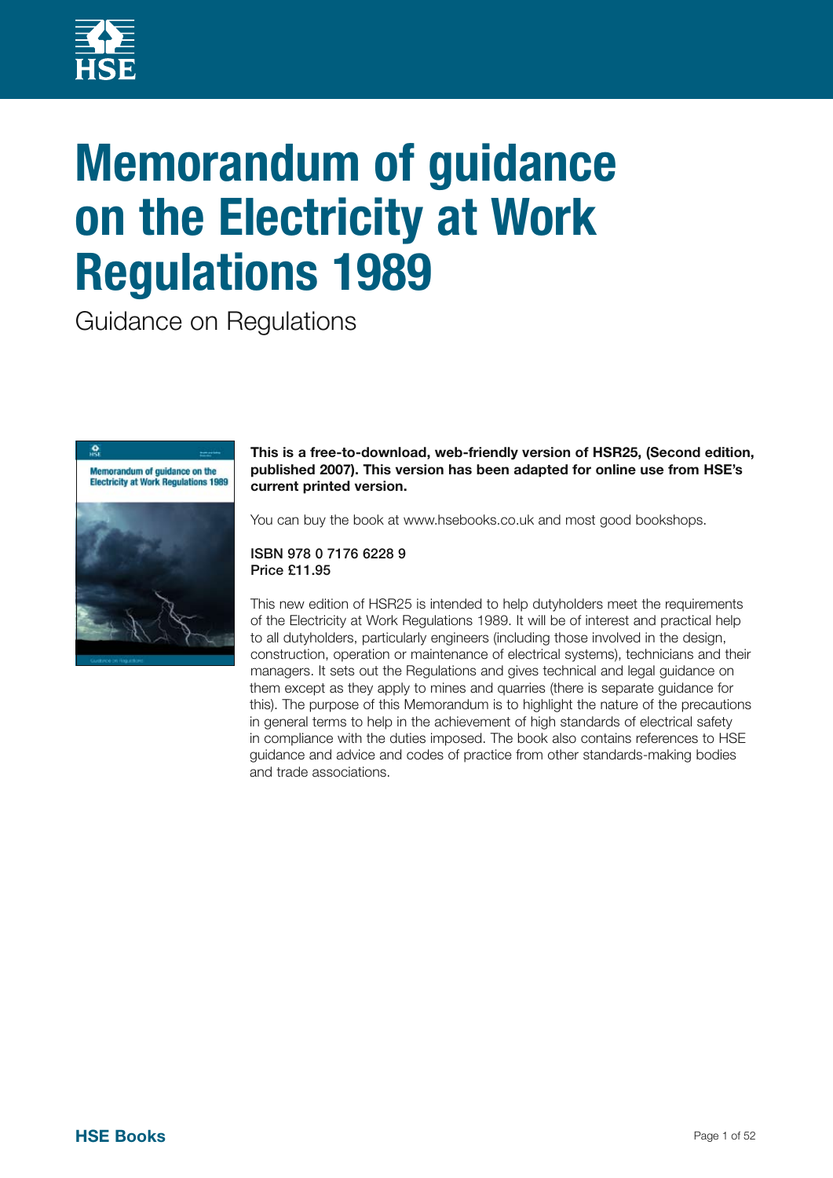# Memorandum of guidance on the Electricity at Work Regulations 1989

Guidance on Regulations

**This is a free-to-download, web-friendly version of HSR25, (Second edition, published 2007). This version has been adapted for online use from HSE's current printed version.**

You can buy the book at www.hsebooks.co.uk and most good bookshops.

ISBN 978 0 7176 6228 9
Price £11.95

This new edition of HSR25 is intended to help dutyholders meet the requirements of the Electricity at Work Regulations 1989. It will be of interest and practical help to all dutyholders, particularly engineers (including those involved in the design, construction, operation or maintenance of electrical systems), technicians and their managers. It sets out the Regulations and gives technical and legal guidance on them except as they apply to mines and quarries (there is separate guidance for this). The purpose of this Memorandum is to highlight the nature of the precautions in general terms to help in the achievement of high standards of electrical safety in compliance with the duties imposed. The book also contains references to HSE guidance and advice and codes of practice from other standards-making bodies and trade associations.

**HSE Books**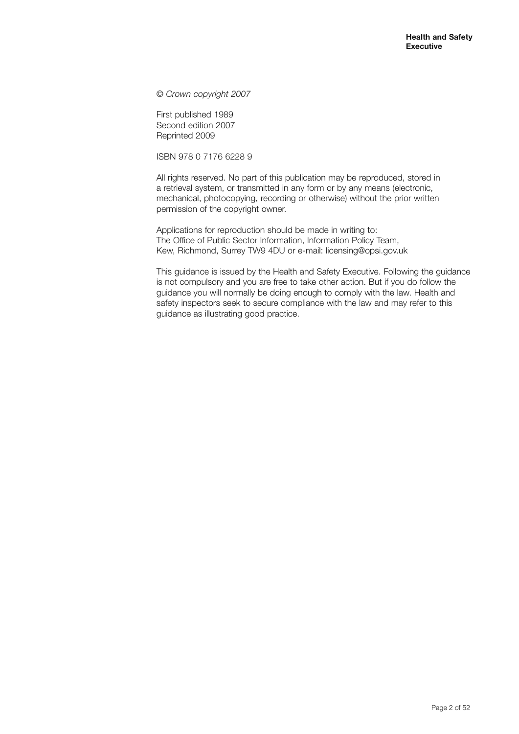*© Crown copyright 2007*

First published 1989
Second edition 2007
Reprinted 2009

ISBN 978 0 7176 6228 9

All rights reserved. No part of this publication may be reproduced, stored in a retrieval system, or transmitted in any form or by any means (electronic, mechanical, photocopying, recording or otherwise) without the prior written permission of the copyright owner.

Applications for reproduction should be made in writing to:
The Office of Public Sector Information, Information Policy Team,
Kew, Richmond, Surrey TW9 4DU or e-mail: licensing@opsi.gov.uk

This guidance is issued by the Health and Safety Executive. Following the guidance is not compulsory and you are free to take other action. But if you do follow the guidance you will normally be doing enough to comply with the law. Health and safety inspectors seek to secure compliance with the law and may refer to this guidance as illustrating good practice.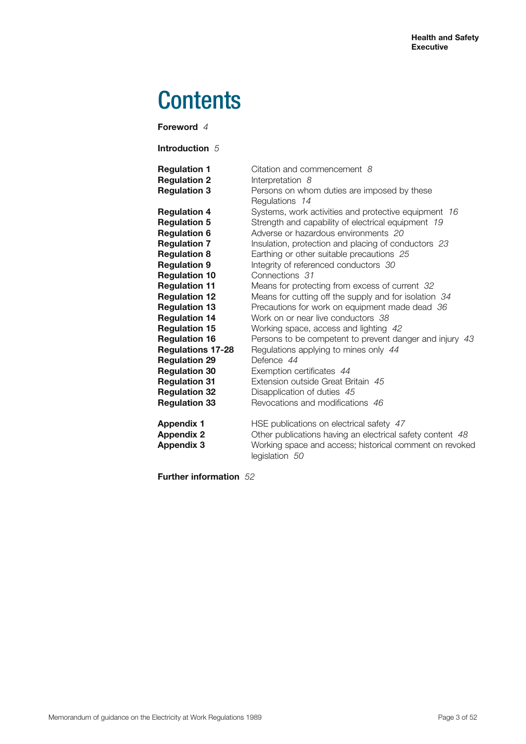# Contents

**Foreword** *4*

**Introduction** *5*

| | |
|---|---|
| **Regulation 1** | Citation and commencement *8* |
| **Regulation 2** | Interpretation *8* |
| **Regulation 3** | Persons on whom duties are imposed by these Regulations *14* |
| **Regulation 4** | Systems, work activities and protective equipment *16* |
| **Regulation 5** | Strength and capability of electrical equipment *19* |
| **Regulation 6** | Adverse or hazardous environments *20* |
| **Regulation 7** | Insulation, protection and placing of conductors *23* |
| **Regulation 8** | Earthing or other suitable precautions *25* |
| **Regulation 9** | Integrity of referenced conductors *30* |
| **Regulation 10** | Connections *31* |
| **Regulation 11** | Means for protecting from excess of current *32* |
| **Regulation 12** | Means for cutting off the supply and for isolation *34* |
| **Regulation 13** | Precautions for work on equipment made dead *36* |
| **Regulation 14** | Work on or near live conductors *38* |
| **Regulation 15** | Working space, access and lighting *42* |
| **Regulation 16** | Persons to be competent to prevent danger and injury *43* |
| **Regulations 17-28** | Regulations applying to mines only *44* |
| **Regulation 29** | Defence *44* |
| **Regulation 30** | Exemption certificates *44* |
| **Regulation 31** | Extension outside Great Britain *45* |
| **Regulation 32** | Disapplication of duties *45* |
| **Regulation 33** | Revocations and modifications *46* |
| **Appendix 1** | HSE publications on electrical safety *47* |
| **Appendix 2** | Other publications having an electrical safety content *48* |
| **Appendix 3** | Working space and access; historical comment on revoked legislation *50* |

**Further information** *52*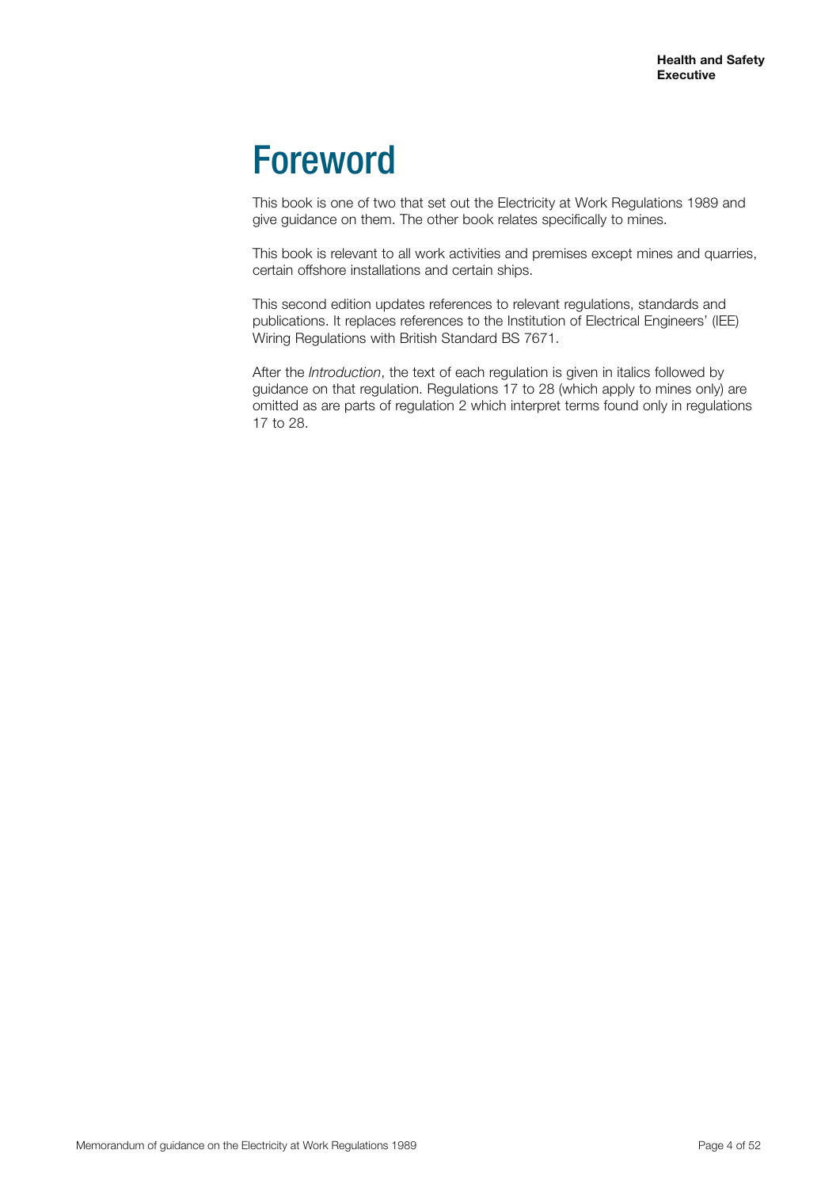# Foreword

This book is one of two that set out the Electricity at Work Regulations 1989 and give guidance on them. The other book relates specifically to mines.

This book is relevant to all work activities and premises except mines and quarries, certain offshore installations and certain ships.

This second edition updates references to relevant regulations, standards and publications. It replaces references to the Institution of Electrical Engineers' (IEE) Wiring Regulations with British Standard BS 7671.

After the *Introduction*, the text of each regulation is given in italics followed by guidance on that regulation. Regulations 17 to 28 (which apply to mines only) are omitted as are parts of regulation 2 which interpret terms found only in regulations 17 to 28.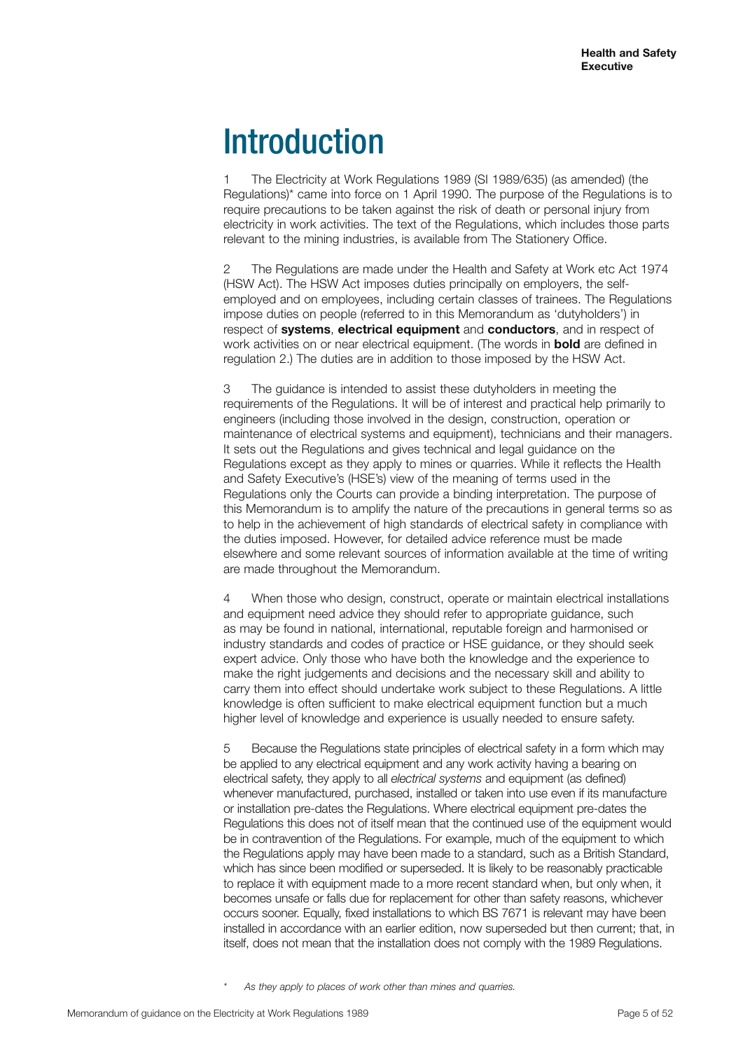# Introduction

1 The Electricity at Work Regulations 1989 (SI 1989/635) (as amended) (the Regulations)* came into force on 1 April 1990. The purpose of the Regulations is to require precautions to be taken against the risk of death or personal injury from electricity in work activities. The text of the Regulations, which includes those parts relevant to the mining industries, is available from The Stationery Office.

2 The Regulations are made under the Health and Safety at Work etc Act 1974 (HSW Act). The HSW Act imposes duties principally on employers, the self-employed and on employees, including certain classes of trainees. The Regulations impose duties on people (referred to in this Memorandum as 'dutyholders') in respect of **systems**, **electrical equipment** and **conductors**, and in respect of work activities on or near electrical equipment. (The words in **bold** are defined in regulation 2.) The duties are in addition to those imposed by the HSW Act.

3 The guidance is intended to assist these dutyholders in meeting the requirements of the Regulations. It will be of interest and practical help primarily to engineers (including those involved in the design, construction, operation or maintenance of electrical systems and equipment), technicians and their managers. It sets out the Regulations and gives technical and legal guidance on the Regulations except as they apply to mines or quarries. While it reflects the Health and Safety Executive's (HSE's) view of the meaning of terms used in the Regulations only the Courts can provide a binding interpretation. The purpose of this Memorandum is to amplify the nature of the precautions in general terms so as to help in the achievement of high standards of electrical safety in compliance with the duties imposed. However, for detailed advice reference must be made elsewhere and some relevant sources of information available at the time of writing are made throughout the Memorandum.

4 When those who design, construct, operate or maintain electrical installations and equipment need advice they should refer to appropriate guidance, such as may be found in national, international, reputable foreign and harmonised or industry standards and codes of practice or HSE guidance, or they should seek expert advice. Only those who have both the knowledge and the experience to make the right judgements and decisions and the necessary skill and ability to carry them into effect should undertake work subject to these Regulations. A little knowledge is often sufficient to make electrical equipment function but a much higher level of knowledge and experience is usually needed to ensure safety.

5 Because the Regulations state principles of electrical safety in a form which may be applied to any electrical equipment and any work activity having a bearing on electrical safety, they apply to all *electrical systems* and equipment (as defined) whenever manufactured, purchased, installed or taken into use even if its manufacture or installation pre-dates the Regulations. Where electrical equipment pre-dates the Regulations this does not of itself mean that the continued use of the equipment would be in contravention of the Regulations. For example, much of the equipment to which the Regulations apply may have been made to a standard, such as a British Standard, which has since been modified or superseded. It is likely to be reasonably practicable to replace it with equipment made to a more recent standard when, but only when, it becomes unsafe or falls due for replacement for other than safety reasons, whichever occurs sooner. Equally, fixed installations to which BS 7671 is relevant may have been installed in accordance with an earlier edition, now superseded but then current; that, in itself, does not mean that the installation does not comply with the 1989 Regulations.

\* *As they apply to places of work other than mines and quarries.*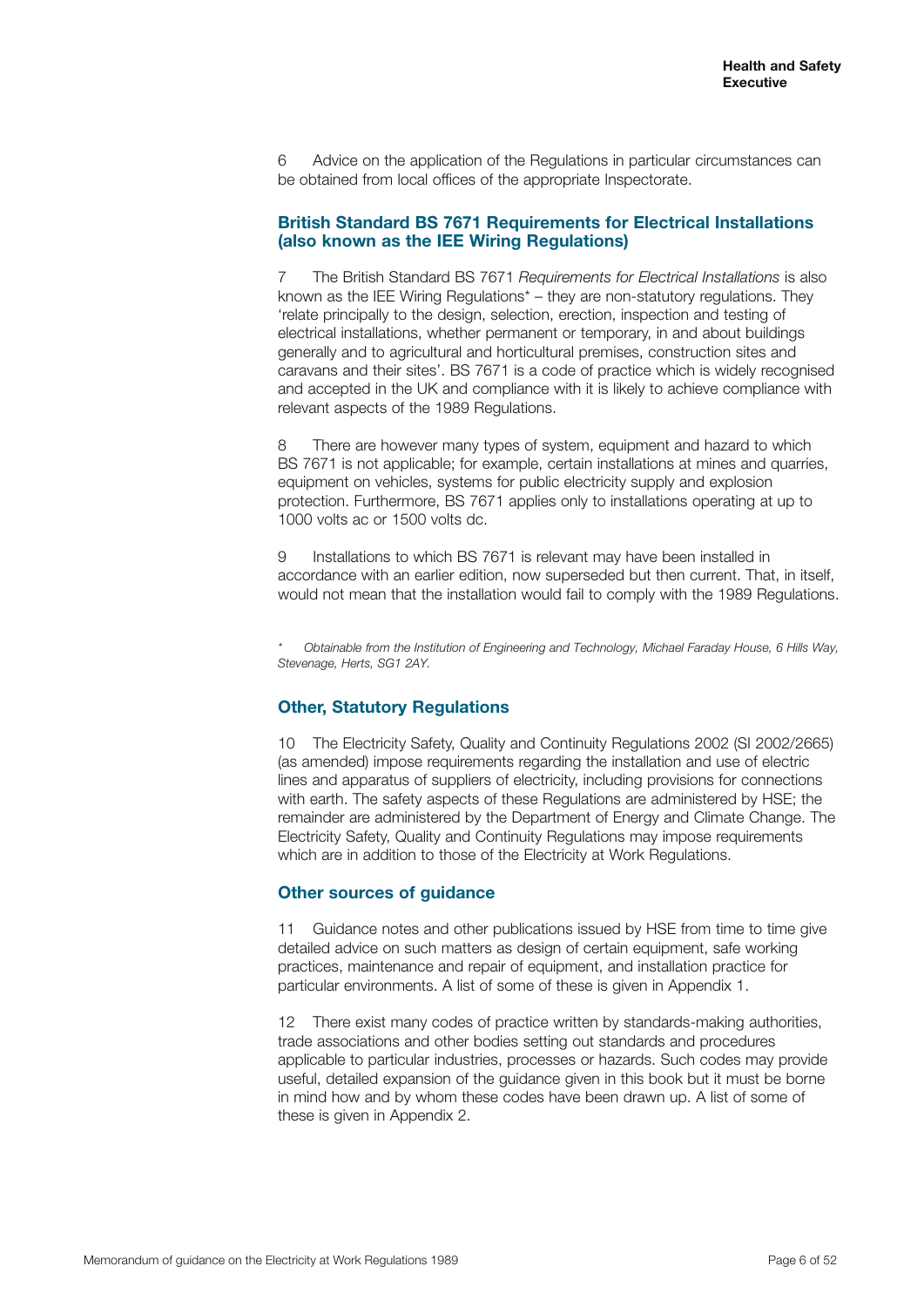6 Advice on the application of the Regulations in particular circumstances can be obtained from local offices of the appropriate Inspectorate.

## British Standard BS 7671 Requirements for Electrical Installations (also known as the IEE Wiring Regulations)

7 The British Standard BS 7671 *Requirements for Electrical Installations* is also known as the IEE Wiring Regulations* – they are non-statutory regulations. They 'relate principally to the design, selection, erection, inspection and testing of electrical installations, whether permanent or temporary, in and about buildings generally and to agricultural and horticultural premises, construction sites and caravans and their sites'. BS 7671 is a code of practice which is widely recognised and accepted in the UK and compliance with it is likely to achieve compliance with relevant aspects of the 1989 Regulations.

8 There are however many types of system, equipment and hazard to which BS 7671 is not applicable; for example, certain installations at mines and quarries, equipment on vehicles, systems for public electricity supply and explosion protection. Furthermore, BS 7671 applies only to installations operating at up to 1000 volts ac or 1500 volts dc.

9 Installations to which BS 7671 is relevant may have been installed in accordance with an earlier edition, now superseded but then current. That, in itself, would not mean that the installation would fail to comply with the 1989 Regulations.

*\* Obtainable from the Institution of Engineering and Technology, Michael Faraday House, 6 Hills Way, Stevenage, Herts, SG1 2AY.*

## Other, Statutory Regulations

10 The Electricity Safety, Quality and Continuity Regulations 2002 (SI 2002/2665) (as amended) impose requirements regarding the installation and use of electric lines and apparatus of suppliers of electricity, including provisions for connections with earth. The safety aspects of these Regulations are administered by HSE; the remainder are administered by the Department of Energy and Climate Change. The Electricity Safety, Quality and Continuity Regulations may impose requirements which are in addition to those of the Electricity at Work Regulations.

## Other sources of guidance

11 Guidance notes and other publications issued by HSE from time to time give detailed advice on such matters as design of certain equipment, safe working practices, maintenance and repair of equipment, and installation practice for particular environments. A list of some of these is given in Appendix 1.

12 There exist many codes of practice written by standards-making authorities, trade associations and other bodies setting out standards and procedures applicable to particular industries, processes or hazards. Such codes may provide useful, detailed expansion of the guidance given in this book but it must be borne in mind how and by whom these codes have been drawn up. A list of some of these is given in Appendix 2.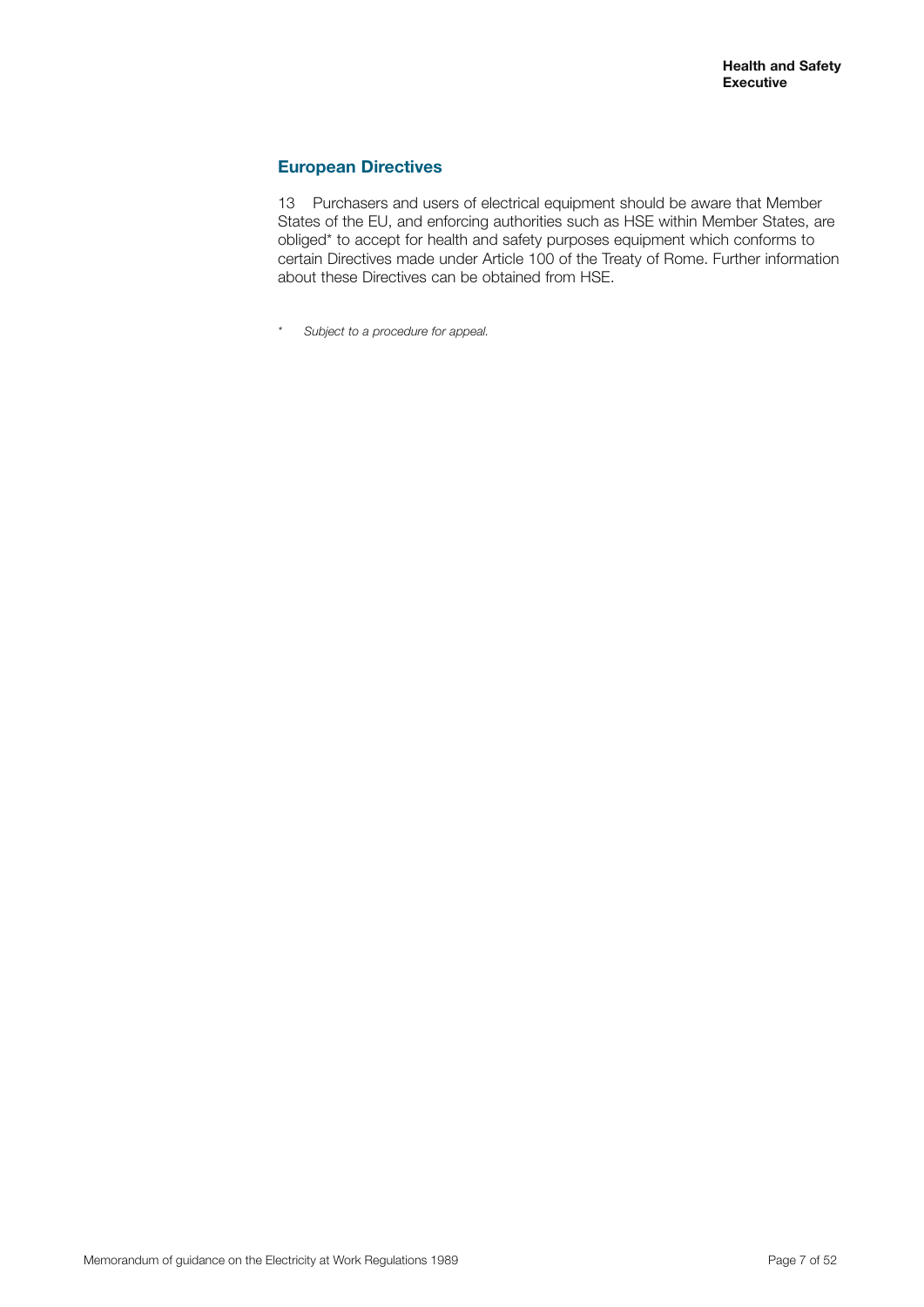## European Directives

13 Purchasers and users of electrical equipment should be aware that Member States of the EU, and enforcing authorities such as HSE within Member States, are obliged* to accept for health and safety purposes equipment which conforms to certain Directives made under Article 100 of the Treaty of Rome. Further information about these Directives can be obtained from HSE.

\* *Subject to a procedure for appeal.*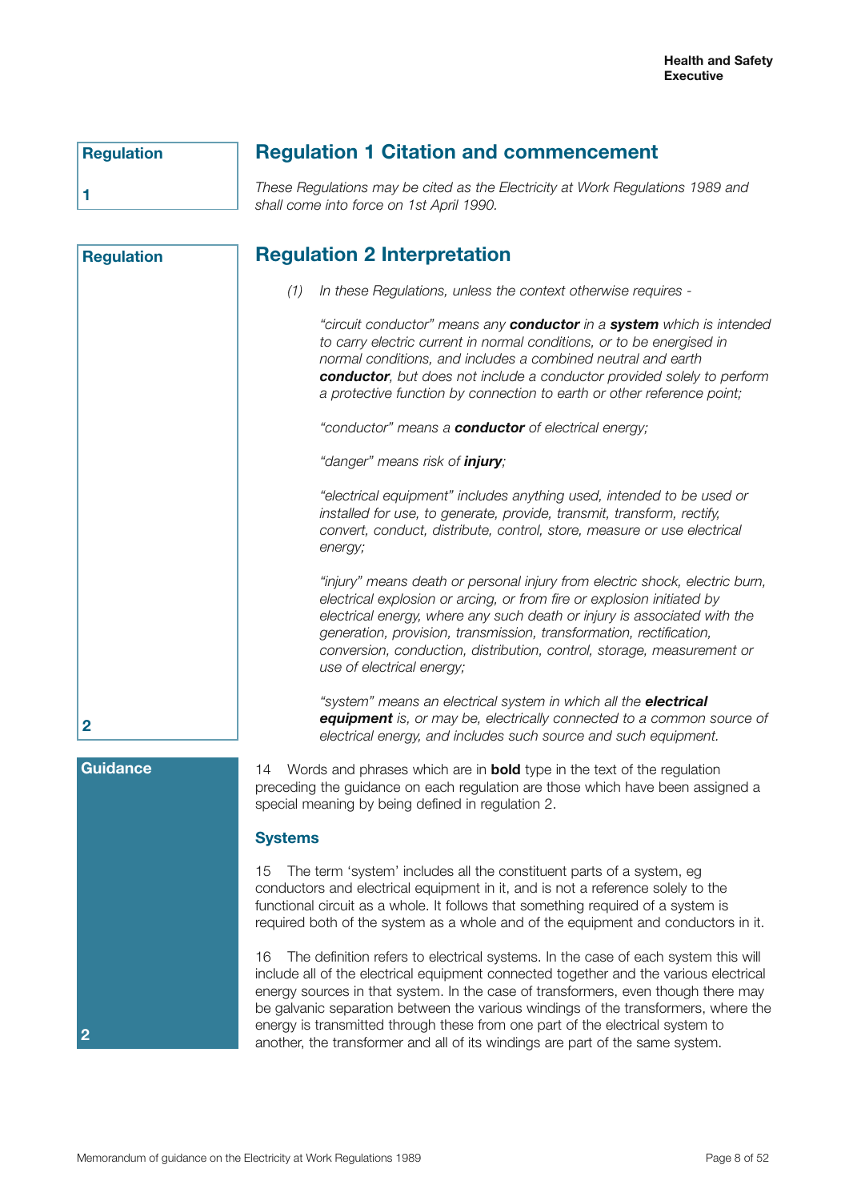Regulation

1

## Regulation 1 Citation and commencement

*These Regulations may be cited as the Electricity at Work Regulations 1989 and shall come into force on 1st April 1990.*

Regulation

2

## Regulation 2 Interpretation

*(1) In these Regulations, unless the context otherwise requires -*

*"circuit conductor" means any* ***conductor*** *in a* ***system*** *which is intended to carry electric current in normal conditions, or to be energised in normal conditions, and includes a combined neutral and earth* ***conductor****, but does not include a conductor provided solely to perform a protective function by connection to earth or other reference point;*

*"conductor" means a* ***conductor*** *of electrical energy;*

*"danger" means risk of* ***injury****;*

*"electrical equipment" includes anything used, intended to be used or installed for use, to generate, provide, transmit, transform, rectify, convert, conduct, distribute, control, store, measure or use electrical energy;*

*"injury" means death or personal injury from electric shock, electric burn, electrical explosion or arcing, or from fire or explosion initiated by electrical energy, where any such death or injury is associated with the generation, provision, transmission, transformation, rectification, conversion, conduction, distribution, control, storage, measurement or use of electrical energy;*

*"system" means an electrical system in which all the* ***electrical equipment*** *is, or may be, electrically connected to a common source of electrical energy, and includes such source and such equipment.*

Guidance

2

14 Words and phrases which are in **bold** type in the text of the regulation preceding the guidance on each regulation are those which have been assigned a special meaning by being defined in regulation 2.

### Systems

15 The term 'system' includes all the constituent parts of a system, eg conductors and electrical equipment in it, and is not a reference solely to the functional circuit as a whole. It follows that something required of a system is required both of the system as a whole and of the equipment and conductors in it.

16 The definition refers to electrical systems. In the case of each system this will include all of the electrical equipment connected together and the various electrical energy sources in that system. In the case of transformers, even though there may be galvanic separation between the various windings of the transformers, where the energy is transmitted through these from one part of the electrical system to another, the transformer and all of its windings are part of the same system.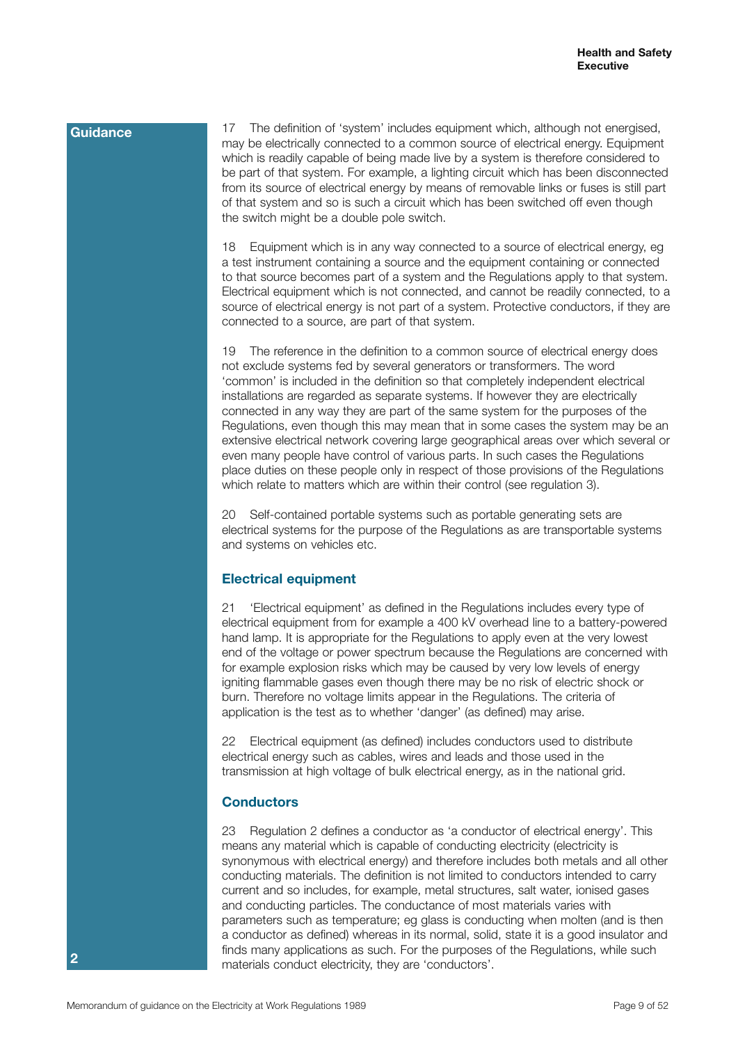**Guidance**

17 The definition of 'system' includes equipment which, although not energised, may be electrically connected to a common source of electrical energy. Equipment which is readily capable of being made live by a system is therefore considered to be part of that system. For example, a lighting circuit which has been disconnected from its source of electrical energy by means of removable links or fuses is still part of that system and so is such a circuit which has been switched off even though the switch might be a double pole switch.

18 Equipment which is in any way connected to a source of electrical energy, eg a test instrument containing a source and the equipment containing or connected to that source becomes part of a system and the Regulations apply to that system. Electrical equipment which is not connected, and cannot be readily connected, to a source of electrical energy is not part of a system. Protective conductors, if they are connected to a source, are part of that system.

19 The reference in the definition to a common source of electrical energy does not exclude systems fed by several generators or transformers. The word 'common' is included in the definition so that completely independent electrical installations are regarded as separate systems. If however they are electrically connected in any way they are part of the same system for the purposes of the Regulations, even though this may mean that in some cases the system may be an extensive electrical network covering large geographical areas over which several or even many people have control of various parts. In such cases the Regulations place duties on these people only in respect of those provisions of the Regulations which relate to matters which are within their control (see regulation 3).

20 Self-contained portable systems such as portable generating sets are electrical systems for the purpose of the Regulations as are transportable systems and systems on vehicles etc.

## Electrical equipment

21 'Electrical equipment' as defined in the Regulations includes every type of electrical equipment from for example a 400 kV overhead line to a battery-powered hand lamp. It is appropriate for the Regulations to apply even at the very lowest end of the voltage or power spectrum because the Regulations are concerned with for example explosion risks which may be caused by very low levels of energy igniting flammable gases even though there may be no risk of electric shock or burn. Therefore no voltage limits appear in the Regulations. The criteria of application is the test as to whether 'danger' (as defined) may arise.

22 Electrical equipment (as defined) includes conductors used to distribute electrical energy such as cables, wires and leads and those used in the transmission at high voltage of bulk electrical energy, as in the national grid.

## Conductors

23 Regulation 2 defines a conductor as 'a conductor of electrical energy'. This means any material which is capable of conducting electricity (electricity is synonymous with electrical energy) and therefore includes both metals and all other conducting materials. The definition is not limited to conductors intended to carry current and so includes, for example, metal structures, salt water, ionised gases and conducting particles. The conductance of most materials varies with parameters such as temperature; eg glass is conducting when molten (and is then a conductor as defined) whereas in its normal, solid, state it is a good insulator and finds many applications as such. For the purposes of the Regulations, while such materials conduct electricity, they are 'conductors'.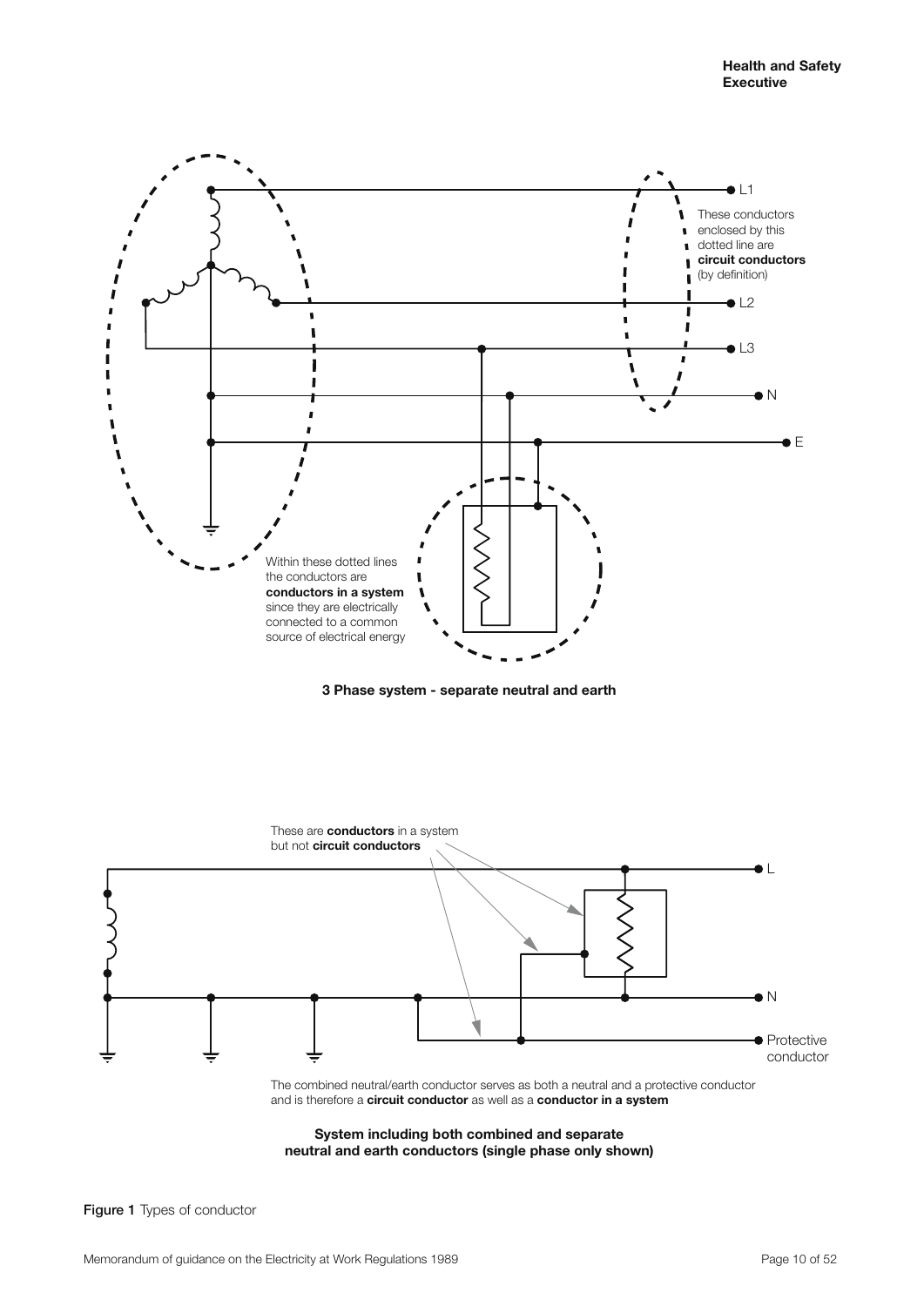L1

These conductors enclosed by this dotted line are **circuit conductors** (by definition)

L2

L3

N

E

Within these dotted lines the conductors are **conductors in a system** since they are electrically connected to a common source of electrical energy

**3 Phase system - separate neutral and earth**

These are **conductors** in a system but not **circuit conductors**

L

N

Protective conductor

The combined neutral/earth conductor serves as both a neutral and a protective conductor and is therefore a **circuit conductor** as well as a **conductor in a system**

**System including both combined and separate neutral and earth conductors (single phase only shown)**

**Figure 1** Types of conductor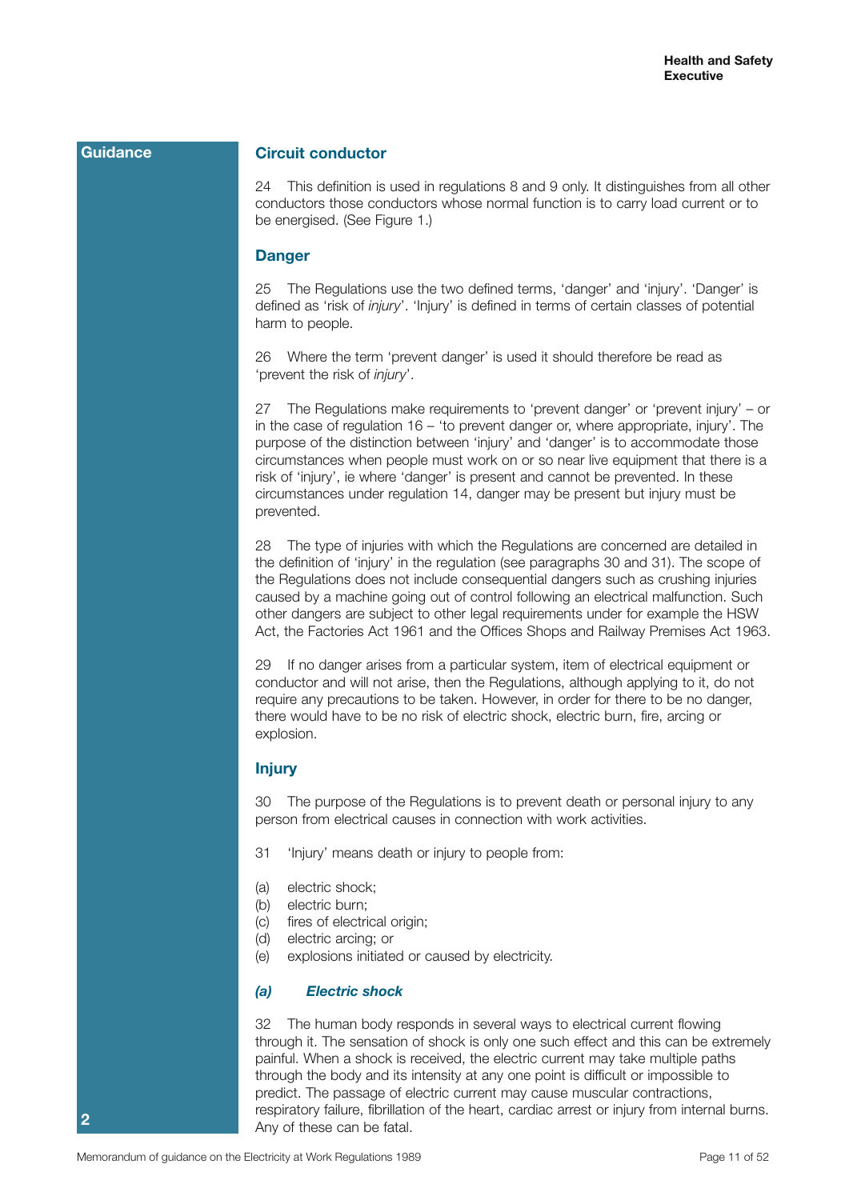Guidance

## Circuit conductor

24 This definition is used in regulations 8 and 9 only. It distinguishes from all other conductors those conductors whose normal function is to carry load current or to be energised. (See Figure 1.)

## Danger

25 The Regulations use the two defined terms, 'danger' and 'injury'. 'Danger' is defined as 'risk of *injury*'. 'Injury' is defined in terms of certain classes of potential harm to people.

26 Where the term 'prevent danger' is used it should therefore be read as 'prevent the risk of *injury*'.

27 The Regulations make requirements to 'prevent danger' or 'prevent injury' – or in the case of regulation 16 – 'to prevent danger or, where appropriate, injury'. The purpose of the distinction between 'injury' and 'danger' is to accommodate those circumstances when people must work on or so near live equipment that there is a risk of 'injury', ie where 'danger' is present and cannot be prevented. In these circumstances under regulation 14, danger may be present but injury must be prevented.

28 The type of injuries with which the Regulations are concerned are detailed in the definition of 'injury' in the regulation (see paragraphs 30 and 31). The scope of the Regulations does not include consequential dangers such as crushing injuries caused by a machine going out of control following an electrical malfunction. Such other dangers are subject to other legal requirements under for example the HSW Act, the Factories Act 1961 and the Offices Shops and Railway Premises Act 1963.

29 If no danger arises from a particular system, item of electrical equipment or conductor and will not arise, then the Regulations, although applying to it, do not require any precautions to be taken. However, in order for there to be no danger, there would have to be no risk of electric shock, electric burn, fire, arcing or explosion.

## Injury

30 The purpose of the Regulations is to prevent death or personal injury to any person from electrical causes in connection with work activities.

31 'Injury' means death or injury to people from:

(a) electric shock;
(b) electric burn;
(c) fires of electrical origin;
(d) electric arcing; or
(e) explosions initiated or caused by electricity.

### *(a) Electric shock*

32 The human body responds in several ways to electrical current flowing through it. The sensation of shock is only one such effect and this can be extremely painful. When a shock is received, the electric current may take multiple paths through the body and its intensity at any one point is difficult or impossible to predict. The passage of electric current may cause muscular contractions, respiratory failure, fibrillation of the heart, cardiac arrest or injury from internal burns. Any of these can be fatal.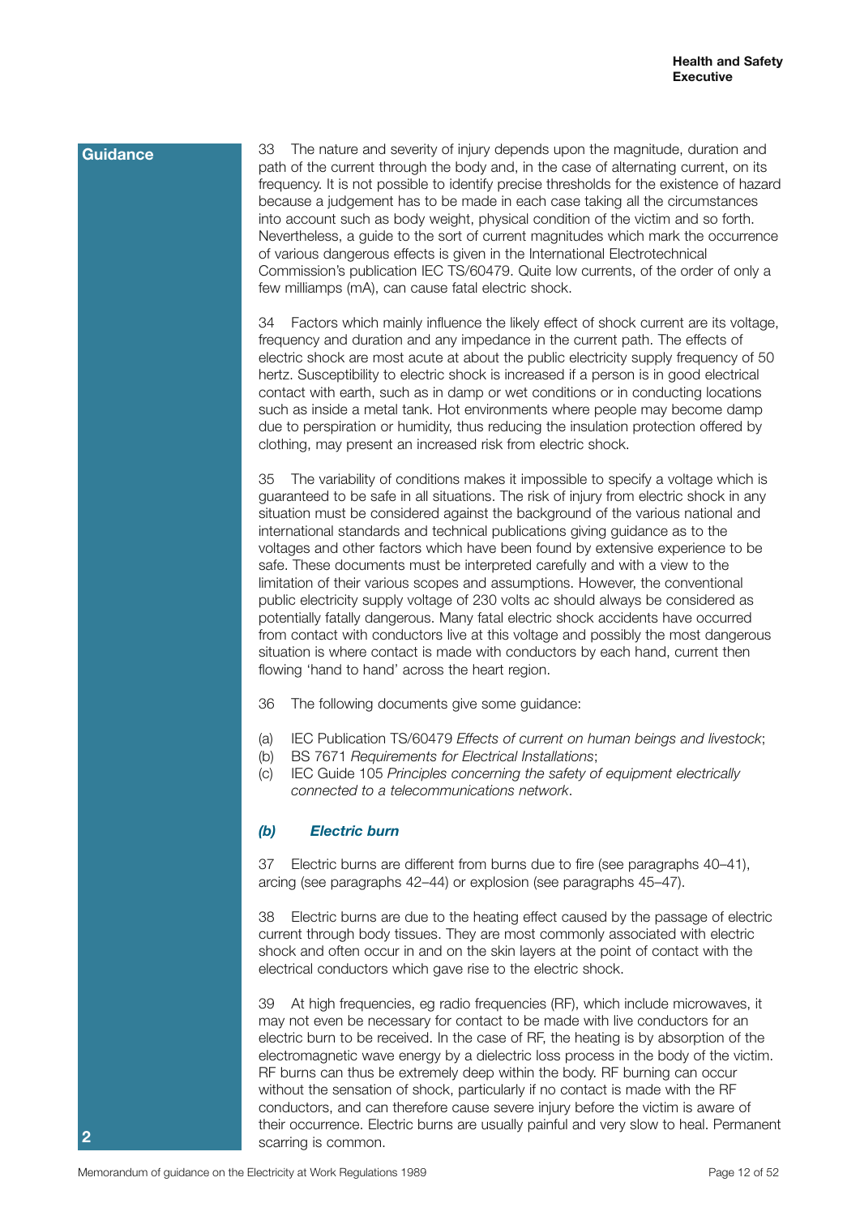**Guidance**

33 The nature and severity of injury depends upon the magnitude, duration and path of the current through the body and, in the case of alternating current, on its frequency. It is not possible to identify precise thresholds for the existence of hazard because a judgement has to be made in each case taking all the circumstances into account such as body weight, physical condition of the victim and so forth. Nevertheless, a guide to the sort of current magnitudes which mark the occurrence of various dangerous effects is given in the International Electrotechnical Commission's publication IEC TS/60479. Quite low currents, of the order of only a few milliamps (mA), can cause fatal electric shock.

34 Factors which mainly influence the likely effect of shock current are its voltage, frequency and duration and any impedance in the current path. The effects of electric shock are most acute at about the public electricity supply frequency of 50 hertz. Susceptibility to electric shock is increased if a person is in good electrical contact with earth, such as in damp or wet conditions or in conducting locations such as inside a metal tank. Hot environments where people may become damp due to perspiration or humidity, thus reducing the insulation protection offered by clothing, may present an increased risk from electric shock.

35 The variability of conditions makes it impossible to specify a voltage which is guaranteed to be safe in all situations. The risk of injury from electric shock in any situation must be considered against the background of the various national and international standards and technical publications giving guidance as to the voltages and other factors which have been found by extensive experience to be safe. These documents must be interpreted carefully and with a view to the limitation of their various scopes and assumptions. However, the conventional public electricity supply voltage of 230 volts ac should always be considered as potentially fatally dangerous. Many fatal electric shock accidents have occurred from contact with conductors live at this voltage and possibly the most dangerous situation is where contact is made with conductors by each hand, current then flowing 'hand to hand' across the heart region.

36 The following documents give some guidance:

(a) IEC Publication TS/60479 *Effects of current on human beings and livestock*;
(b) BS 7671 *Requirements for Electrical Installations*;
(c) IEC Guide 105 *Principles concerning the safety of equipment electrically connected to a telecommunications network*.

### *(b) Electric burn*

37 Electric burns are different from burns due to fire (see paragraphs 40–41), arcing (see paragraphs 42–44) or explosion (see paragraphs 45–47).

38 Electric burns are due to the heating effect caused by the passage of electric current through body tissues. They are most commonly associated with electric shock and often occur in and on the skin layers at the point of contact with the electrical conductors which gave rise to the electric shock.

39 At high frequencies, eg radio frequencies (RF), which include microwaves, it may not even be necessary for contact to be made with live conductors for an electric burn to be received. In the case of RF, the heating is by absorption of the electromagnetic wave energy by a dielectric loss process in the body of the victim. RF burns can thus be extremely deep within the body. RF burning can occur without the sensation of shock, particularly if no contact is made with the RF conductors, and can therefore cause severe injury before the victim is aware of their occurrence. Electric burns are usually painful and very slow to heal. Permanent scarring is common.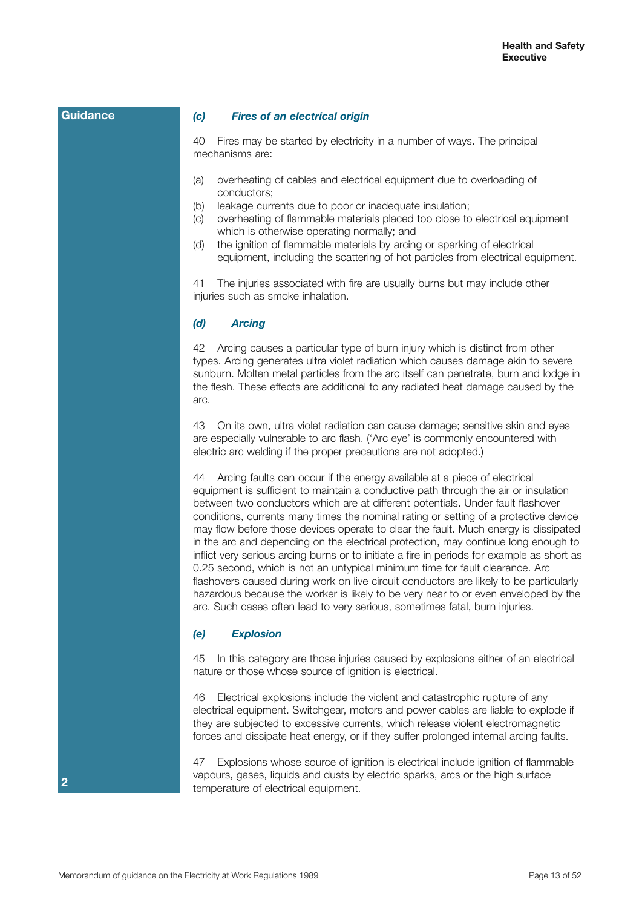**Guidance**

### *(c) Fires of an electrical origin*

40 Fires may be started by electricity in a number of ways. The principal mechanisms are:

(a) overheating of cables and electrical equipment due to overloading of conductors;
(b) leakage currents due to poor or inadequate insulation;
(c) overheating of flammable materials placed too close to electrical equipment which is otherwise operating normally; and
(d) the ignition of flammable materials by arcing or sparking of electrical equipment, including the scattering of hot particles from electrical equipment.

41 The injuries associated with fire are usually burns but may include other injuries such as smoke inhalation.

### *(d) Arcing*

42 Arcing causes a particular type of burn injury which is distinct from other types. Arcing generates ultra violet radiation which causes damage akin to severe sunburn. Molten metal particles from the arc itself can penetrate, burn and lodge in the flesh. These effects are additional to any radiated heat damage caused by the arc.

43 On its own, ultra violet radiation can cause damage; sensitive skin and eyes are especially vulnerable to arc flash. ('Arc eye' is commonly encountered with electric arc welding if the proper precautions are not adopted.)

44 Arcing faults can occur if the energy available at a piece of electrical equipment is sufficient to maintain a conductive path through the air or insulation between two conductors which are at different potentials. Under fault flashover conditions, currents many times the nominal rating or setting of a protective device may flow before those devices operate to clear the fault. Much energy is dissipated in the arc and depending on the electrical protection, may continue long enough to inflict very serious arcing burns or to initiate a fire in periods for example as short as 0.25 second, which is not an untypical minimum time for fault clearance. Arc flashovers caused during work on live circuit conductors are likely to be particularly hazardous because the worker is likely to be very near to or even enveloped by the arc. Such cases often lead to very serious, sometimes fatal, burn injuries.

### *(e) Explosion*

45 In this category are those injuries caused by explosions either of an electrical nature or those whose source of ignition is electrical.

46 Electrical explosions include the violent and catastrophic rupture of any electrical equipment. Switchgear, motors and power cables are liable to explode if they are subjected to excessive currents, which release violent electromagnetic forces and dissipate heat energy, or if they suffer prolonged internal arcing faults.

47 Explosions whose source of ignition is electrical include ignition of flammable vapours, gases, liquids and dusts by electric sparks, arcs or the high surface temperature of electrical equipment.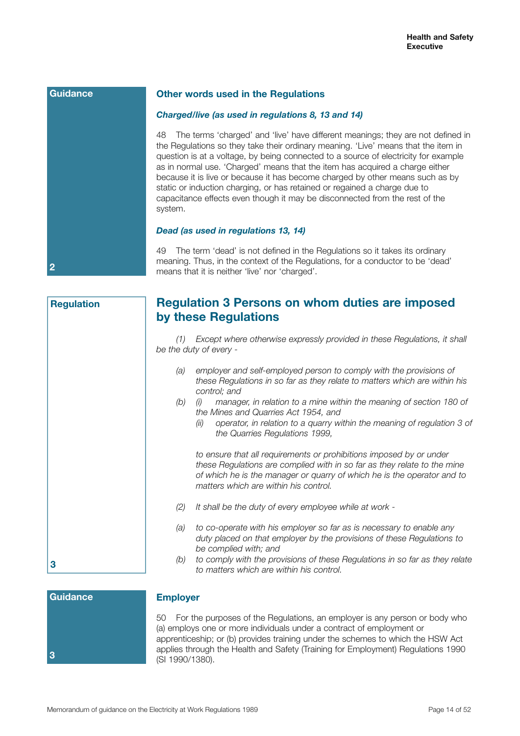**Guidance**

### Other words used in the Regulations

#### *Charged/live (as used in regulations 8, 13 and 14)*

48 The terms 'charged' and 'live' have different meanings; they are not defined in the Regulations so they take their ordinary meaning. 'Live' means that the item in question is at a voltage, by being connected to a source of electricity for example as in normal use. 'Charged' means that the item has acquired a charge either because it is live or because it has become charged by other means such as by static or induction charging, or has retained or regained a charge due to capacitance effects even though it may be disconnected from the rest of the system.

#### *Dead (as used in regulations 13, 14)*

49 The term 'dead' is not defined in the Regulations so it takes its ordinary meaning. Thus, in the context of the Regulations, for a conductor to be 'dead' means that it is neither 'live' nor 'charged'.

2

**Regulation**

## Regulation 3 Persons on whom duties are imposed by these Regulations

*(1) Except where otherwise expressly provided in these Regulations, it shall be the duty of every -*

*(a) employer and self-employed person to comply with the provisions of these Regulations in so far as they relate to matters which are within his control; and*

*(b) (i) manager, in relation to a mine within the meaning of section 180 of the Mines and Quarries Act 1954, and*

*(ii) operator, in relation to a quarry within the meaning of regulation 3 of the Quarries Regulations 1999,*

*to ensure that all requirements or prohibitions imposed by or under these Regulations are complied with in so far as they relate to the mine of which he is the manager or quarry of which he is the operator and to matters which are within his control.*

*(2) It shall be the duty of every employee while at work -*

*(a) to co-operate with his employer so far as is necessary to enable any duty placed on that employer by the provisions of these Regulations to be complied with; and*

*(b) to comply with the provisions of these Regulations in so far as they relate to matters which are within his control.*

3

**Guidance**

### Employer

50 For the purposes of the Regulations, an employer is any person or body who (a) employs one or more individuals under a contract of employment or apprenticeship; or (b) provides training under the schemes to which the HSW Act applies through the Health and Safety (Training for Employment) Regulations 1990 (SI 1990/1380).

3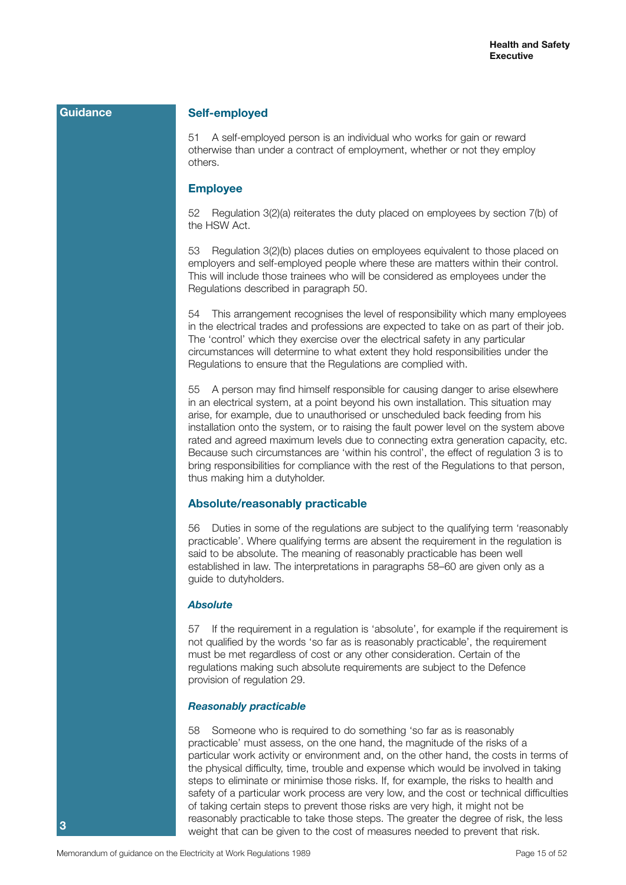Guidance

## Self-employed

51 A self-employed person is an individual who works for gain or reward otherwise than under a contract of employment, whether or not they employ others.

## Employee

52 Regulation 3(2)(a) reiterates the duty placed on employees by section 7(b) of the HSW Act.

53 Regulation 3(2)(b) places duties on employees equivalent to those placed on employers and self-employed people where these are matters within their control. This will include those trainees who will be considered as employees under the Regulations described in paragraph 50.

54 This arrangement recognises the level of responsibility which many employees in the electrical trades and professions are expected to take on as part of their job. The 'control' which they exercise over the electrical safety in any particular circumstances will determine to what extent they hold responsibilities under the Regulations to ensure that the Regulations are complied with.

55 A person may find himself responsible for causing danger to arise elsewhere in an electrical system, at a point beyond his own installation. This situation may arise, for example, due to unauthorised or unscheduled back feeding from his installation onto the system, or to raising the fault power level on the system above rated and agreed maximum levels due to connecting extra generation capacity, etc. Because such circumstances are 'within his control', the effect of regulation 3 is to bring responsibilities for compliance with the rest of the Regulations to that person, thus making him a dutyholder.

## Absolute/reasonably practicable

56 Duties in some of the regulations are subject to the qualifying term 'reasonably practicable'. Where qualifying terms are absent the requirement in the regulation is said to be absolute. The meaning of reasonably practicable has been well established in law. The interpretations in paragraphs 58–60 are given only as a guide to dutyholders.

### *Absolute*

57 If the requirement in a regulation is 'absolute', for example if the requirement is not qualified by the words 'so far as is reasonably practicable', the requirement must be met regardless of cost or any other consideration. Certain of the regulations making such absolute requirements are subject to the Defence provision of regulation 29.

### *Reasonably practicable*

58 Someone who is required to do something 'so far as is reasonably practicable' must assess, on the one hand, the magnitude of the risks of a particular work activity or environment and, on the other hand, the costs in terms of the physical difficulty, time, trouble and expense which would be involved in taking steps to eliminate or minimise those risks. If, for example, the risks to health and safety of a particular work process are very low, and the cost or technical difficulties of taking certain steps to prevent those risks are very high, it might not be reasonably practicable to take those steps. The greater the degree of risk, the less weight that can be given to the cost of measures needed to prevent that risk.

3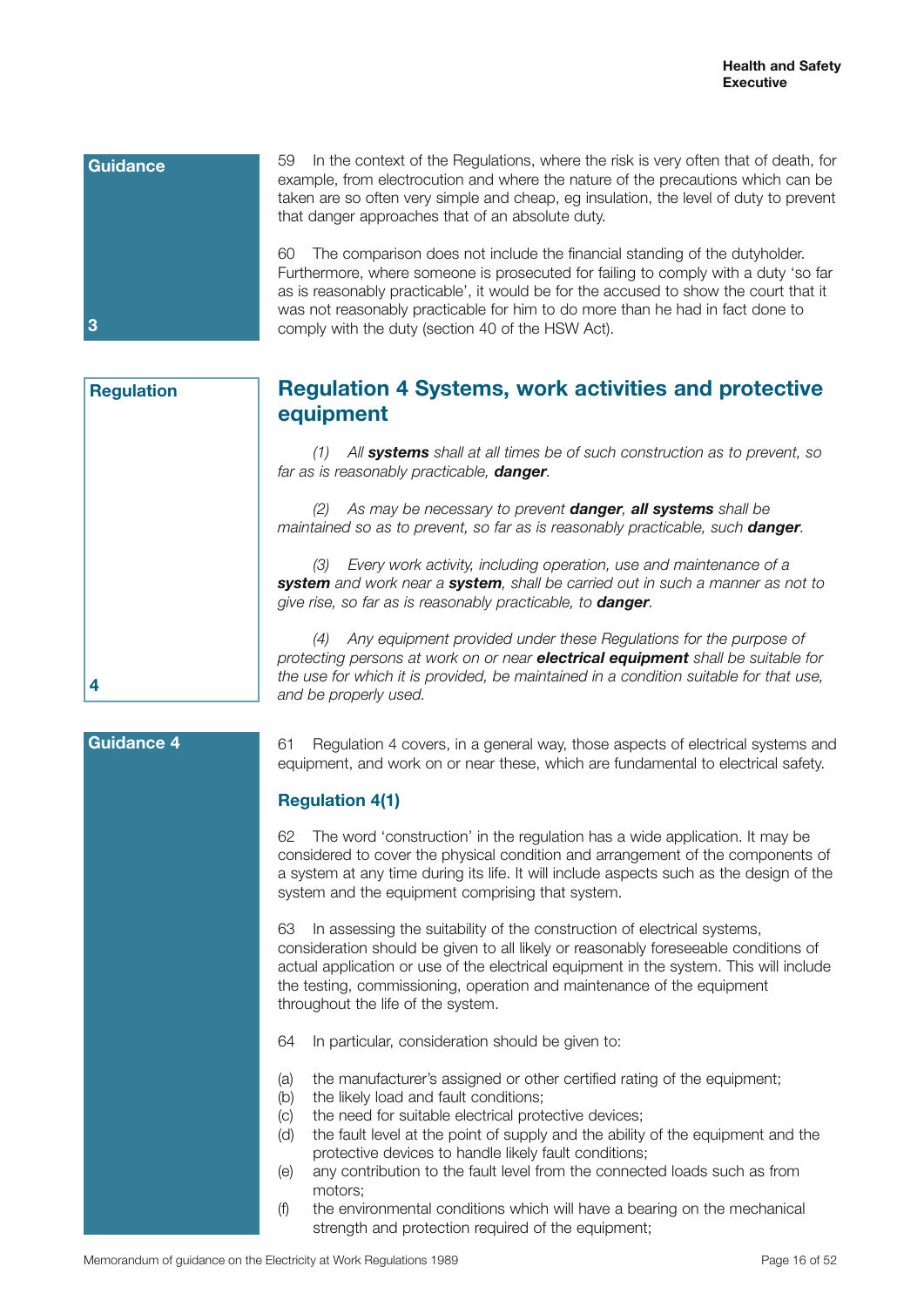**Guidance**

59 In the context of the Regulations, where the risk is very often that of death, for example, from electrocution and where the nature of the precautions which can be taken are so often very simple and cheap, eg insulation, the level of duty to prevent that danger approaches that of an absolute duty.

60 The comparison does not include the financial standing of the dutyholder. Furthermore, where someone is prosecuted for failing to comply with a duty 'so far as is reasonably practicable', it would be for the accused to show the court that it was not reasonably practicable for him to do more than he had in fact done to comply with the duty (section 40 of the HSW Act).

**3**

**Regulation**

## Regulation 4 Systems, work activities and protective equipment

*(1) All **systems** shall at all times be of such construction as to prevent, so far as is reasonably practicable, **danger**.*

*(2) As may be necessary to prevent **danger**, **all systems** shall be maintained so as to prevent, so far as is reasonably practicable, such **danger**.*

*(3) Every work activity, including operation, use and maintenance of a **system** and work near a **system**, shall be carried out in such a manner as not to give rise, so far as is reasonably practicable, to **danger**.*

*(4) Any equipment provided under these Regulations for the purpose of protecting persons at work on or near **electrical equipment** shall be suitable for the use for which it is provided, be maintained in a condition suitable for that use, and be properly used.*

**4**

**Guidance 4**

61 Regulation 4 covers, in a general way, those aspects of electrical systems and equipment, and work on or near these, which are fundamental to electrical safety.

### Regulation 4(1)

62 The word 'construction' in the regulation has a wide application. It may be considered to cover the physical condition and arrangement of the components of a system at any time during its life. It will include aspects such as the design of the system and the equipment comprising that system.

63 In assessing the suitability of the construction of electrical systems, consideration should be given to all likely or reasonably foreseeable conditions of actual application or use of the electrical equipment in the system. This will include the testing, commissioning, operation and maintenance of the equipment throughout the life of the system.

64 In particular, consideration should be given to:

(a) the manufacturer's assigned or other certified rating of the equipment;
(b) the likely load and fault conditions;
(c) the need for suitable electrical protective devices;
(d) the fault level at the point of supply and the ability of the equipment and the protective devices to handle likely fault conditions;
(e) any contribution to the fault level from the connected loads such as from motors;
(f) the environmental conditions which will have a bearing on the mechanical strength and protection required of the equipment;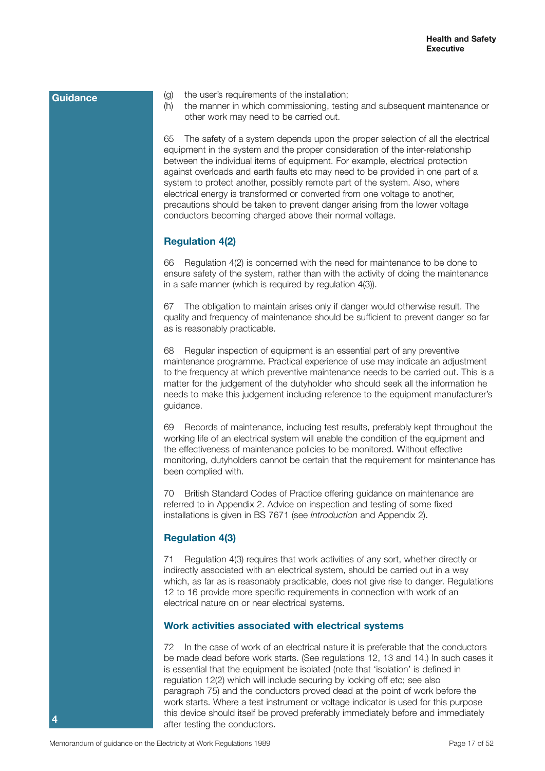**Guidance**

(g) the user's requirements of the installation;
(h) the manner in which commissioning, testing and subsequent maintenance or other work may need to be carried out.

65 The safety of a system depends upon the proper selection of all the electrical equipment in the system and the proper consideration of the inter-relationship between the individual items of equipment. For example, electrical protection against overloads and earth faults etc may need to be provided in one part of a system to protect another, possibly remote part of the system. Also, where electrical energy is transformed or converted from one voltage to another, precautions should be taken to prevent danger arising from the lower voltage conductors becoming charged above their normal voltage.

### Regulation 4(2)

66 Regulation 4(2) is concerned with the need for maintenance to be done to ensure safety of the system, rather than with the activity of doing the maintenance in a safe manner (which is required by regulation 4(3)).

67 The obligation to maintain arises only if danger would otherwise result. The quality and frequency of maintenance should be sufficient to prevent danger so far as is reasonably practicable.

68 Regular inspection of equipment is an essential part of any preventive maintenance programme. Practical experience of use may indicate an adjustment to the frequency at which preventive maintenance needs to be carried out. This is a matter for the judgement of the dutyholder who should seek all the information he needs to make this judgement including reference to the equipment manufacturer's guidance.

69 Records of maintenance, including test results, preferably kept throughout the working life of an electrical system will enable the condition of the equipment and the effectiveness of maintenance policies to be monitored. Without effective monitoring, dutyholders cannot be certain that the requirement for maintenance has been complied with.

70 British Standard Codes of Practice offering guidance on maintenance are referred to in Appendix 2. Advice on inspection and testing of some fixed installations is given in BS 7671 (see *Introduction* and Appendix 2).

### Regulation 4(3)

71 Regulation 4(3) requires that work activities of any sort, whether directly or indirectly associated with an electrical system, should be carried out in a way which, as far as is reasonably practicable, does not give rise to danger. Regulations 12 to 16 provide more specific requirements in connection with work of an electrical nature on or near electrical systems.

### Work activities associated with electrical systems

72 In the case of work of an electrical nature it is preferable that the conductors be made dead before work starts. (See regulations 12, 13 and 14.) In such cases it is essential that the equipment be isolated (note that 'isolation' is defined in regulation 12(2) which will include securing by locking off etc; see also paragraph 75) and the conductors proved dead at the point of work before the work starts. Where a test instrument or voltage indicator is used for this purpose this device should itself be proved preferably immediately before and immediately after testing the conductors.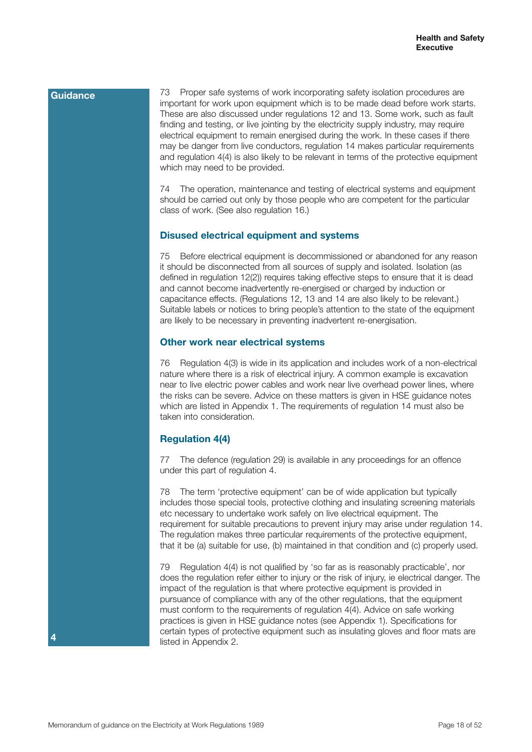Guidance

73 Proper safe systems of work incorporating safety isolation procedures are important for work upon equipment which is to be made dead before work starts. These are also discussed under regulations 12 and 13. Some work, such as fault finding and testing, or live jointing by the electricity supply industry, may require electrical equipment to remain energised during the work. In these cases if there may be danger from live conductors, regulation 14 makes particular requirements and regulation 4(4) is also likely to be relevant in terms of the protective equipment which may need to be provided.

74 The operation, maintenance and testing of electrical systems and equipment should be carried out only by those people who are competent for the particular class of work. (See also regulation 16.)

### Disused electrical equipment and systems

75 Before electrical equipment is decommissioned or abandoned for any reason it should be disconnected from all sources of supply and isolated. Isolation (as defined in regulation 12(2)) requires taking effective steps to ensure that it is dead and cannot become inadvertently re-energised or charged by induction or capacitance effects. (Regulations 12, 13 and 14 are also likely to be relevant.) Suitable labels or notices to bring people's attention to the state of the equipment are likely to be necessary in preventing inadvertent re-energisation.

### Other work near electrical systems

76 Regulation 4(3) is wide in its application and includes work of a non-electrical nature where there is a risk of electrical injury. A common example is excavation near to live electric power cables and work near live overhead power lines, where the risks can be severe. Advice on these matters is given in HSE guidance notes which are listed in Appendix 1. The requirements of regulation 14 must also be taken into consideration.

### Regulation 4(4)

77 The defence (regulation 29) is available in any proceedings for an offence under this part of regulation 4.

78 The term 'protective equipment' can be of wide application but typically includes those special tools, protective clothing and insulating screening materials etc necessary to undertake work safely on live electrical equipment. The requirement for suitable precautions to prevent injury may arise under regulation 14. The regulation makes three particular requirements of the protective equipment, that it be (a) suitable for use, (b) maintained in that condition and (c) properly used.

79 Regulation 4(4) is not qualified by 'so far as is reasonably practicable', nor does the regulation refer either to injury or the risk of injury, ie electrical danger. The impact of the regulation is that where protective equipment is provided in pursuance of compliance with any of the other regulations, that the equipment must conform to the requirements of regulation 4(4). Advice on safe working practices is given in HSE guidance notes (see Appendix 1). Specifications for certain types of protective equipment such as insulating gloves and floor mats are listed in Appendix 2.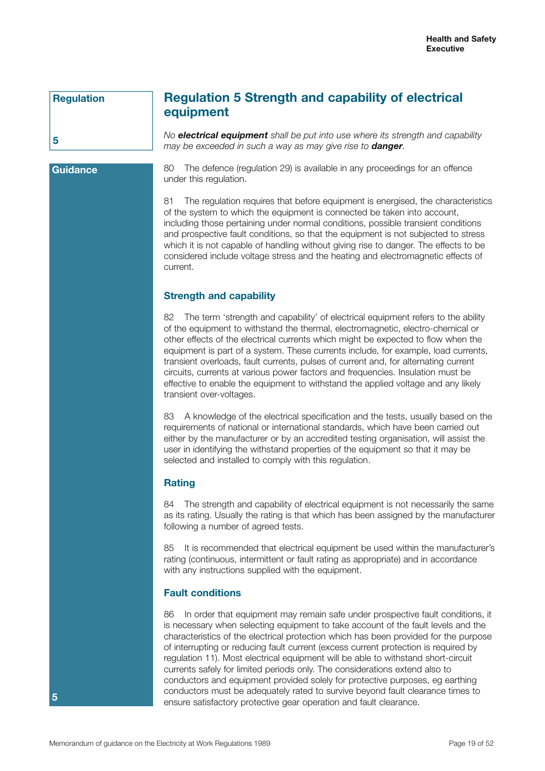Regulation

5

## Regulation 5 Strength and capability of electrical equipment

*No **electrical equipment** shall be put into use where its strength and capability may be exceeded in such a way as may give rise to **danger**.*

Guidance

80 The defence (regulation 29) is available in any proceedings for an offence under this regulation.

81 The regulation requires that before equipment is energised, the characteristics of the system to which the equipment is connected be taken into account, including those pertaining under normal conditions, possible transient conditions and prospective fault conditions, so that the equipment is not subjected to stress which it is not capable of handling without giving rise to danger. The effects to be considered include voltage stress and the heating and electromagnetic effects of current.

### Strength and capability

82 The term 'strength and capability' of electrical equipment refers to the ability of the equipment to withstand the thermal, electromagnetic, electro-chemical or other effects of the electrical currents which might be expected to flow when the equipment is part of a system. These currents include, for example, load currents, transient overloads, fault currents, pulses of current and, for alternating current circuits, currents at various power factors and frequencies. Insulation must be effective to enable the equipment to withstand the applied voltage and any likely transient over-voltages.

83 A knowledge of the electrical specification and the tests, usually based on the requirements of national or international standards, which have been carried out either by the manufacturer or by an accredited testing organisation, will assist the user in identifying the withstand properties of the equipment so that it may be selected and installed to comply with this regulation.

### Rating

84 The strength and capability of electrical equipment is not necessarily the same as its rating. Usually the rating is that which has been assigned by the manufacturer following a number of agreed tests.

85 It is recommended that electrical equipment be used within the manufacturer's rating (continuous, intermittent or fault rating as appropriate) and in accordance with any instructions supplied with the equipment.

### Fault conditions

86 In order that equipment may remain safe under prospective fault conditions, it is necessary when selecting equipment to take account of the fault levels and the characteristics of the electrical protection which has been provided for the purpose of interrupting or reducing fault current (excess current protection is required by regulation 11). Most electrical equipment will be able to withstand short-circuit currents safely for limited periods only. The considerations extend also to conductors and equipment provided solely for protective purposes, eg earthing conductors must be adequately rated to survive beyond fault clearance times to ensure satisfactory protective gear operation and fault clearance.

5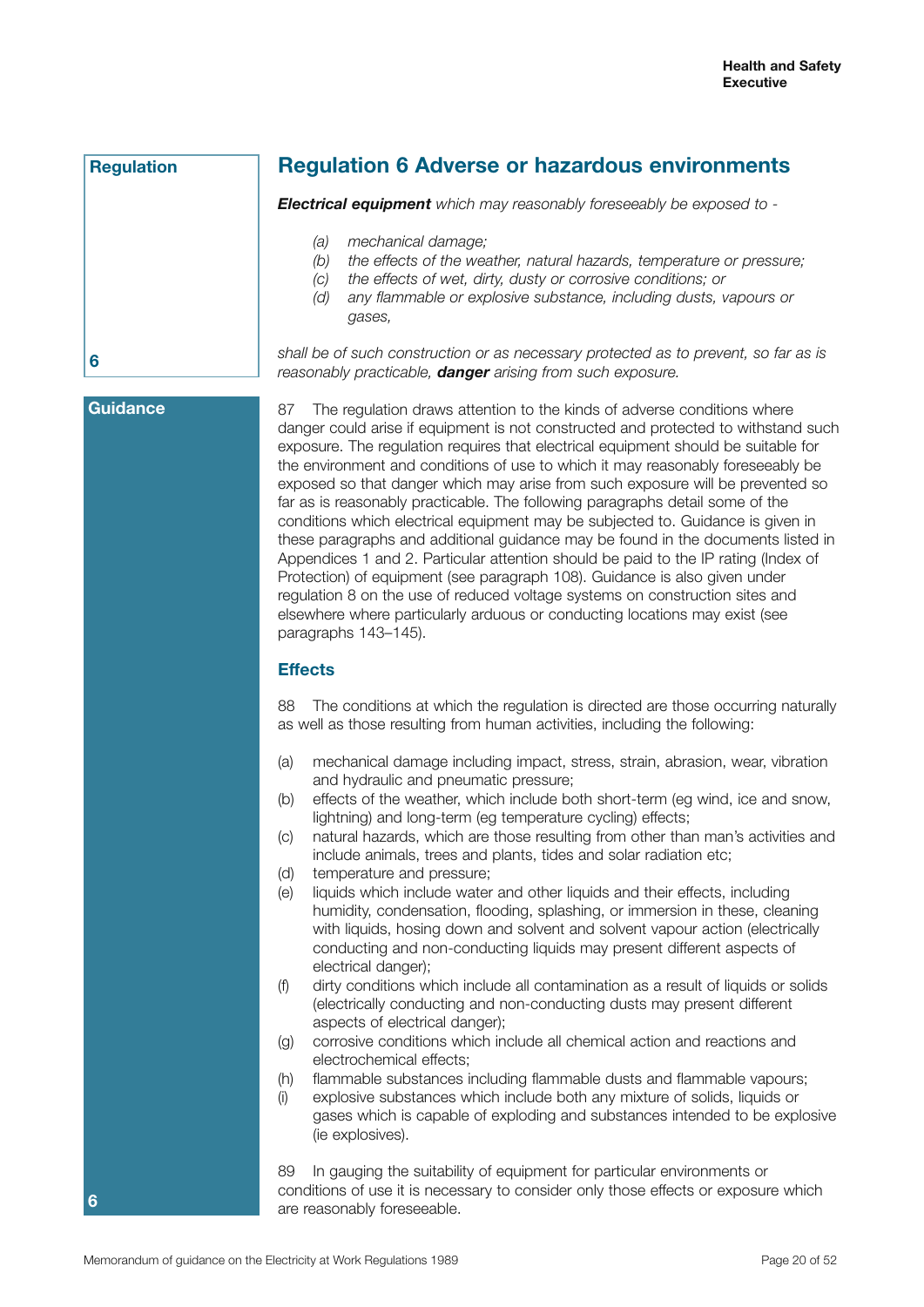Regulation

## Regulation 6 Adverse or hazardous environments

***Electrical equipment*** *which may reasonably foreseeably be exposed to -*

*(a) mechanical damage;*
*(b) the effects of the weather, natural hazards, temperature or pressure;*
*(c) the effects of wet, dirty, dusty or corrosive conditions; or*
*(d) any flammable or explosive substance, including dusts, vapours or gases,*

*shall be of such construction or as necessary protected as to prevent, so far as is reasonably practicable,* ***danger*** *arising from such exposure.*

6

Guidance

87 The regulation draws attention to the kinds of adverse conditions where danger could arise if equipment is not constructed and protected to withstand such exposure. The regulation requires that electrical equipment should be suitable for the environment and conditions of use to which it may reasonably foreseeably be exposed so that danger which may arise from such exposure will be prevented so far as is reasonably practicable. The following paragraphs detail some of the conditions which electrical equipment may be subjected to. Guidance is given in these paragraphs and additional guidance may be found in the documents listed in Appendices 1 and 2. Particular attention should be paid to the IP rating (Index of Protection) of equipment (see paragraph 108). Guidance is also given under regulation 8 on the use of reduced voltage systems on construction sites and elsewhere where particularly arduous or conducting locations may exist (see paragraphs 143–145).

### Effects

88 The conditions at which the regulation is directed are those occurring naturally as well as those resulting from human activities, including the following:

(a) mechanical damage including impact, stress, strain, abrasion, wear, vibration and hydraulic and pneumatic pressure;
(b) effects of the weather, which include both short-term (eg wind, ice and snow, lightning) and long-term (eg temperature cycling) effects;
(c) natural hazards, which are those resulting from other than man's activities and include animals, trees and plants, tides and solar radiation etc;
(d) temperature and pressure;
(e) liquids which include water and other liquids and their effects, including humidity, condensation, flooding, splashing, or immersion in these, cleaning with liquids, hosing down and solvent and solvent vapour action (electrically conducting and non-conducting liquids may present different aspects of electrical danger);
(f) dirty conditions which include all contamination as a result of liquids or solids (electrically conducting and non-conducting dusts may present different aspects of electrical danger);
(g) corrosive conditions which include all chemical action and reactions and electrochemical effects;
(h) flammable substances including flammable dusts and flammable vapours;
(i) explosive substances which include both any mixture of solids, liquids or gases which is capable of exploding and substances intended to be explosive (ie explosives).

89 In gauging the suitability of equipment for particular environments or conditions of use it is necessary to consider only those effects or exposure which are reasonably foreseeable.

6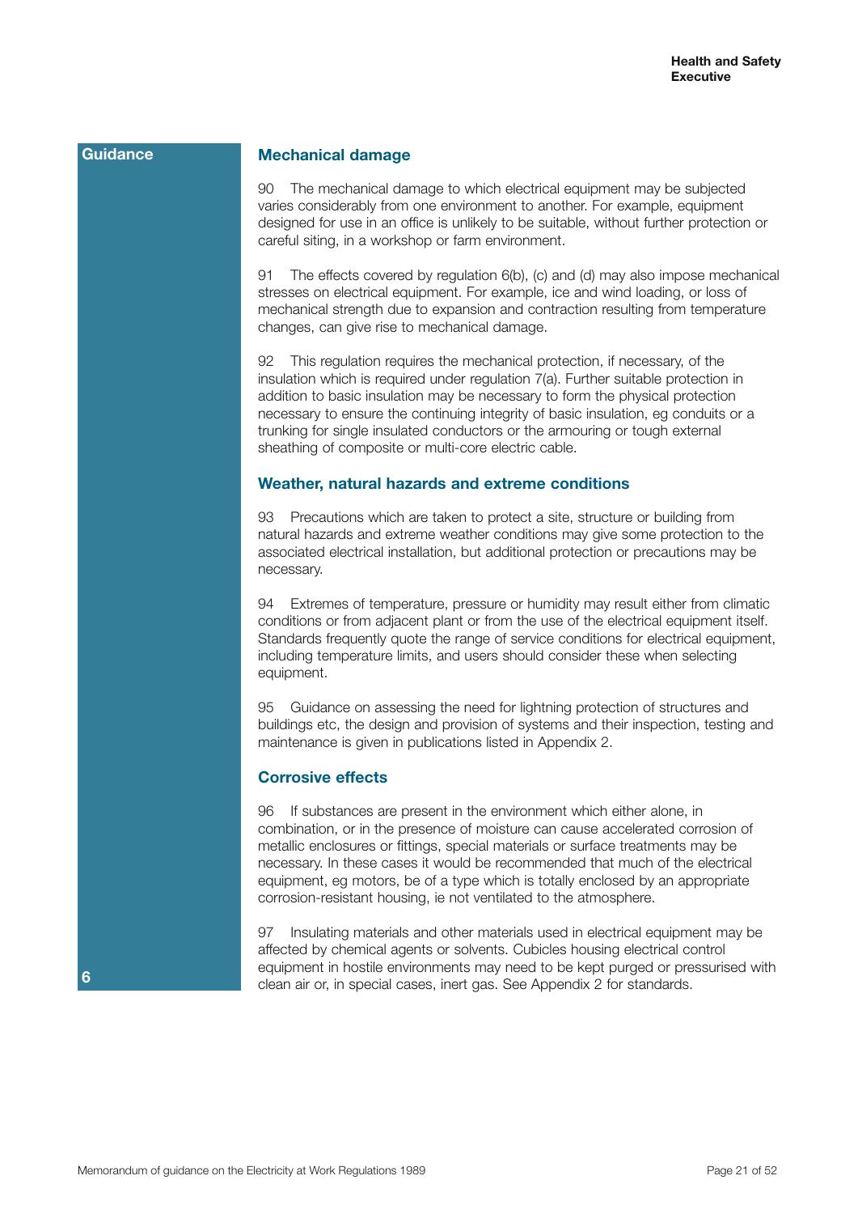Guidance

## Mechanical damage

90 The mechanical damage to which electrical equipment may be subjected varies considerably from one environment to another. For example, equipment designed for use in an office is unlikely to be suitable, without further protection or careful siting, in a workshop or farm environment.

91 The effects covered by regulation 6(b), (c) and (d) may also impose mechanical stresses on electrical equipment. For example, ice and wind loading, or loss of mechanical strength due to expansion and contraction resulting from temperature changes, can give rise to mechanical damage.

92 This regulation requires the mechanical protection, if necessary, of the insulation which is required under regulation 7(a). Further suitable protection in addition to basic insulation may be necessary to form the physical protection necessary to ensure the continuing integrity of basic insulation, eg conduits or a trunking for single insulated conductors or the armouring or tough external sheathing of composite or multi-core electric cable.

## Weather, natural hazards and extreme conditions

93 Precautions which are taken to protect a site, structure or building from natural hazards and extreme weather conditions may give some protection to the associated electrical installation, but additional protection or precautions may be necessary.

94 Extremes of temperature, pressure or humidity may result either from climatic conditions or from adjacent plant or from the use of the electrical equipment itself. Standards frequently quote the range of service conditions for electrical equipment, including temperature limits, and users should consider these when selecting equipment.

95 Guidance on assessing the need for lightning protection of structures and buildings etc, the design and provision of systems and their inspection, testing and maintenance is given in publications listed in Appendix 2.

## Corrosive effects

96 If substances are present in the environment which either alone, in combination, or in the presence of moisture can cause accelerated corrosion of metallic enclosures or fittings, special materials or surface treatments may be necessary. In these cases it would be recommended that much of the electrical equipment, eg motors, be of a type which is totally enclosed by an appropriate corrosion-resistant housing, ie not ventilated to the atmosphere.

97 Insulating materials and other materials used in electrical equipment may be affected by chemical agents or solvents. Cubicles housing electrical control equipment in hostile environments may need to be kept purged or pressurised with clean air or, in special cases, inert gas. See Appendix 2 for standards.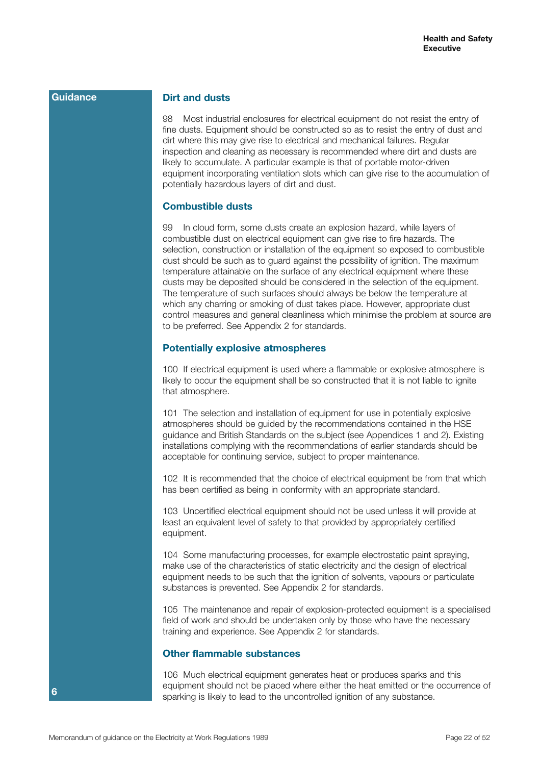Guidance

## Dirt and dusts

98 Most industrial enclosures for electrical equipment do not resist the entry of fine dusts. Equipment should be constructed so as to resist the entry of dust and dirt where this may give rise to electrical and mechanical failures. Regular inspection and cleaning as necessary is recommended where dirt and dusts are likely to accumulate. A particular example is that of portable motor-driven equipment incorporating ventilation slots which can give rise to the accumulation of potentially hazardous layers of dirt and dust.

## Combustible dusts

99 In cloud form, some dusts create an explosion hazard, while layers of combustible dust on electrical equipment can give rise to fire hazards. The selection, construction or installation of the equipment so exposed to combustible dust should be such as to guard against the possibility of ignition. The maximum temperature attainable on the surface of any electrical equipment where these dusts may be deposited should be considered in the selection of the equipment. The temperature of such surfaces should always be below the temperature at which any charring or smoking of dust takes place. However, appropriate dust control measures and general cleanliness which minimise the problem at source are to be preferred. See Appendix 2 for standards.

## Potentially explosive atmospheres

100 If electrical equipment is used where a flammable or explosive atmosphere is likely to occur the equipment shall be so constructed that it is not liable to ignite that atmosphere.

101 The selection and installation of equipment for use in potentially explosive atmospheres should be guided by the recommendations contained in the HSE guidance and British Standards on the subject (see Appendices 1 and 2). Existing installations complying with the recommendations of earlier standards should be acceptable for continuing service, subject to proper maintenance.

102 It is recommended that the choice of electrical equipment be from that which has been certified as being in conformity with an appropriate standard.

103 Uncertified electrical equipment should not be used unless it will provide at least an equivalent level of safety to that provided by appropriately certified equipment.

104 Some manufacturing processes, for example electrostatic paint spraying, make use of the characteristics of static electricity and the design of electrical equipment needs to be such that the ignition of solvents, vapours or particulate substances is prevented. See Appendix 2 for standards.

105 The maintenance and repair of explosion-protected equipment is a specialised field of work and should be undertaken only by those who have the necessary training and experience. See Appendix 2 for standards.

## Other flammable substances

106 Much electrical equipment generates heat or produces sparks and this equipment should not be placed where either the heat emitted or the occurrence of sparking is likely to lead to the uncontrolled ignition of any substance.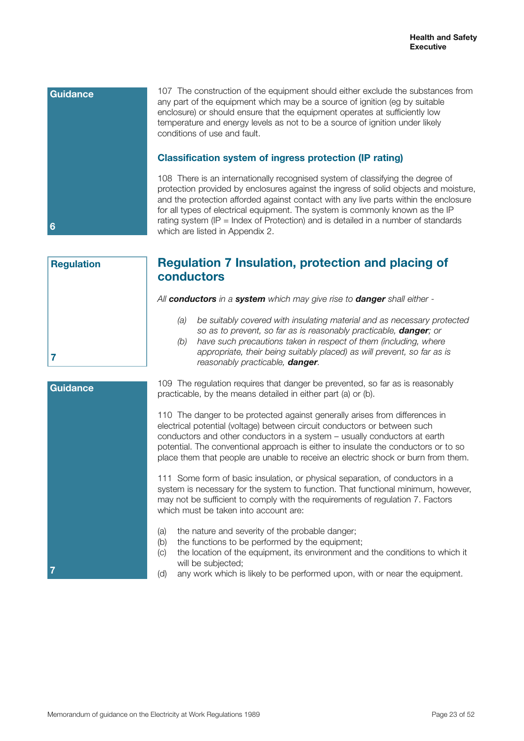Guidance

107 The construction of the equipment should either exclude the substances from any part of the equipment which may be a source of ignition (eg by suitable enclosure) or should ensure that the equipment operates at sufficiently low temperature and energy levels as not to be a source of ignition under likely conditions of use and fault.

### Classification system of ingress protection (IP rating)

108 There is an internationally recognised system of classifying the degree of protection provided by enclosures against the ingress of solid objects and moisture, and the protection afforded against contact with any live parts within the enclosure for all types of electrical equipment. The system is commonly known as the IP rating system (IP = Index of Protection) and is detailed in a number of standards which are listed in Appendix 2.

6

Regulation

## Regulation 7 Insulation, protection and placing of conductors

*All **conductors** in a **system** which may give rise to **danger** shall either -*

*(a) be suitably covered with insulating material and as necessary protected so as to prevent, so far as is reasonably practicable, **danger**; or*

*(b) have such precautions taken in respect of them (including, where appropriate, their being suitably placed) as will prevent, so far as is reasonably practicable, **danger**.*

7

Guidance

109 The regulation requires that danger be prevented, so far as is reasonably practicable, by the means detailed in either part (a) or (b).

110 The danger to be protected against generally arises from differences in electrical potential (voltage) between circuit conductors or between such conductors and other conductors in a system – usually conductors at earth potential. The conventional approach is either to insulate the conductors or to so place them that people are unable to receive an electric shock or burn from them.

111 Some form of basic insulation, or physical separation, of conductors in a system is necessary for the system to function. That functional minimum, however, may not be sufficient to comply with the requirements of regulation 7. Factors which must be taken into account are:

(a) the nature and severity of the probable danger;
(b) the functions to be performed by the equipment;
(c) the location of the equipment, its environment and the conditions to which it will be subjected;
(d) any work which is likely to be performed upon, with or near the equipment.

7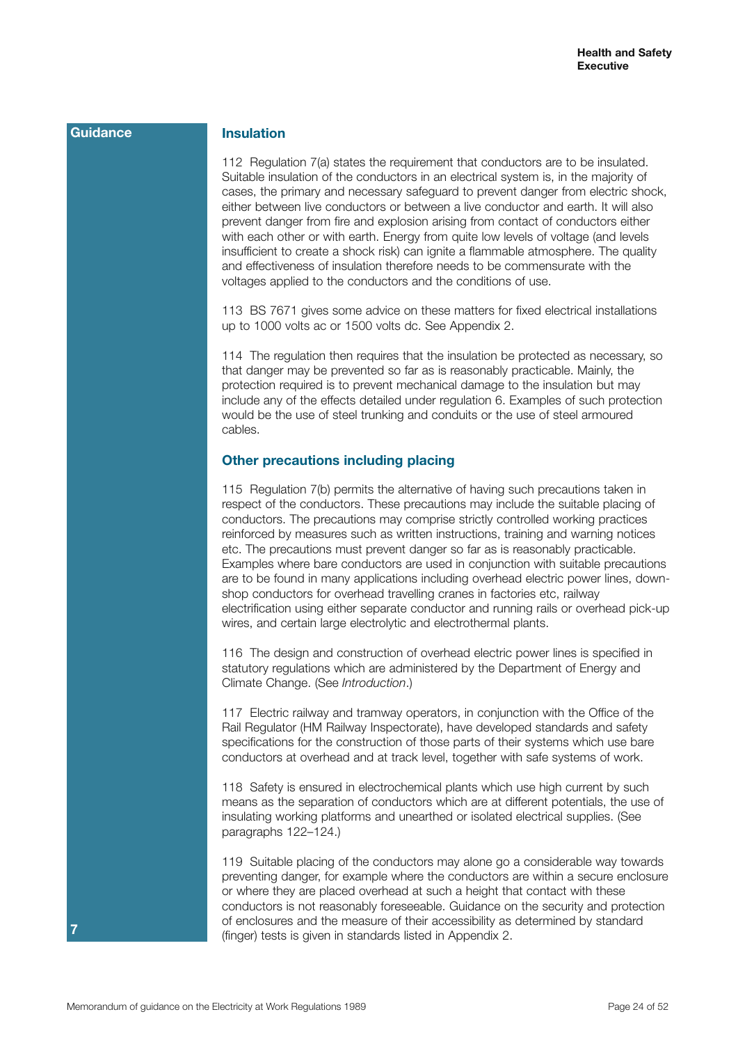**Guidance**

## Insulation

112 Regulation 7(a) states the requirement that conductors are to be insulated. Suitable insulation of the conductors in an electrical system is, in the majority of cases, the primary and necessary safeguard to prevent danger from electric shock, either between live conductors or between a live conductor and earth. It will also prevent danger from fire and explosion arising from contact of conductors either with each other or with earth. Energy from quite low levels of voltage (and levels insufficient to create a shock risk) can ignite a flammable atmosphere. The quality and effectiveness of insulation therefore needs to be commensurate with the voltages applied to the conductors and the conditions of use.

113 BS 7671 gives some advice on these matters for fixed electrical installations up to 1000 volts ac or 1500 volts dc. See Appendix 2.

114 The regulation then requires that the insulation be protected as necessary, so that danger may be prevented so far as is reasonably practicable. Mainly, the protection required is to prevent mechanical damage to the insulation but may include any of the effects detailed under regulation 6. Examples of such protection would be the use of steel trunking and conduits or the use of steel armoured cables.

## Other precautions including placing

115 Regulation 7(b) permits the alternative of having such precautions taken in respect of the conductors. These precautions may include the suitable placing of conductors. The precautions may comprise strictly controlled working practices reinforced by measures such as written instructions, training and warning notices etc. The precautions must prevent danger so far as is reasonably practicable. Examples where bare conductors are used in conjunction with suitable precautions are to be found in many applications including overhead electric power lines, down-shop conductors for overhead travelling cranes in factories etc, railway electrification using either separate conductor and running rails or overhead pick-up wires, and certain large electrolytic and electrothermal plants.

116 The design and construction of overhead electric power lines is specified in statutory regulations which are administered by the Department of Energy and Climate Change. (See *Introduction*.)

117 Electric railway and tramway operators, in conjunction with the Office of the Rail Regulator (HM Railway Inspectorate), have developed standards and safety specifications for the construction of those parts of their systems which use bare conductors at overhead and at track level, together with safe systems of work.

118 Safety is ensured in electrochemical plants which use high current by such means as the separation of conductors which are at different potentials, the use of insulating working platforms and unearthed or isolated electrical supplies. (See paragraphs 122–124.)

119 Suitable placing of the conductors may alone go a considerable way towards preventing danger, for example where the conductors are within a secure enclosure or where they are placed overhead at such a height that contact with these conductors is not reasonably foreseeable. Guidance on the security and protection of enclosures and the measure of their accessibility as determined by standard (finger) tests is given in standards listed in Appendix 2.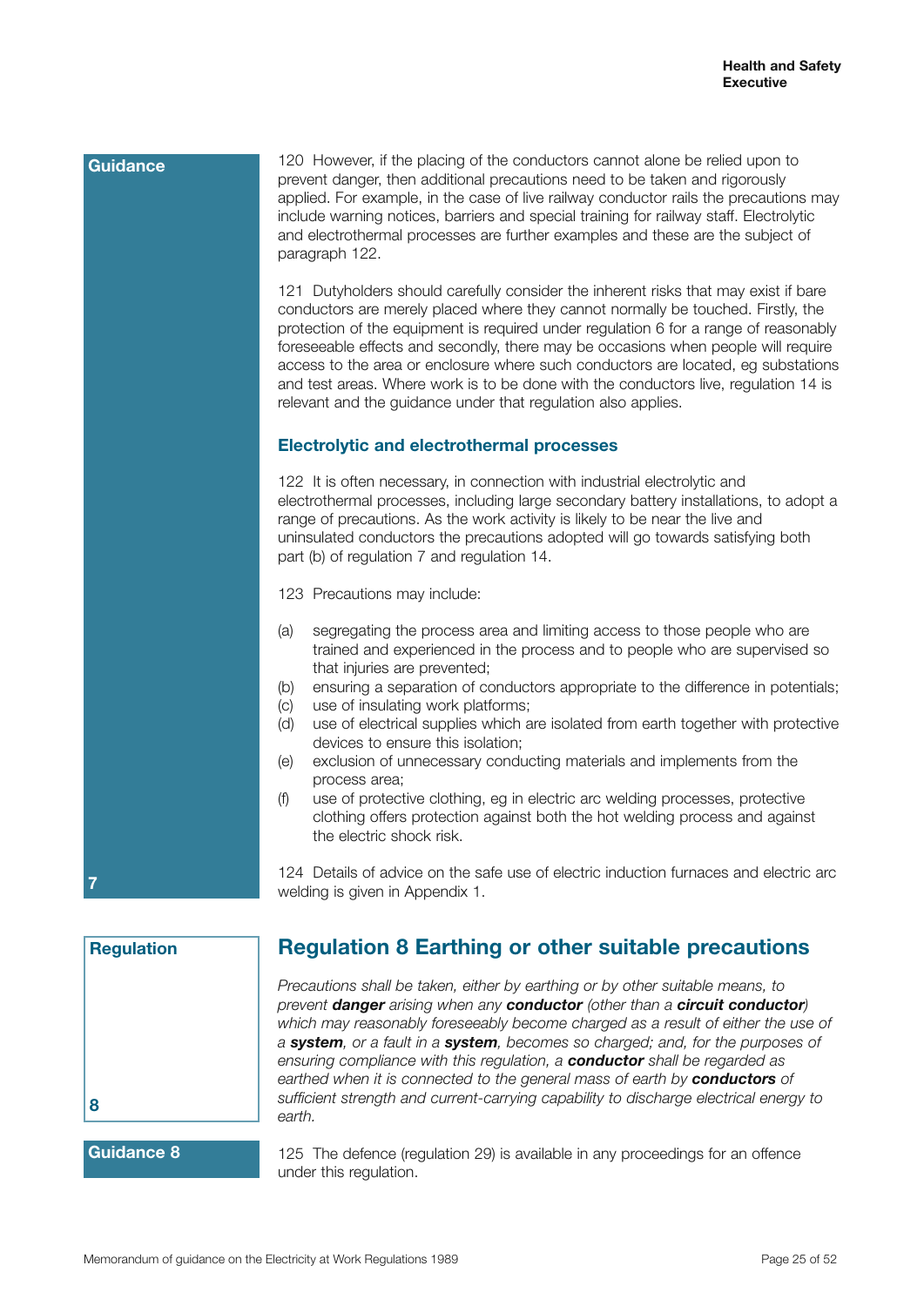Guidance

120 However, if the placing of the conductors cannot alone be relied upon to prevent danger, then additional precautions need to be taken and rigorously applied. For example, in the case of live railway conductor rails the precautions may include warning notices, barriers and special training for railway staff. Electrolytic and electrothermal processes are further examples and these are the subject of paragraph 122.

121 Dutyholders should carefully consider the inherent risks that may exist if bare conductors are merely placed where they cannot normally be touched. Firstly, the protection of the equipment is required under regulation 6 for a range of reasonably foreseeable effects and secondly, there may be occasions when people will require access to the area or enclosure where such conductors are located, eg substations and test areas. Where work is to be done with the conductors live, regulation 14 is relevant and the guidance under that regulation also applies.

### Electrolytic and electrothermal processes

122 It is often necessary, in connection with industrial electrolytic and electrothermal processes, including large secondary battery installations, to adopt a range of precautions. As the work activity is likely to be near the live and uninsulated conductors the precautions adopted will go towards satisfying both part (b) of regulation 7 and regulation 14.

123 Precautions may include:

(a) segregating the process area and limiting access to those people who are trained and experienced in the process and to people who are supervised so that injuries are prevented;
(b) ensuring a separation of conductors appropriate to the difference in potentials;
(c) use of insulating work platforms;
(d) use of electrical supplies which are isolated from earth together with protective devices to ensure this isolation;
(e) exclusion of unnecessary conducting materials and implements from the process area;
(f) use of protective clothing, eg in electric arc welding processes, protective clothing offers protection against both the hot welding process and against the electric shock risk.

124 Details of advice on the safe use of electric induction furnaces and electric arc welding is given in Appendix 1.

7

Regulation

## Regulation 8 Earthing or other suitable precautions

*Precautions shall be taken, either by earthing or by other suitable means, to prevent* ***danger*** *arising when any* ***conductor*** *(other than a* ***circuit conductor****) which may reasonably foreseeably become charged as a result of either the use of a* ***system****, or a fault in a* ***system****, becomes so charged; and, for the purposes of ensuring compliance with this regulation, a* ***conductor*** *shall be regarded as earthed when it is connected to the general mass of earth by* ***conductors*** *of sufficient strength and current-carrying capability to discharge electrical energy to earth.*

8

Guidance 8

125 The defence (regulation 29) is available in any proceedings for an offence under this regulation.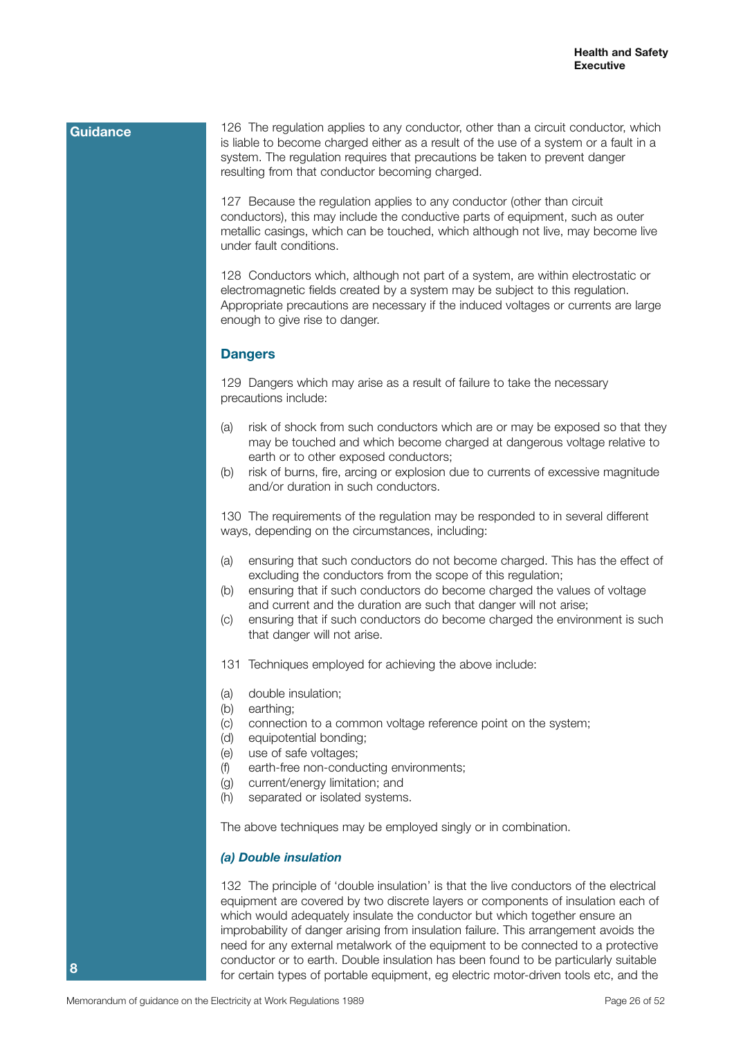**Guidance**

126 The regulation applies to any conductor, other than a circuit conductor, which is liable to become charged either as a result of the use of a system or a fault in a system. The regulation requires that precautions be taken to prevent danger resulting from that conductor becoming charged.

127 Because the regulation applies to any conductor (other than circuit conductors), this may include the conductive parts of equipment, such as outer metallic casings, which can be touched, which although not live, may become live under fault conditions.

128 Conductors which, although not part of a system, are within electrostatic or electromagnetic fields created by a system may be subject to this regulation. Appropriate precautions are necessary if the induced voltages or currents are large enough to give rise to danger.

## Dangers

129 Dangers which may arise as a result of failure to take the necessary precautions include:

(a) risk of shock from such conductors which are or may be exposed so that they may be touched and which become charged at dangerous voltage relative to earth or to other exposed conductors;
(b) risk of burns, fire, arcing or explosion due to currents of excessive magnitude and/or duration in such conductors.

130 The requirements of the regulation may be responded to in several different ways, depending on the circumstances, including:

(a) ensuring that such conductors do not become charged. This has the effect of excluding the conductors from the scope of this regulation;
(b) ensuring that if such conductors do become charged the values of voltage and current and the duration are such that danger will not arise;
(c) ensuring that if such conductors do become charged the environment is such that danger will not arise.

131 Techniques employed for achieving the above include:

(a) double insulation;
(b) earthing;
(c) connection to a common voltage reference point on the system;
(d) equipotential bonding;
(e) use of safe voltages;
(f) earth-free non-conducting environments;
(g) current/energy limitation; and
(h) separated or isolated systems.

The above techniques may be employed singly or in combination.

### *(a) Double insulation*

132 The principle of 'double insulation' is that the live conductors of the electrical equipment are covered by two discrete layers or components of insulation each of which would adequately insulate the conductor but which together ensure an improbability of danger arising from insulation failure. This arrangement avoids the need for any external metalwork of the equipment to be connected to a protective conductor or to earth. Double insulation has been found to be particularly suitable for certain types of portable equipment, eg electric motor-driven tools etc, and the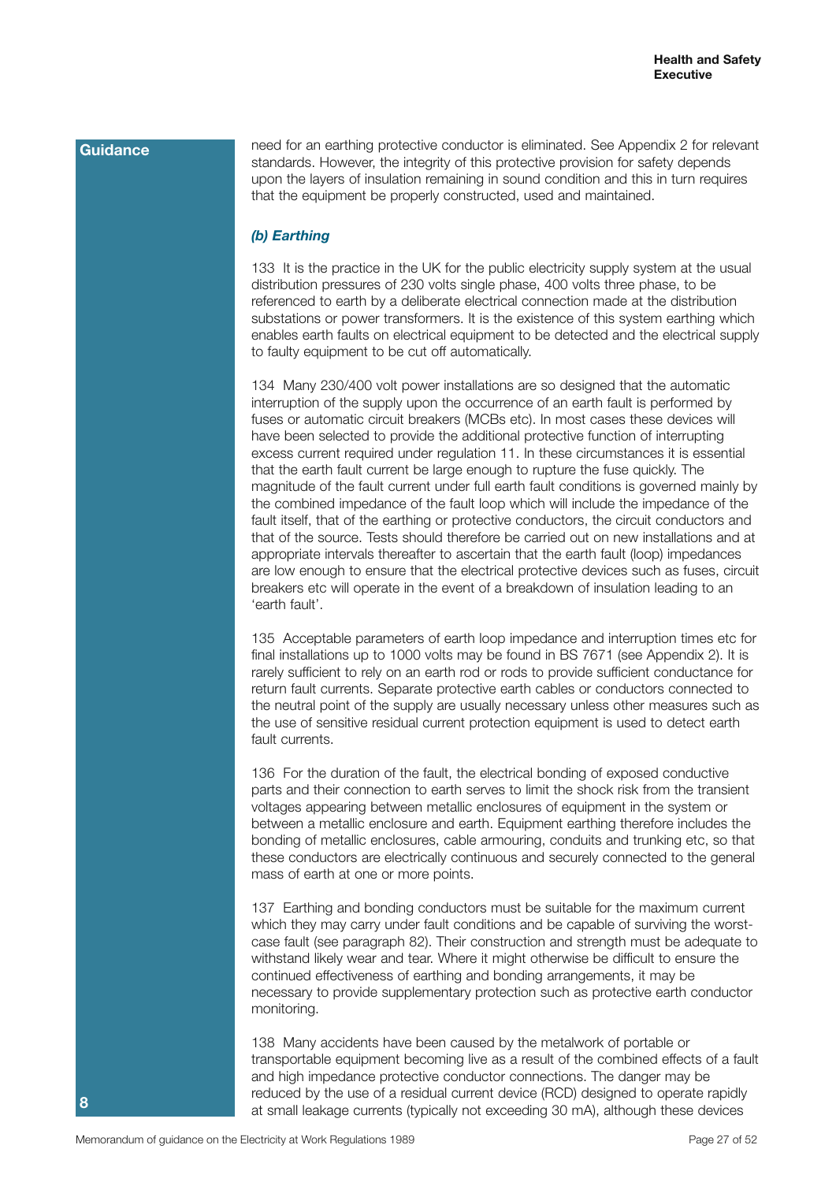**Guidance**

need for an earthing protective conductor is eliminated. See Appendix 2 for relevant standards. However, the integrity of this protective provision for safety depends upon the layers of insulation remaining in sound condition and this in turn requires that the equipment be properly constructed, used and maintained.

***(b) Earthing***

133 It is the practice in the UK for the public electricity supply system at the usual distribution pressures of 230 volts single phase, 400 volts three phase, to be referenced to earth by a deliberate electrical connection made at the distribution substations or power transformers. It is the existence of this system earthing which enables earth faults on electrical equipment to be detected and the electrical supply to faulty equipment to be cut off automatically.

134 Many 230/400 volt power installations are so designed that the automatic interruption of the supply upon the occurrence of an earth fault is performed by fuses or automatic circuit breakers (MCBs etc). In most cases these devices will have been selected to provide the additional protective function of interrupting excess current required under regulation 11. In these circumstances it is essential that the earth fault current be large enough to rupture the fuse quickly. The magnitude of the fault current under full earth fault conditions is governed mainly by the combined impedance of the fault loop which will include the impedance of the fault itself, that of the earthing or protective conductors, the circuit conductors and that of the source. Tests should therefore be carried out on new installations and at appropriate intervals thereafter to ascertain that the earth fault (loop) impedances are low enough to ensure that the electrical protective devices such as fuses, circuit breakers etc will operate in the event of a breakdown of insulation leading to an 'earth fault'.

135 Acceptable parameters of earth loop impedance and interruption times etc for final installations up to 1000 volts may be found in BS 7671 (see Appendix 2). It is rarely sufficient to rely on an earth rod or rods to provide sufficient conductance for return fault currents. Separate protective earth cables or conductors connected to the neutral point of the supply are usually necessary unless other measures such as the use of sensitive residual current protection equipment is used to detect earth fault currents.

136 For the duration of the fault, the electrical bonding of exposed conductive parts and their connection to earth serves to limit the shock risk from the transient voltages appearing between metallic enclosures of equipment in the system or between a metallic enclosure and earth. Equipment earthing therefore includes the bonding of metallic enclosures, cable armouring, conduits and trunking etc, so that these conductors are electrically continuous and securely connected to the general mass of earth at one or more points.

137 Earthing and bonding conductors must be suitable for the maximum current which they may carry under fault conditions and be capable of surviving the worst-case fault (see paragraph 82). Their construction and strength must be adequate to withstand likely wear and tear. Where it might otherwise be difficult to ensure the continued effectiveness of earthing and bonding arrangements, it may be necessary to provide supplementary protection such as protective earth conductor monitoring.

138 Many accidents have been caused by the metalwork of portable or transportable equipment becoming live as a result of the combined effects of a fault and high impedance protective conductor connections. The danger may be reduced by the use of a residual current device (RCD) designed to operate rapidly at small leakage currents (typically not exceeding 30 mA), although these devices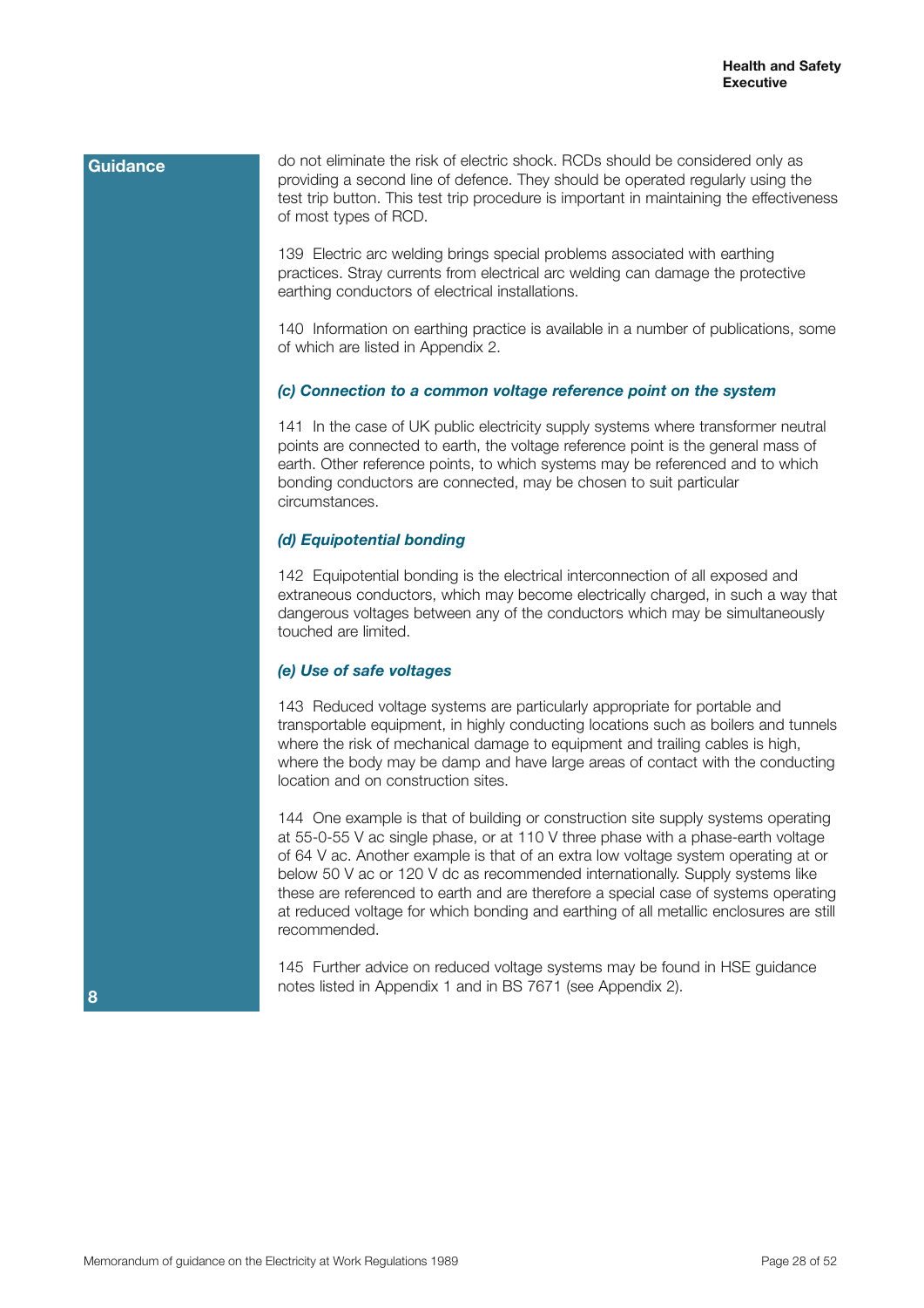**Guidance**

do not eliminate the risk of electric shock. RCDs should be considered only as providing a second line of defence. They should be operated regularly using the test trip button. This test trip procedure is important in maintaining the effectiveness of most types of RCD.

139 Electric arc welding brings special problems associated with earthing practices. Stray currents from electrical arc welding can damage the protective earthing conductors of electrical installations.

140 Information on earthing practice is available in a number of publications, some of which are listed in Appendix 2.

***(c) Connection to a common voltage reference point on the system***

141 In the case of UK public electricity supply systems where transformer neutral points are connected to earth, the voltage reference point is the general mass of earth. Other reference points, to which systems may be referenced and to which bonding conductors are connected, may be chosen to suit particular circumstances.

***(d) Equipotential bonding***

142 Equipotential bonding is the electrical interconnection of all exposed and extraneous conductors, which may become electrically charged, in such a way that dangerous voltages between any of the conductors which may be simultaneously touched are limited.

***(e) Use of safe voltages***

143 Reduced voltage systems are particularly appropriate for portable and transportable equipment, in highly conducting locations such as boilers and tunnels where the risk of mechanical damage to equipment and trailing cables is high, where the body may be damp and have large areas of contact with the conducting location and on construction sites.

144 One example is that of building or construction site supply systems operating at 55-0-55 V ac single phase, or at 110 V three phase with a phase-earth voltage of 64 V ac. Another example is that of an extra low voltage system operating at or below 50 V ac or 120 V dc as recommended internationally. Supply systems like these are referenced to earth and are therefore a special case of systems operating at reduced voltage for which bonding and earthing of all metallic enclosures are still recommended.

145 Further advice on reduced voltage systems may be found in HSE guidance notes listed in Appendix 1 and in BS 7671 (see Appendix 2).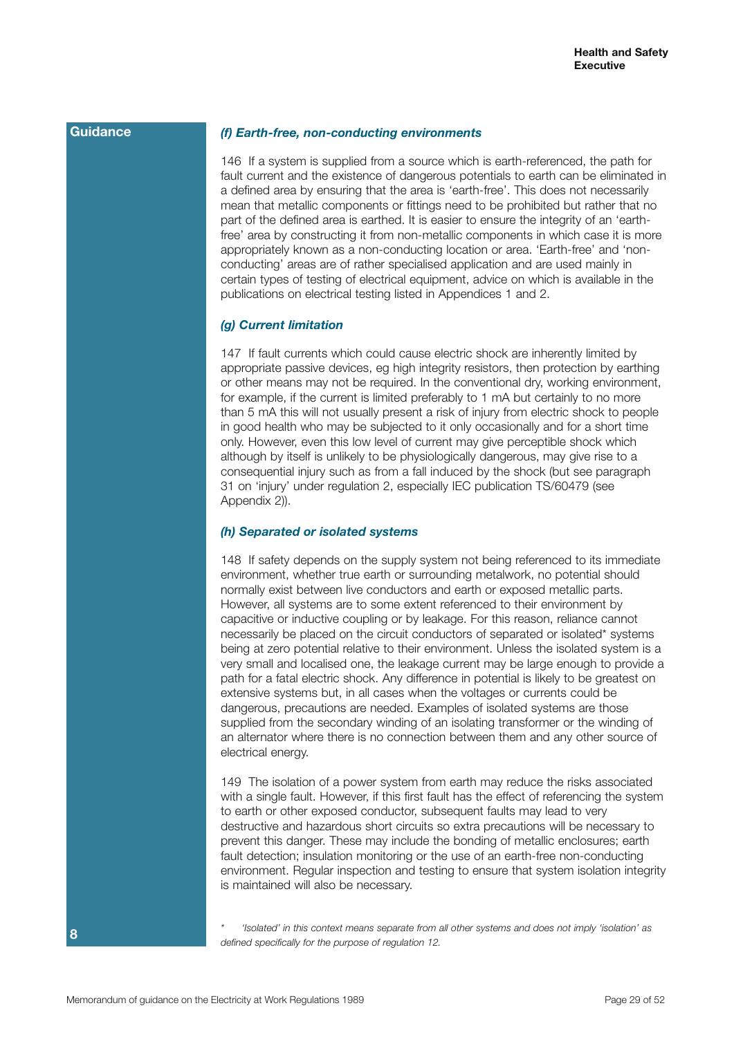**Guidance**

### *(f) Earth-free, non-conducting environments*

146 If a system is supplied from a source which is earth-referenced, the path for fault current and the existence of dangerous potentials to earth can be eliminated in a defined area by ensuring that the area is 'earth-free'. This does not necessarily mean that metallic components or fittings need to be prohibited but rather that no part of the defined area is earthed. It is easier to ensure the integrity of an 'earth-free' area by constructing it from non-metallic components in which case it is more appropriately known as a non-conducting location or area. 'Earth-free' and 'non-conducting' areas are of rather specialised application and are used mainly in certain types of testing of electrical equipment, advice on which is available in the publications on electrical testing listed in Appendices 1 and 2.

### *(g) Current limitation*

147 If fault currents which could cause electric shock are inherently limited by appropriate passive devices, eg high integrity resistors, then protection by earthing or other means may not be required. In the conventional dry, working environment, for example, if the current is limited preferably to 1 mA but certainly to no more than 5 mA this will not usually present a risk of injury from electric shock to people in good health who may be subjected to it only occasionally and for a short time only. However, even this low level of current may give perceptible shock which although by itself is unlikely to be physiologically dangerous, may give rise to a consequential injury such as from a fall induced by the shock (but see paragraph 31 on 'injury' under regulation 2, especially IEC publication TS/60479 (see Appendix 2)).

### *(h) Separated or isolated systems*

148 If safety depends on the supply system not being referenced to its immediate environment, whether true earth or surrounding metalwork, no potential should normally exist between live conductors and earth or exposed metallic parts. However, all systems are to some extent referenced to their environment by capacitive or inductive coupling or by leakage. For this reason, reliance cannot necessarily be placed on the circuit conductors of separated or isolated* systems being at zero potential relative to their environment. Unless the isolated system is a very small and localised one, the leakage current may be large enough to provide a path for a fatal electric shock. Any difference in potential is likely to be greatest on extensive systems but, in all cases when the voltages or currents could be dangerous, precautions are needed. Examples of isolated systems are those supplied from the secondary winding of an isolating transformer or the winding of an alternator where there is no connection between them and any other source of electrical energy.

149 The isolation of a power system from earth may reduce the risks associated with a single fault. However, if this first fault has the effect of referencing the system to earth or other exposed conductor, subsequent faults may lead to very destructive and hazardous short circuits so extra precautions will be necessary to prevent this danger. These may include the bonding of metallic enclosures; earth fault detection; insulation monitoring or the use of an earth-free non-conducting environment. Regular inspection and testing to ensure that system isolation integrity is maintained will also be necessary.

\* *'Isolated' in this context means separate from all other systems and does not imply 'isolation' as defined specifically for the purpose of regulation 12.*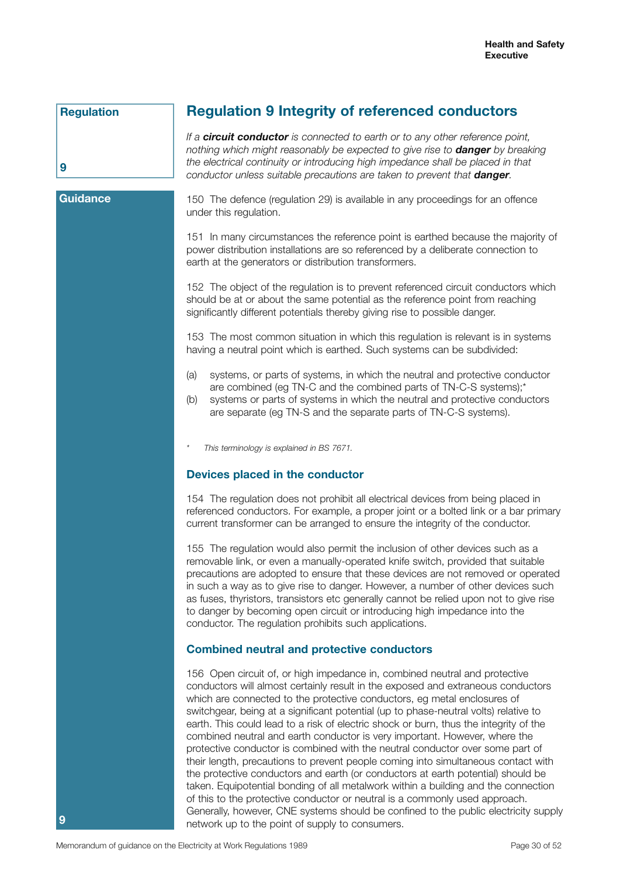Regulation 9

# Regulation 9 Integrity of referenced conductors

*If a **circuit conductor** is connected to earth or to any other reference point, nothing which might reasonably be expected to give rise to **danger** by breaking the electrical continuity or introducing high impedance shall be placed in that conductor unless suitable precautions are taken to prevent that **danger**.*

**Guidance**

150 The defence (regulation 29) is available in any proceedings for an offence under this regulation.

151 In many circumstances the reference point is earthed because the majority of power distribution installations are so referenced by a deliberate connection to earth at the generators or distribution transformers.

152 The object of the regulation is to prevent referenced circuit conductors which should be at or about the same potential as the reference point from reaching significantly different potentials thereby giving rise to possible danger.

153 The most common situation in which this regulation is relevant is in systems having a neutral point which is earthed. Such systems can be subdivided:

(a) systems, or parts of systems, in which the neutral and protective conductor are combined (eg TN-C and the combined parts of TN-C-S systems);*
(b) systems or parts of systems in which the neutral and protective conductors are separate (eg TN-S and the separate parts of TN-C-S systems).

\* *This terminology is explained in BS 7671.*

## Devices placed in the conductor

154 The regulation does not prohibit all electrical devices from being placed in referenced conductors. For example, a proper joint or a bolted link or a bar primary current transformer can be arranged to ensure the integrity of the conductor.

155 The regulation would also permit the inclusion of other devices such as a removable link, or even a manually-operated knife switch, provided that suitable precautions are adopted to ensure that these devices are not removed or operated in such a way as to give rise to danger. However, a number of other devices such as fuses, thyristors, transistors etc generally cannot be relied upon not to give rise to danger by becoming open circuit or introducing high impedance into the conductor. The regulation prohibits such applications.

## Combined neutral and protective conductors

156 Open circuit of, or high impedance in, combined neutral and protective conductors will almost certainly result in the exposed and extraneous conductors which are connected to the protective conductors, eg metal enclosures of switchgear, being at a significant potential (up to phase-neutral volts) relative to earth. This could lead to a risk of electric shock or burn, thus the integrity of the combined neutral and earth conductor is very important. However, where the protective conductor is combined with the neutral conductor over some part of their length, precautions to prevent people coming into simultaneous contact with the protective conductors and earth (or conductors at earth potential) should be taken. Equipotential bonding of all metalwork within a building and the connection of this to the protective conductor or neutral is a commonly used approach. Generally, however, CNE systems should be confined to the public electricity supply network up to the point of supply to consumers.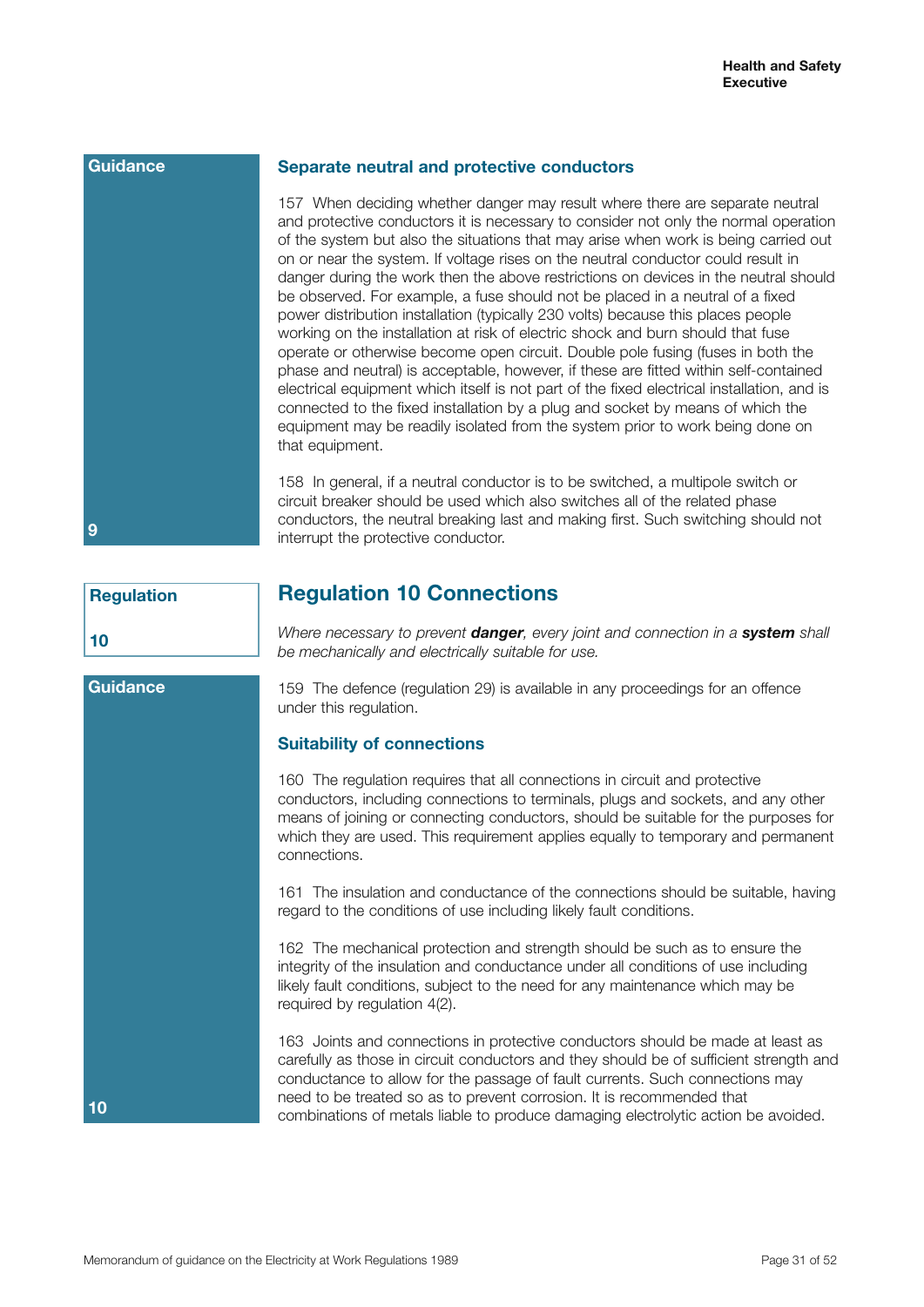Guidance

### Separate neutral and protective conductors

157 When deciding whether danger may result where there are separate neutral and protective conductors it is necessary to consider not only the normal operation of the system but also the situations that may arise when work is being carried out on or near the system. If voltage rises on the neutral conductor could result in danger during the work then the above restrictions on devices in the neutral should be observed. For example, a fuse should not be placed in a neutral of a fixed power distribution installation (typically 230 volts) because this places people working on the installation at risk of electric shock and burn should that fuse operate or otherwise become open circuit. Double pole fusing (fuses in both the phase and neutral) is acceptable, however, if these are fitted within self-contained electrical equipment which itself is not part of the fixed electrical installation, and is connected to the fixed installation by a plug and socket by means of which the equipment may be readily isolated from the system prior to work being done on that equipment.

158 In general, if a neutral conductor is to be switched, a multipole switch or circuit breaker should be used which also switches all of the related phase conductors, the neutral breaking last and making first. Such switching should not interrupt the protective conductor.

9

Regulation

10

## Regulation 10 Connections

*Where necessary to prevent **danger**, every joint and connection in a **system** shall be mechanically and electrically suitable for use.*

Guidance

159 The defence (regulation 29) is available in any proceedings for an offence under this regulation.

### Suitability of connections

160 The regulation requires that all connections in circuit and protective conductors, including connections to terminals, plugs and sockets, and any other means of joining or connecting conductors, should be suitable for the purposes for which they are used. This requirement applies equally to temporary and permanent connections.

161 The insulation and conductance of the connections should be suitable, having regard to the conditions of use including likely fault conditions.

162 The mechanical protection and strength should be such as to ensure the integrity of the insulation and conductance under all conditions of use including likely fault conditions, subject to the need for any maintenance which may be required by regulation 4(2).

163 Joints and connections in protective conductors should be made at least as carefully as those in circuit conductors and they should be of sufficient strength and conductance to allow for the passage of fault currents. Such connections may need to be treated so as to prevent corrosion. It is recommended that combinations of metals liable to produce damaging electrolytic action be avoided.

10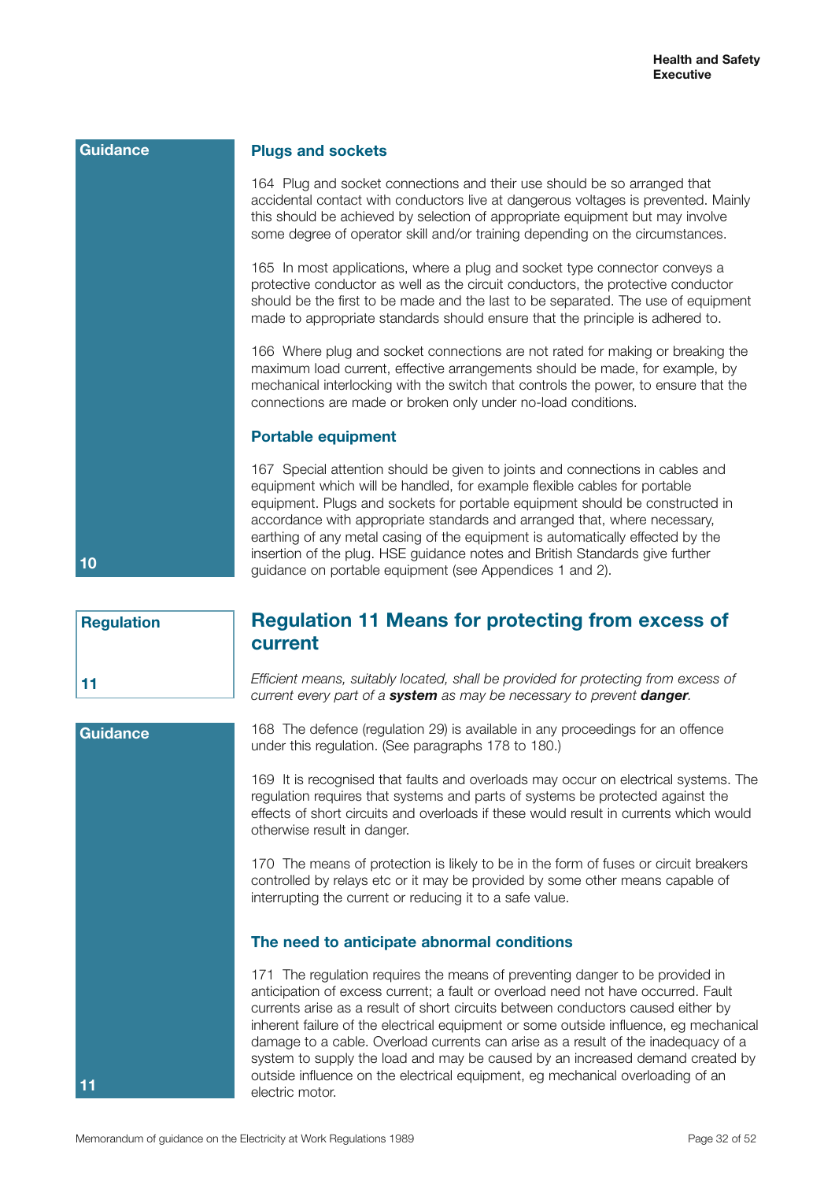**Guidance**

## Plugs and sockets

164 Plug and socket connections and their use should be so arranged that accidental contact with conductors live at dangerous voltages is prevented. Mainly this should be achieved by selection of appropriate equipment but may involve some degree of operator skill and/or training depending on the circumstances.

165 In most applications, where a plug and socket type connector conveys a protective conductor as well as the circuit conductors, the protective conductor should be the first to be made and the last to be separated. The use of equipment made to appropriate standards should ensure that the principle is adhered to.

166 Where plug and socket connections are not rated for making or breaking the maximum load current, effective arrangements should be made, for example, by mechanical interlocking with the switch that controls the power, to ensure that the connections are made or broken only under no-load conditions.

## Portable equipment

167 Special attention should be given to joints and connections in cables and equipment which will be handled, for example flexible cables for portable equipment. Plugs and sockets for portable equipment should be constructed in accordance with appropriate standards and arranged that, where necessary, earthing of any metal casing of the equipment is automatically effected by the insertion of the plug. HSE guidance notes and British Standards give further guidance on portable equipment (see Appendices 1 and 2).

10

**Regulation**

# Regulation 11 Means for protecting from excess of current

11

*Efficient means, suitably located, shall be provided for protecting from excess of current every part of a **system** as may be necessary to prevent **danger**.*

**Guidance**

168 The defence (regulation 29) is available in any proceedings for an offence under this regulation. (See paragraphs 178 to 180.)

169 It is recognised that faults and overloads may occur on electrical systems. The regulation requires that systems and parts of systems be protected against the effects of short circuits and overloads if these would result in currents which would otherwise result in danger.

170 The means of protection is likely to be in the form of fuses or circuit breakers controlled by relays etc or it may be provided by some other means capable of interrupting the current or reducing it to a safe value.

## The need to anticipate abnormal conditions

171 The regulation requires the means of preventing danger to be provided in anticipation of excess current; a fault or overload need not have occurred. Fault currents arise as a result of short circuits between conductors caused either by inherent failure of the electrical equipment or some outside influence, eg mechanical damage to a cable. Overload currents can arise as a result of the inadequacy of a system to supply the load and may be caused by an increased demand created by outside influence on the electrical equipment, eg mechanical overloading of an electric motor.

11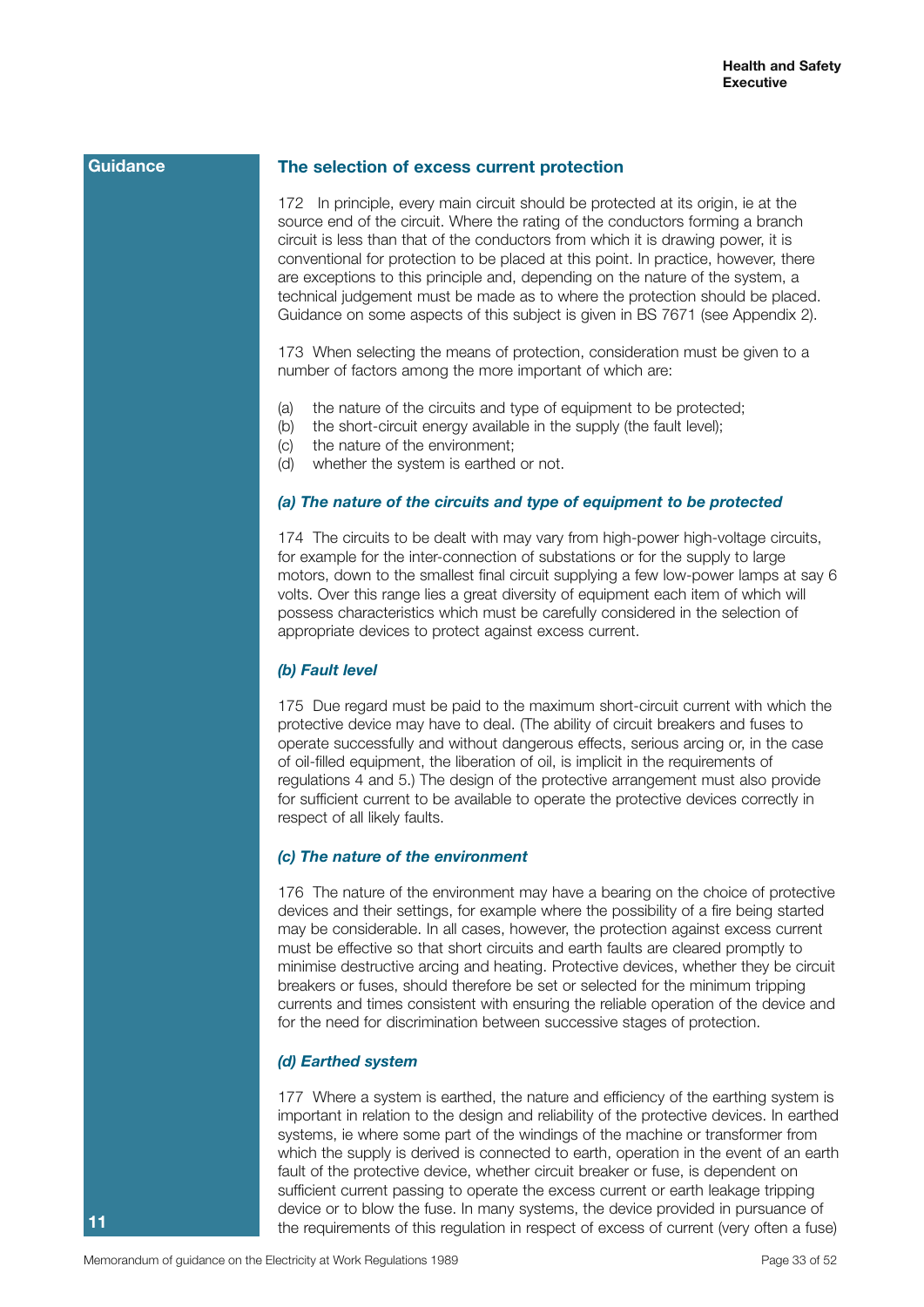**Guidance**

## The selection of excess current protection

172 In principle, every main circuit should be protected at its origin, ie at the source end of the circuit. Where the rating of the conductors forming a branch circuit is less than that of the conductors from which it is drawing power, it is conventional for protection to be placed at this point. In practice, however, there are exceptions to this principle and, depending on the nature of the system, a technical judgement must be made as to where the protection should be placed. Guidance on some aspects of this subject is given in BS 7671 (see Appendix 2).

173 When selecting the means of protection, consideration must be given to a number of factors among the more important of which are:

(a) the nature of the circuits and type of equipment to be protected;
(b) the short-circuit energy available in the supply (the fault level);
(c) the nature of the environment;
(d) whether the system is earthed or not.

### *(a) The nature of the circuits and type of equipment to be protected*

174 The circuits to be dealt with may vary from high-power high-voltage circuits, for example for the inter-connection of substations or for the supply to large motors, down to the smallest final circuit supplying a few low-power lamps at say 6 volts. Over this range lies a great diversity of equipment each item of which will possess characteristics which must be carefully considered in the selection of appropriate devices to protect against excess current.

### *(b) Fault level*

175 Due regard must be paid to the maximum short-circuit current with which the protective device may have to deal. (The ability of circuit breakers and fuses to operate successfully and without dangerous effects, serious arcing or, in the case of oil-filled equipment, the liberation of oil, is implicit in the requirements of regulations 4 and 5.) The design of the protective arrangement must also provide for sufficient current to be available to operate the protective devices correctly in respect of all likely faults.

### *(c) The nature of the environment*

176 The nature of the environment may have a bearing on the choice of protective devices and their settings, for example where the possibility of a fire being started may be considerable. In all cases, however, the protection against excess current must be effective so that short circuits and earth faults are cleared promptly to minimise destructive arcing and heating. Protective devices, whether they be circuit breakers or fuses, should therefore be set or selected for the minimum tripping currents and times consistent with ensuring the reliable operation of the device and for the need for discrimination between successive stages of protection.

### *(d) Earthed system*

177 Where a system is earthed, the nature and efficiency of the earthing system is important in relation to the design and reliability of the protective devices. In earthed systems, ie where some part of the windings of the machine or transformer from which the supply is derived is connected to earth, operation in the event of an earth fault of the protective device, whether circuit breaker or fuse, is dependent on sufficient current passing to operate the excess current or earth leakage tripping device or to blow the fuse. In many systems, the device provided in pursuance of the requirements of this regulation in respect of excess of current (very often a fuse)

11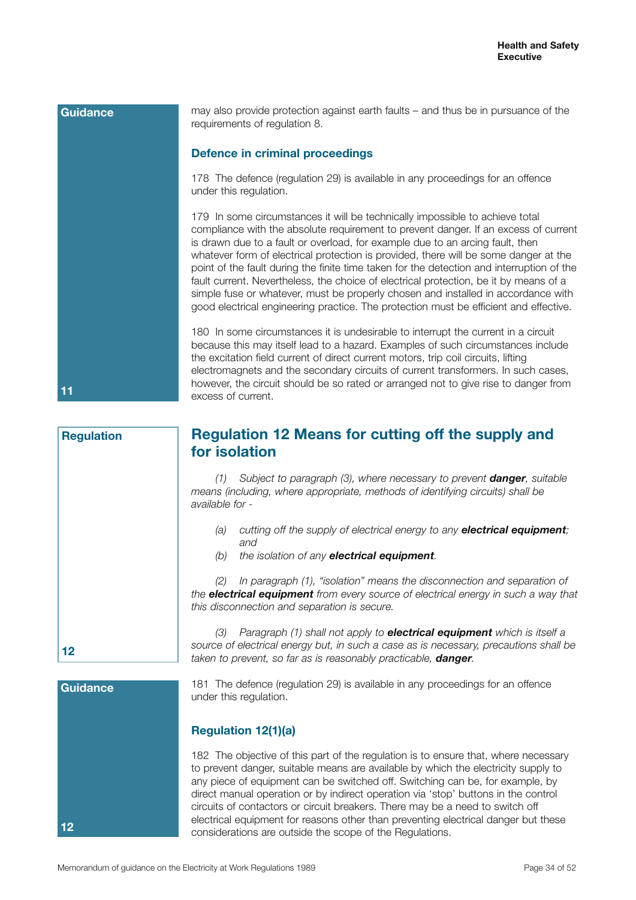**Guidance**

may also provide protection against earth faults – and thus be in pursuance of the requirements of regulation 8.

### Defence in criminal proceedings

178 The defence (regulation 29) is available in any proceedings for an offence under this regulation.

179 In some circumstances it will be technically impossible to achieve total compliance with the absolute requirement to prevent danger. If an excess of current is drawn due to a fault or overload, for example due to an arcing fault, then whatever form of electrical protection is provided, there will be some danger at the point of the fault during the finite time taken for the detection and interruption of the fault current. Nevertheless, the choice of electrical protection, be it by means of a simple fuse or whatever, must be properly chosen and installed in accordance with good electrical engineering practice. The protection must be efficient and effective.

180 In some circumstances it is undesirable to interrupt the current in a circuit because this may itself lead to a hazard. Examples of such circumstances include the excitation field current of direct current motors, trip coil circuits, lifting electromagnets and the secondary circuits of current transformers. In such cases, however, the circuit should be so rated or arranged not to give rise to danger from excess of current.

11

**Regulation**

## Regulation 12 Means for cutting off the supply and for isolation

*(1) Subject to paragraph (3), where necessary to prevent* ***danger****, suitable means (including, where appropriate, methods of identifying circuits) shall be available for -*

*(a) cutting off the supply of electrical energy to any* ***electrical equipment****; and*
*(b) the isolation of any* ***electrical equipment****.*

*(2) In paragraph (1), "isolation" means the disconnection and separation of the* ***electrical equipment*** *from every source of electrical energy in such a way that this disconnection and separation is secure.*

*(3) Paragraph (1) shall not apply to* ***electrical equipment*** *which is itself a source of electrical energy but, in such a case as is necessary, precautions shall be taken to prevent, so far as is reasonably practicable,* ***danger****.*

12

**Guidance**

181 The defence (regulation 29) is available in any proceedings for an offence under this regulation.

### Regulation 12(1)(a)

182 The objective of this part of the regulation is to ensure that, where necessary to prevent danger, suitable means are available by which the electricity supply to any piece of equipment can be switched off. Switching can be, for example, by direct manual operation or by indirect operation via 'stop' buttons in the control circuits of contactors or circuit breakers. There may be a need to switch off electrical equipment for reasons other than preventing electrical danger but these considerations are outside the scope of the Regulations.

12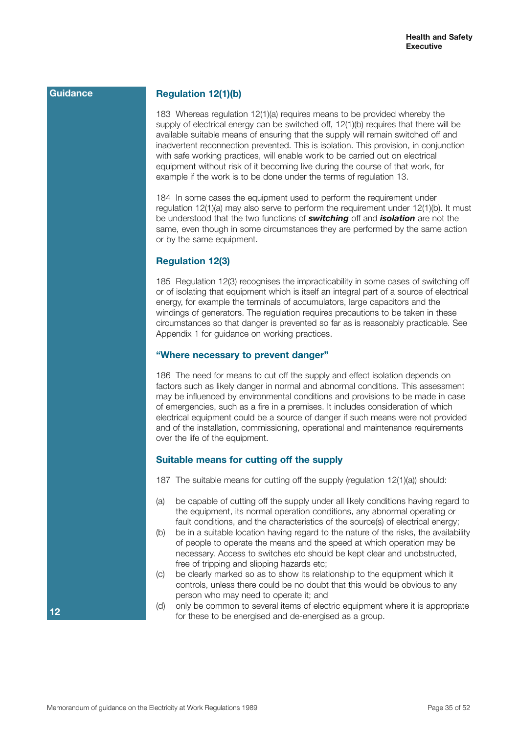**Guidance**

### Regulation 12(1)(b)

183 Whereas regulation 12(1)(a) requires means to be provided whereby the supply of electrical energy can be switched off, 12(1)(b) requires that there will be available suitable means of ensuring that the supply will remain switched off and inadvertent reconnection prevented. This is isolation. This provision, in conjunction with safe working practices, will enable work to be carried out on electrical equipment without risk of it becoming live during the course of that work, for example if the work is to be done under the terms of regulation 13.

184 In some cases the equipment used to perform the requirement under regulation 12(1)(a) may also serve to perform the requirement under 12(1)(b). It must be understood that the two functions of ***switching*** off and ***isolation*** are not the same, even though in some circumstances they are performed by the same action or by the same equipment.

### Regulation 12(3)

185 Regulation 12(3) recognises the impracticability in some cases of switching off or of isolating that equipment which is itself an integral part of a source of electrical energy, for example the terminals of accumulators, large capacitors and the windings of generators. The regulation requires precautions to be taken in these circumstances so that danger is prevented so far as is reasonably practicable. See Appendix 1 for guidance on working practices.

### "Where necessary to prevent danger"

186 The need for means to cut off the supply and effect isolation depends on factors such as likely danger in normal and abnormal conditions. This assessment may be influenced by environmental conditions and provisions to be made in case of emergencies, such as a fire in a premises. It includes consideration of which electrical equipment could be a source of danger if such means were not provided and of the installation, commissioning, operational and maintenance requirements over the life of the equipment.

### Suitable means for cutting off the supply

187 The suitable means for cutting off the supply (regulation 12(1)(a)) should:

(a) be capable of cutting off the supply under all likely conditions having regard to the equipment, its normal operation conditions, any abnormal operating or fault conditions, and the characteristics of the source(s) of electrical energy;

(b) be in a suitable location having regard to the nature of the risks, the availability of people to operate the means and the speed at which operation may be necessary. Access to switches etc should be kept clear and unobstructed, free of tripping and slipping hazards etc;

(c) be clearly marked so as to show its relationship to the equipment which it controls, unless there could be no doubt that this would be obvious to any person who may need to operate it; and

(d) only be common to several items of electric equipment where it is appropriate for these to be energised and de-energised as a group.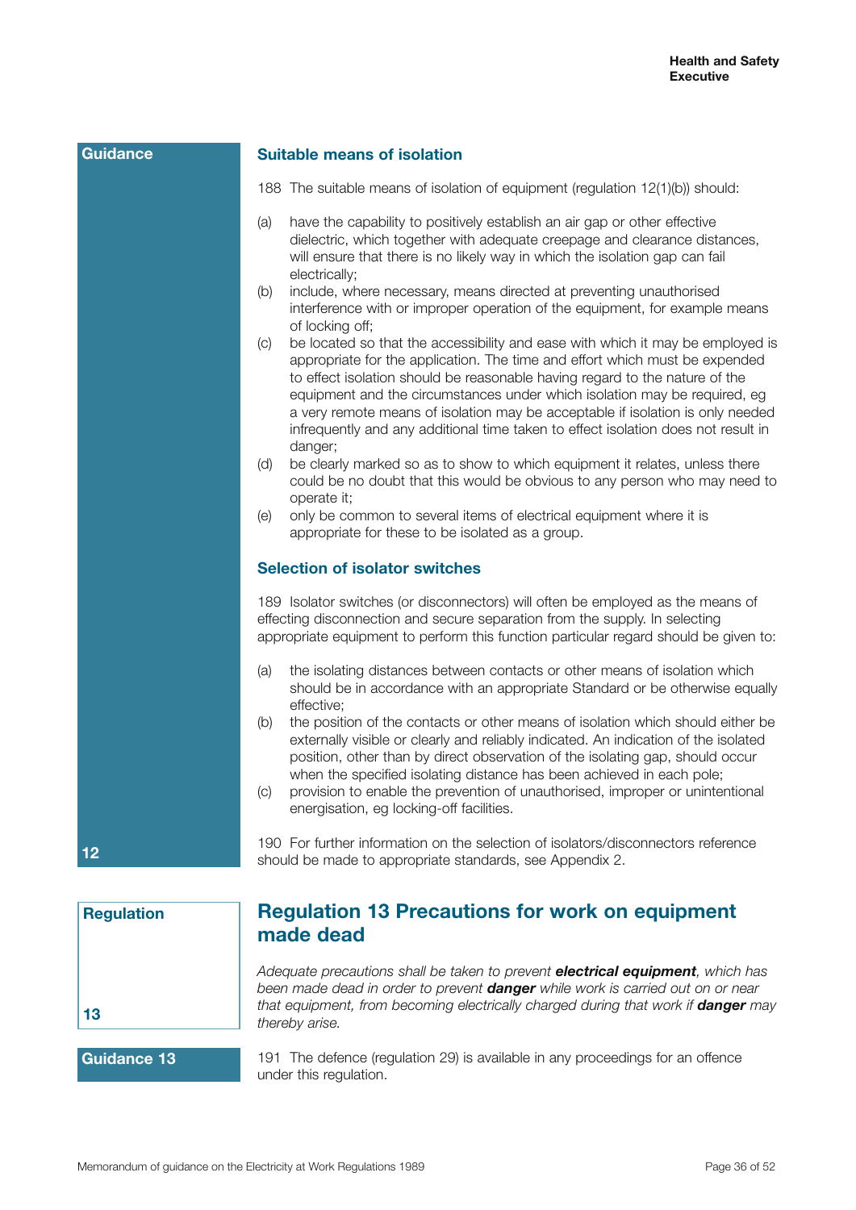Guidance

### Suitable means of isolation

188 The suitable means of isolation of equipment (regulation 12(1)(b)) should:

(a) have the capability to positively establish an air gap or other effective dielectric, which together with adequate creepage and clearance distances, will ensure that there is no likely way in which the isolation gap can fail electrically;
(b) include, where necessary, means directed at preventing unauthorised interference with or improper operation of the equipment, for example means of locking off;
(c) be located so that the accessibility and ease with which it may be employed is appropriate for the application. The time and effort which must be expended to effect isolation should be reasonable having regard to the nature of the equipment and the circumstances under which isolation may be required, eg a very remote means of isolation may be acceptable if isolation is only needed infrequently and any additional time taken to effect isolation does not result in danger;
(d) be clearly marked so as to show to which equipment it relates, unless there could be no doubt that this would be obvious to any person who may need to operate it;
(e) only be common to several items of electrical equipment where it is appropriate for these to be isolated as a group.

### Selection of isolator switches

189 Isolator switches (or disconnectors) will often be employed as the means of effecting disconnection and secure separation from the supply. In selecting appropriate equipment to perform this function particular regard should be given to:

(a) the isolating distances between contacts or other means of isolation which should be in accordance with an appropriate Standard or be otherwise equally effective;
(b) the position of the contacts or other means of isolation which should either be externally visible or clearly and reliably indicated. An indication of the isolated position, other than by direct observation of the isolating gap, should occur when the specified isolating distance has been achieved in each pole;
(c) provision to enable the prevention of unauthorised, improper or unintentional energisation, eg locking-off facilities.

190 For further information on the selection of isolators/disconnectors reference should be made to appropriate standards, see Appendix 2.

12

Regulation

## Regulation 13 Precautions for work on equipment made dead

*Adequate precautions shall be taken to prevent* ***electrical equipment****, which has been made dead in order to prevent* ***danger*** *while work is carried out on or near that equipment, from becoming electrically charged during that work if* ***danger*** *may thereby arise.*

13

Guidance 13

191 The defence (regulation 29) is available in any proceedings for an offence under this regulation.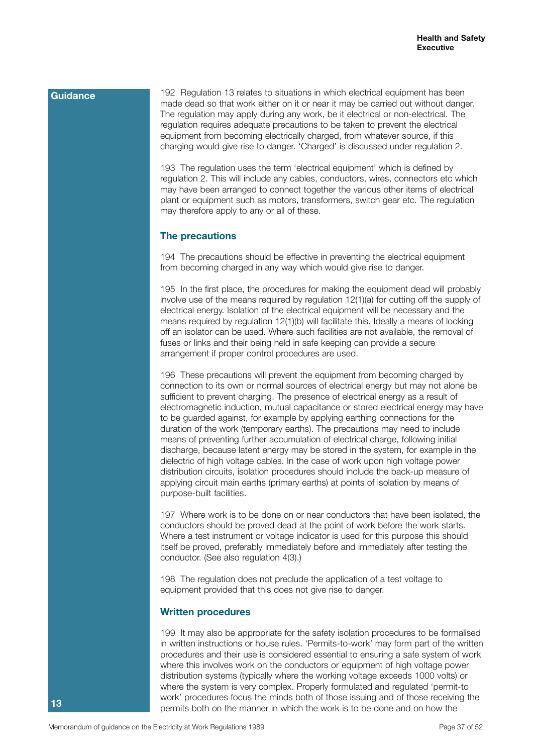**Guidance**

**13**

192 Regulation 13 relates to situations in which electrical equipment has been made dead so that work either on it or near it may be carried out without danger. The regulation may apply during any work, be it electrical or non-electrical. The regulation requires adequate precautions to be taken to prevent the electrical equipment from becoming electrically charged, from whatever source, if this charging would give rise to danger. 'Charged' is discussed under regulation 2.

193 The regulation uses the term 'electrical equipment' which is defined by regulation 2. This will include any cables, conductors, wires, connectors etc which may have been arranged to connect together the various other items of electrical plant or equipment such as motors, transformers, switch gear etc. The regulation may therefore apply to any or all of these.

### The precautions

194 The precautions should be effective in preventing the electrical equipment from becoming charged in any way which would give rise to danger.

195 In the first place, the procedures for making the equipment dead will probably involve use of the means required by regulation 12(1)(a) for cutting off the supply of electrical energy. Isolation of the electrical equipment will be necessary and the means required by regulation 12(1)(b) will facilitate this. Ideally a means of locking off an isolator can be used. Where such facilities are not available, the removal of fuses or links and their being held in safe keeping can provide a secure arrangement if proper control procedures are used.

196 These precautions will prevent the equipment from becoming charged by connection to its own or normal sources of electrical energy but may not alone be sufficient to prevent charging. The presence of electrical energy as a result of electromagnetic induction, mutual capacitance or stored electrical energy may have to be guarded against, for example by applying earthing connections for the duration of the work (temporary earths). The precautions may need to include means of preventing further accumulation of electrical charge, following initial discharge, because latent energy may be stored in the system, for example in the dielectric of high voltage cables. In the case of work upon high voltage power distribution circuits, isolation procedures should include the back-up measure of applying circuit main earths (primary earths) at points of isolation by means of purpose-built facilities.

197 Where work is to be done on or near conductors that have been isolated, the conductors should be proved dead at the point of work before the work starts. Where a test instrument or voltage indicator is used for this purpose this should itself be proved, preferably immediately before and immediately after testing the conductor. (See also regulation 4(3).)

198 The regulation does not preclude the application of a test voltage to equipment provided that this does not give rise to danger.

### Written procedures

199 It may also be appropriate for the safety isolation procedures to be formalised in written instructions or house rules. 'Permits-to-work' may form part of the written procedures and their use is considered essential to ensuring a safe system of work where this involves work on the conductors or equipment of high voltage power distribution systems (typically where the working voltage exceeds 1000 volts) or where the system is very complex. Properly formulated and regulated 'permit-to work' procedures focus the minds both of those issuing and of those receiving the permits both on the manner in which the work is to be done and on how the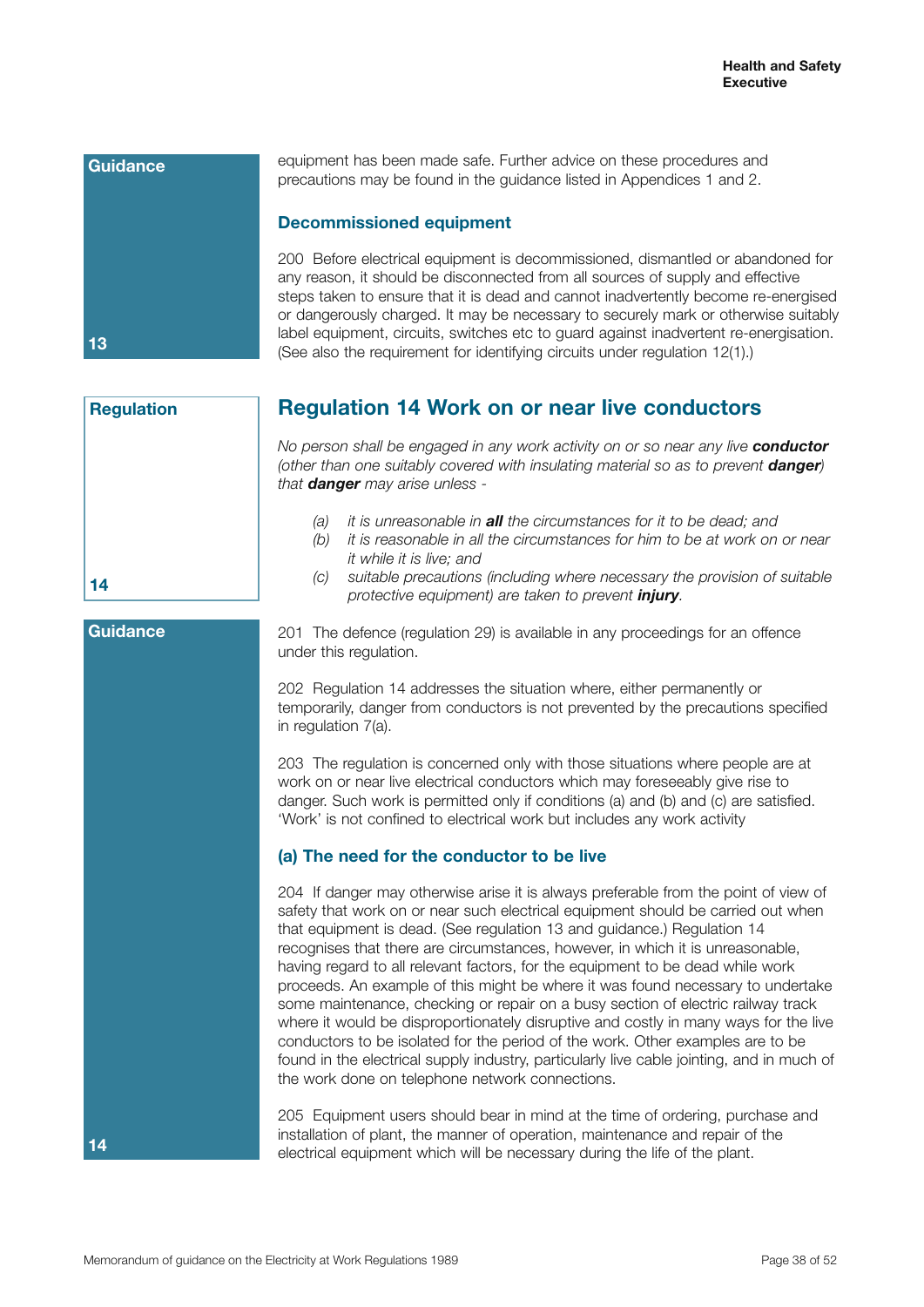Guidance

equipment has been made safe. Further advice on these procedures and precautions may be found in the guidance listed in Appendices 1 and 2.

### Decommissioned equipment

200 Before electrical equipment is decommissioned, dismantled or abandoned for any reason, it should be disconnected from all sources of supply and effective steps taken to ensure that it is dead and cannot inadvertently become re-energised or dangerously charged. It may be necessary to securely mark or otherwise suitably label equipment, circuits, switches etc to guard against inadvertent re-energisation. (See also the requirement for identifying circuits under regulation 12(1).)

13

Regulation

## Regulation 14 Work on or near live conductors

*No person shall be engaged in any work activity on or so near any live **conductor** (other than one suitably covered with insulating material so as to prevent **danger**) that **danger** may arise unless -*

- *(a) it is unreasonable in **all** the circumstances for it to be dead; and*
- *(b) it is reasonable in all the circumstances for him to be at work on or near it while it is live; and*
- *(c) suitable precautions (including where necessary the provision of suitable protective equipment) are taken to prevent **injury**.*

14

Guidance

201 The defence (regulation 29) is available in any proceedings for an offence under this regulation.

202 Regulation 14 addresses the situation where, either permanently or temporarily, danger from conductors is not prevented by the precautions specified in regulation 7(a).

203 The regulation is concerned only with those situations where people are at work on or near live electrical conductors which may foreseeably give rise to danger. Such work is permitted only if conditions (a) and (b) and (c) are satisfied. 'Work' is not confined to electrical work but includes any work activity

### (a) The need for the conductor to be live

204 If danger may otherwise arise it is always preferable from the point of view of safety that work on or near such electrical equipment should be carried out when that equipment is dead. (See regulation 13 and guidance.) Regulation 14 recognises that there are circumstances, however, in which it is unreasonable, having regard to all relevant factors, for the equipment to be dead while work proceeds. An example of this might be where it was found necessary to undertake some maintenance, checking or repair on a busy section of electric railway track where it would be disproportionately disruptive and costly in many ways for the live conductors to be isolated for the period of the work. Other examples are to be found in the electrical supply industry, particularly live cable jointing, and in much of the work done on telephone network connections.

205 Equipment users should bear in mind at the time of ordering, purchase and installation of plant, the manner of operation, maintenance and repair of the electrical equipment which will be necessary during the life of the plant.

14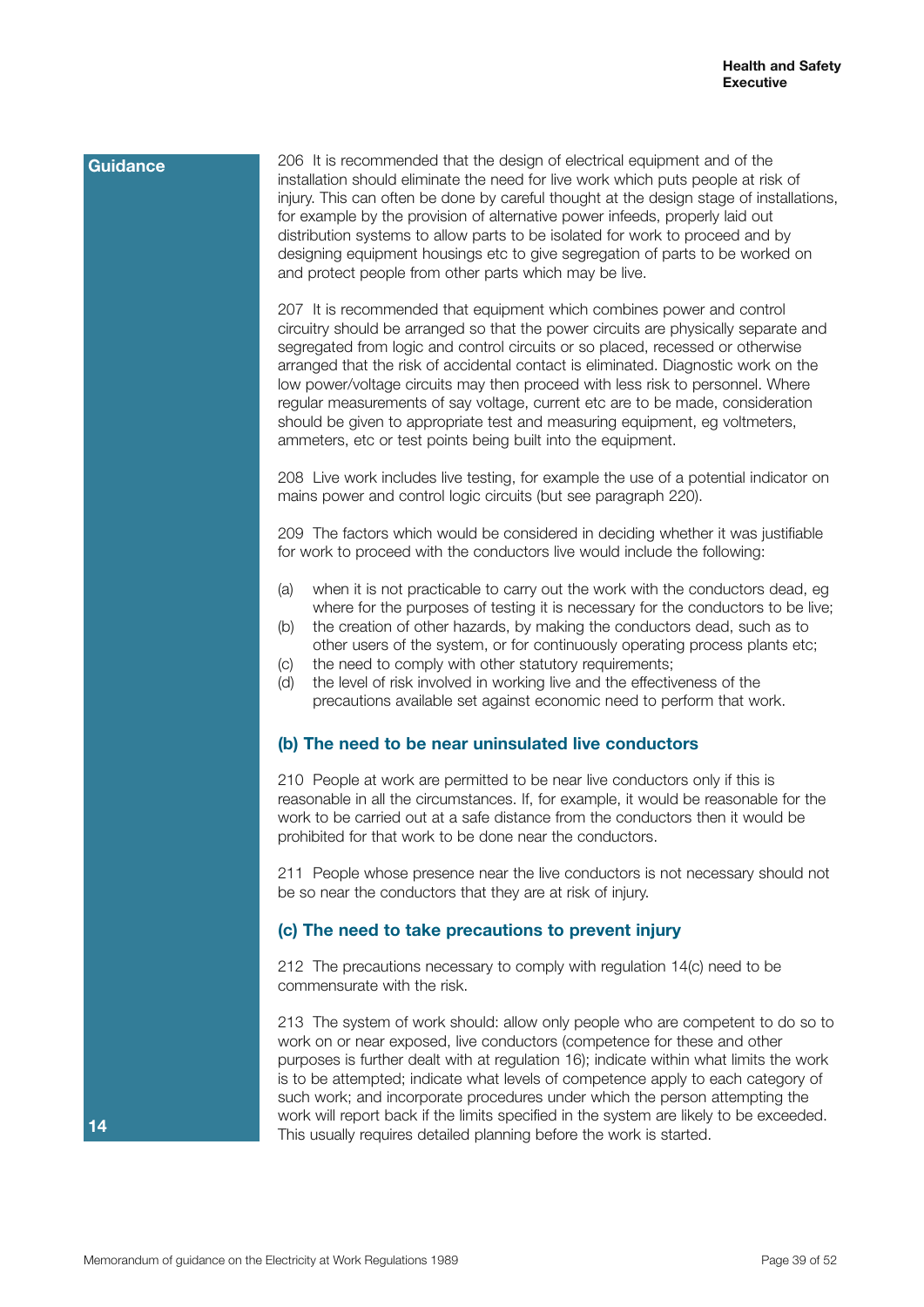**Guidance**

206 It is recommended that the design of electrical equipment and of the installation should eliminate the need for live work which puts people at risk of injury. This can often be done by careful thought at the design stage of installations, for example by the provision of alternative power infeeds, properly laid out distribution systems to allow parts to be isolated for work to proceed and by designing equipment housings etc to give segregation of parts to be worked on and protect people from other parts which may be live.

207 It is recommended that equipment which combines power and control circuitry should be arranged so that the power circuits are physically separate and segregated from logic and control circuits or so placed, recessed or otherwise arranged that the risk of accidental contact is eliminated. Diagnostic work on the low power/voltage circuits may then proceed with less risk to personnel. Where regular measurements of say voltage, current etc are to be made, consideration should be given to appropriate test and measuring equipment, eg voltmeters, ammeters, etc or test points being built into the equipment.

208 Live work includes live testing, for example the use of a potential indicator on mains power and control logic circuits (but see paragraph 220).

209 The factors which would be considered in deciding whether it was justifiable for work to proceed with the conductors live would include the following:

(a) when it is not practicable to carry out the work with the conductors dead, eg where for the purposes of testing it is necessary for the conductors to be live;
(b) the creation of other hazards, by making the conductors dead, such as to other users of the system, or for continuously operating process plants etc;
(c) the need to comply with other statutory requirements;
(d) the level of risk involved in working live and the effectiveness of the precautions available set against economic need to perform that work.

### (b) The need to be near uninsulated live conductors

210 People at work are permitted to be near live conductors only if this is reasonable in all the circumstances. If, for example, it would be reasonable for the work to be carried out at a safe distance from the conductors then it would be prohibited for that work to be done near the conductors.

211 People whose presence near the live conductors is not necessary should not be so near the conductors that they are at risk of injury.

### (c) The need to take precautions to prevent injury

212 The precautions necessary to comply with regulation 14(c) need to be commensurate with the risk.

213 The system of work should: allow only people who are competent to do so to work on or near exposed, live conductors (competence for these and other purposes is further dealt with at regulation 16); indicate within what limits the work is to be attempted; indicate what levels of competence apply to each category of such work; and incorporate procedures under which the person attempting the work will report back if the limits specified in the system are likely to be exceeded. This usually requires detailed planning before the work is started.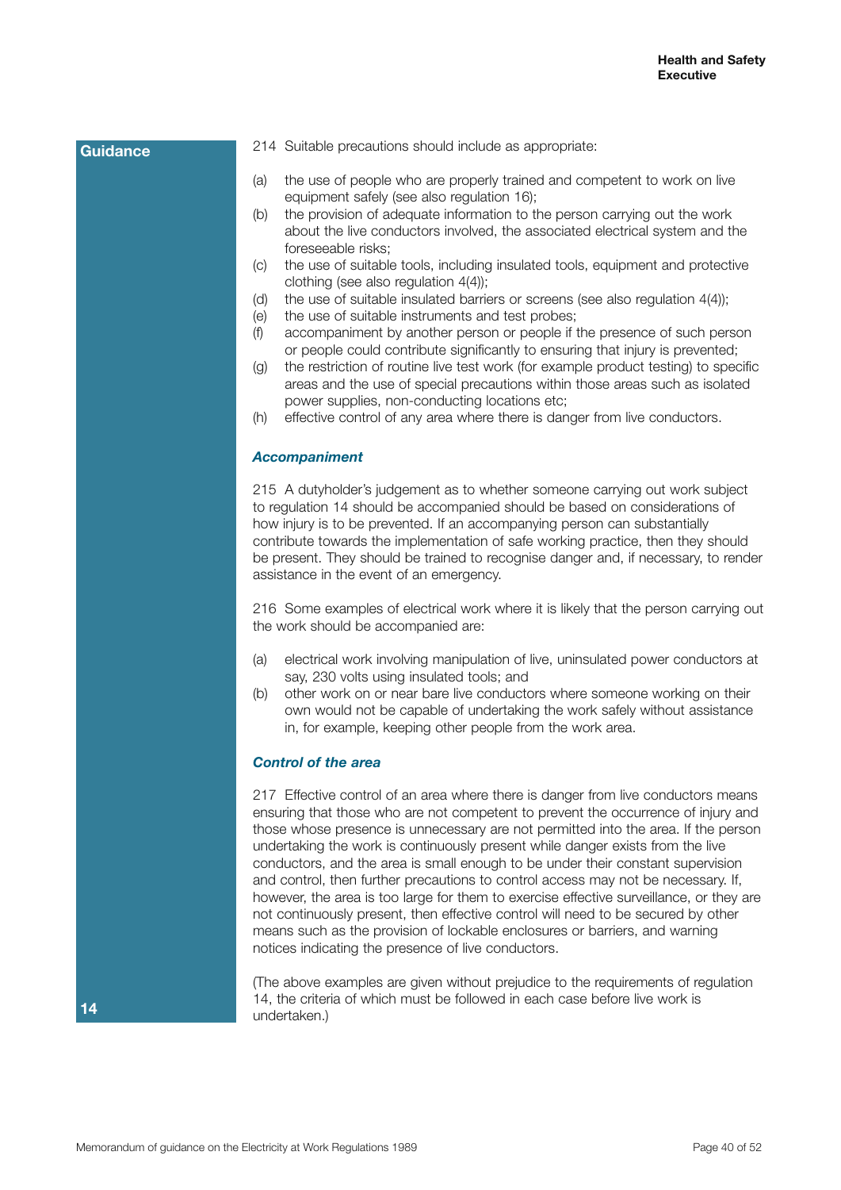**Guidance**

214 Suitable precautions should include as appropriate:

(a) the use of people who are properly trained and competent to work on live equipment safely (see also regulation 16);
(b) the provision of adequate information to the person carrying out the work about the live conductors involved, the associated electrical system and the foreseeable risks;
(c) the use of suitable tools, including insulated tools, equipment and protective clothing (see also regulation 4(4));
(d) the use of suitable insulated barriers or screens (see also regulation 4(4));
(e) the use of suitable instruments and test probes;
(f) accompaniment by another person or people if the presence of such person or people could contribute significantly to ensuring that injury is prevented;
(g) the restriction of routine live test work (for example product testing) to specific areas and the use of special precautions within those areas such as isolated power supplies, non-conducting locations etc;
(h) effective control of any area where there is danger from live conductors.

### *Accompaniment*

215 A dutyholder's judgement as to whether someone carrying out work subject to regulation 14 should be accompanied should be based on considerations of how injury is to be prevented. If an accompanying person can substantially contribute towards the implementation of safe working practice, then they should be present. They should be trained to recognise danger and, if necessary, to render assistance in the event of an emergency.

216 Some examples of electrical work where it is likely that the person carrying out the work should be accompanied are:

(a) electrical work involving manipulation of live, uninsulated power conductors at say, 230 volts using insulated tools; and
(b) other work on or near bare live conductors where someone working on their own would not be capable of undertaking the work safely without assistance in, for example, keeping other people from the work area.

### *Control of the area*

217 Effective control of an area where there is danger from live conductors means ensuring that those who are not competent to prevent the occurrence of injury and those whose presence is unnecessary are not permitted into the area. If the person undertaking the work is continuously present while danger exists from the live conductors, and the area is small enough to be under their constant supervision and control, then further precautions to control access may not be necessary. If, however, the area is too large for them to exercise effective surveillance, or they are not continuously present, then effective control will need to be secured by other means such as the provision of lockable enclosures or barriers, and warning notices indicating the presence of live conductors.

(The above examples are given without prejudice to the requirements of regulation 14, the criteria of which must be followed in each case before live work is undertaken.)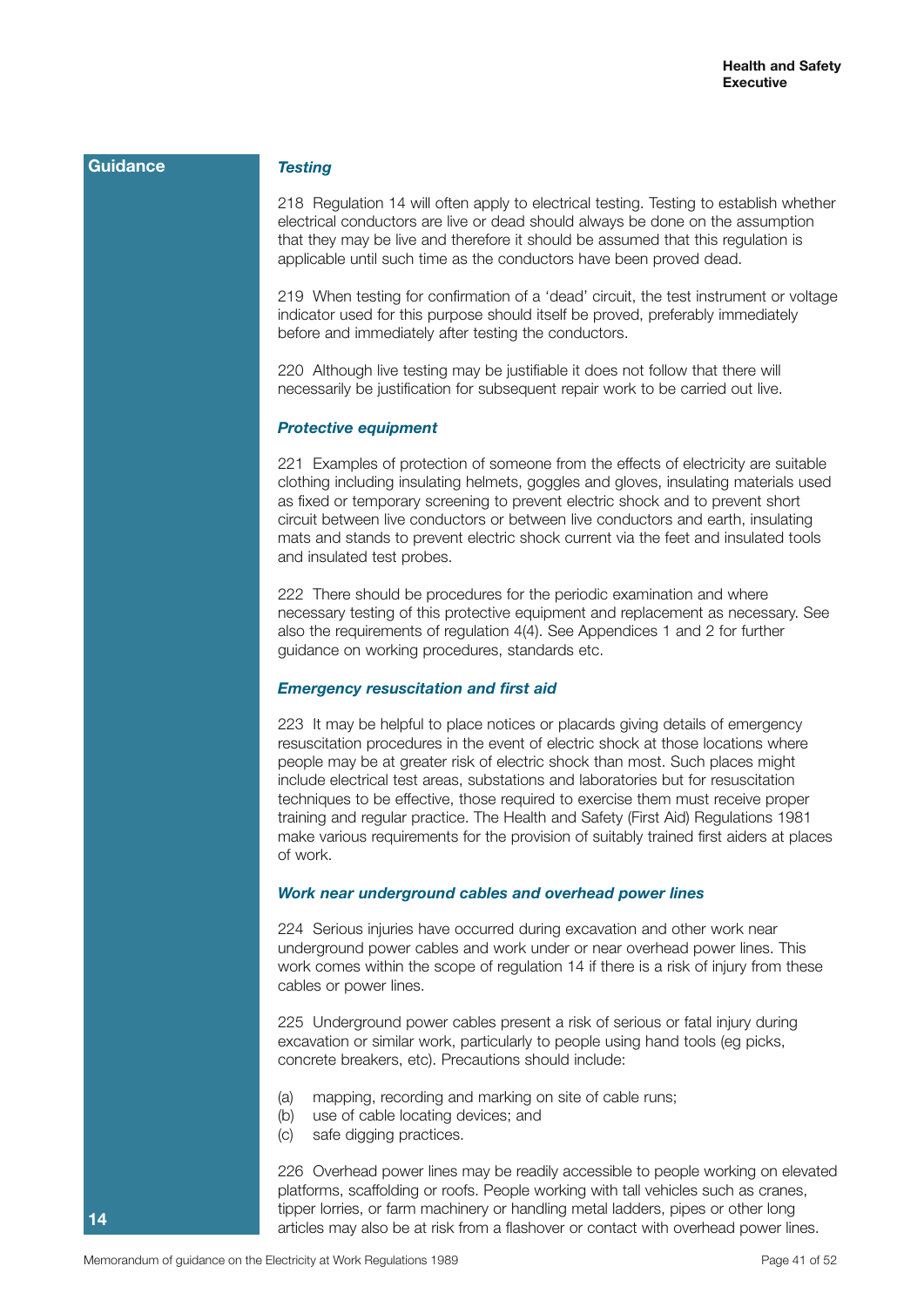**Guidance**

### *Testing*

218 Regulation 14 will often apply to electrical testing. Testing to establish whether electrical conductors are live or dead should always be done on the assumption that they may be live and therefore it should be assumed that this regulation is applicable until such time as the conductors have been proved dead.

219 When testing for confirmation of a 'dead' circuit, the test instrument or voltage indicator used for this purpose should itself be proved, preferably immediately before and immediately after testing the conductors.

220 Although live testing may be justifiable it does not follow that there will necessarily be justification for subsequent repair work to be carried out live.

### *Protective equipment*

221 Examples of protection of someone from the effects of electricity are suitable clothing including insulating helmets, goggles and gloves, insulating materials used as fixed or temporary screening to prevent electric shock and to prevent short circuit between live conductors or between live conductors and earth, insulating mats and stands to prevent electric shock current via the feet and insulated tools and insulated test probes.

222 There should be procedures for the periodic examination and where necessary testing of this protective equipment and replacement as necessary. See also the requirements of regulation 4(4). See Appendices 1 and 2 for further guidance on working procedures, standards etc.

### *Emergency resuscitation and first aid*

223 It may be helpful to place notices or placards giving details of emergency resuscitation procedures in the event of electric shock at those locations where people may be at greater risk of electric shock than most. Such places might include electrical test areas, substations and laboratories but for resuscitation techniques to be effective, those required to exercise them must receive proper training and regular practice. The Health and Safety (First Aid) Regulations 1981 make various requirements for the provision of suitably trained first aiders at places of work.

### *Work near underground cables and overhead power lines*

224 Serious injuries have occurred during excavation and other work near underground power cables and work under or near overhead power lines. This work comes within the scope of regulation 14 if there is a risk of injury from these cables or power lines.

225 Underground power cables present a risk of serious or fatal injury during excavation or similar work, particularly to people using hand tools (eg picks, concrete breakers, etc). Precautions should include:

(a) mapping, recording and marking on site of cable runs;
(b) use of cable locating devices; and
(c) safe digging practices.

226 Overhead power lines may be readily accessible to people working on elevated platforms, scaffolding or roofs. People working with tall vehicles such as cranes, tipper lorries, or farm machinery or handling metal ladders, pipes or other long articles may also be at risk from a flashover or contact with overhead power lines.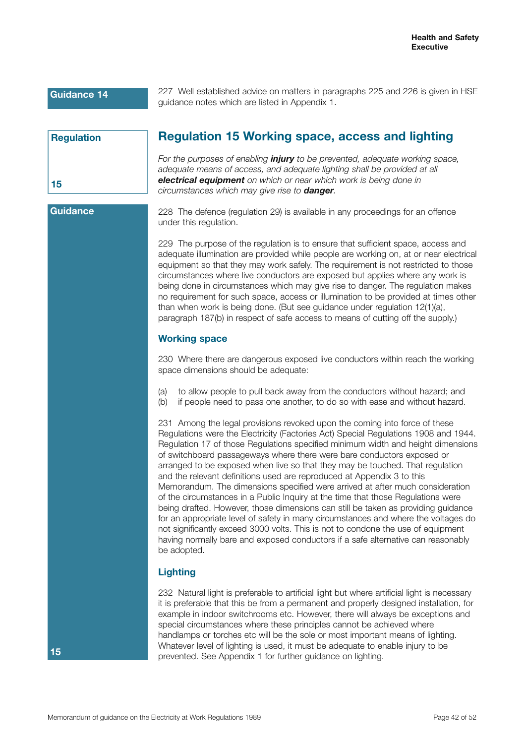Guidance 14

227 Well established advice on matters in paragraphs 225 and 226 is given in HSE guidance notes which are listed in Appendix 1.

Regulation 15

## Regulation 15 Working space, access and lighting

*For the purposes of enabling* ***injury*** *to be prevented, adequate working space, adequate means of access, and adequate lighting shall be provided at all* ***electrical equipment*** *on which or near which work is being done in circumstances which may give rise to* ***danger****.*

Guidance 15

228 The defence (regulation 29) is available in any proceedings for an offence under this regulation.

229 The purpose of the regulation is to ensure that sufficient space, access and adequate illumination are provided while people are working on, at or near electrical equipment so that they may work safely. The requirement is not restricted to those circumstances where live conductors are exposed but applies where any work is being done in circumstances which may give rise to danger. The regulation makes no requirement for such space, access or illumination to be provided at times other than when work is being done. (But see guidance under regulation 12(1)(a), paragraph 187(b) in respect of safe access to means of cutting off the supply.)

### Working space

230 Where there are dangerous exposed live conductors within reach the working space dimensions should be adequate:

(a) to allow people to pull back away from the conductors without hazard; and
(b) if people need to pass one another, to do so with ease and without hazard.

231 Among the legal provisions revoked upon the coming into force of these Regulations were the Electricity (Factories Act) Special Regulations 1908 and 1944. Regulation 17 of those Regulations specified minimum width and height dimensions of switchboard passageways where there were bare conductors exposed or arranged to be exposed when live so that they may be touched. That regulation and the relevant definitions used are reproduced at Appendix 3 to this Memorandum. The dimensions specified were arrived at after much consideration of the circumstances in a Public Inquiry at the time that those Regulations were being drafted. However, those dimensions can still be taken as providing guidance for an appropriate level of safety in many circumstances and where the voltages do not significantly exceed 3000 volts. This is not to condone the use of equipment having normally bare and exposed conductors if a safe alternative can reasonably be adopted.

### Lighting

232 Natural light is preferable to artificial light but where artificial light is necessary it is preferable that this be from a permanent and properly designed installation, for example in indoor switchrooms etc. However, there will always be exceptions and special circumstances where these principles cannot be achieved where handlamps or torches etc will be the sole or most important means of lighting. Whatever level of lighting is used, it must be adequate to enable injury to be prevented. See Appendix 1 for further guidance on lighting.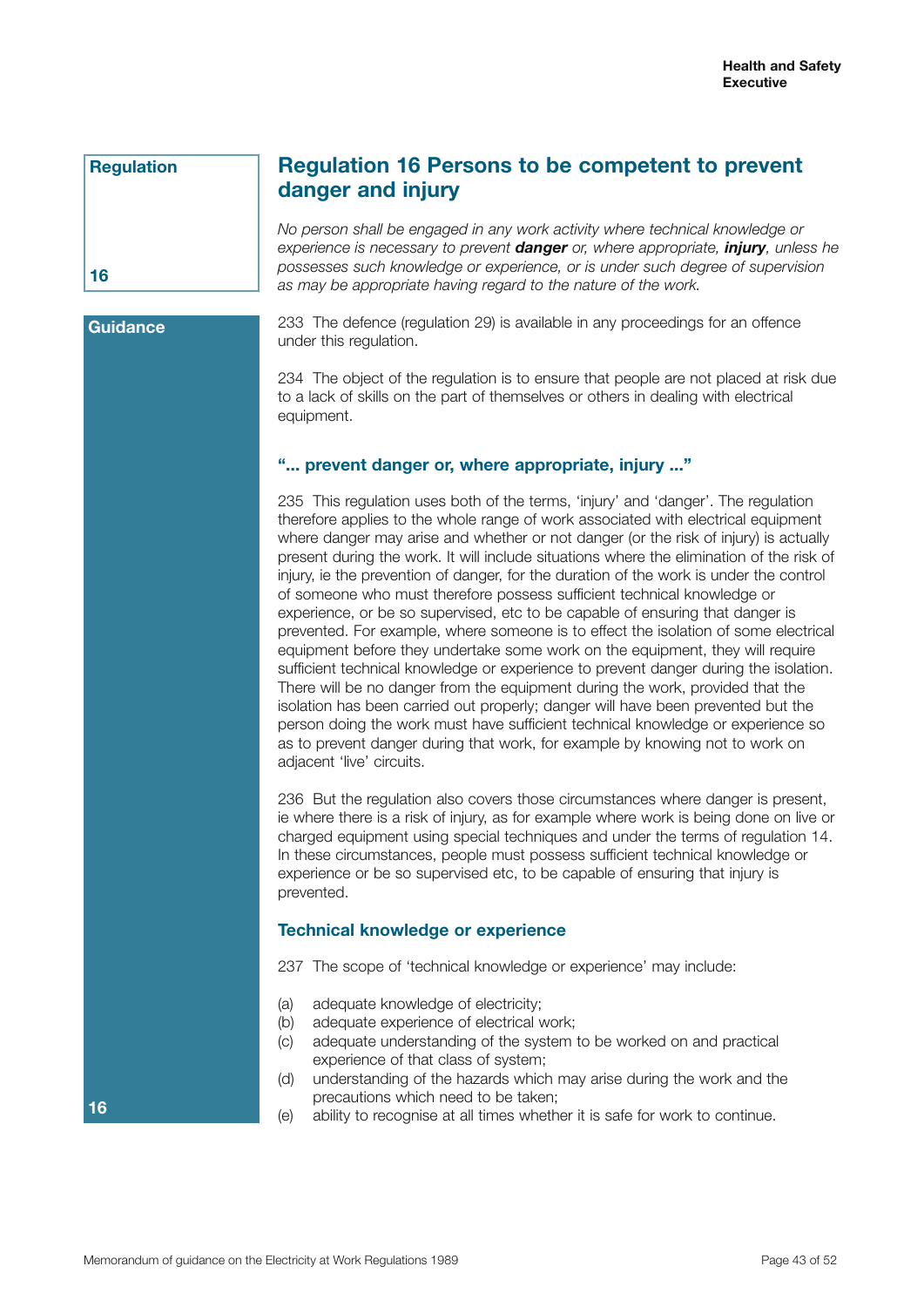**Regulation**

**16**

## Regulation 16 Persons to be competent to prevent danger and injury

*No person shall be engaged in any work activity where technical knowledge or experience is necessary to prevent* ***danger*** *or, where appropriate,* ***injury****, unless he possesses such knowledge or experience, or is under such degree of supervision as may be appropriate having regard to the nature of the work.*

**Guidance**

**16**

233 The defence (regulation 29) is available in any proceedings for an offence under this regulation.

234 The object of the regulation is to ensure that people are not placed at risk due to a lack of skills on the part of themselves or others in dealing with electrical equipment.

### "... prevent danger or, where appropriate, injury ..."

235 This regulation uses both of the terms, 'injury' and 'danger'. The regulation therefore applies to the whole range of work associated with electrical equipment where danger may arise and whether or not danger (or the risk of injury) is actually present during the work. It will include situations where the elimination of the risk of injury, ie the prevention of danger, for the duration of the work is under the control of someone who must therefore possess sufficient technical knowledge or experience, or be so supervised, etc to be capable of ensuring that danger is prevented. For example, where someone is to effect the isolation of some electrical equipment before they undertake some work on the equipment, they will require sufficient technical knowledge or experience to prevent danger during the isolation. There will be no danger from the equipment during the work, provided that the isolation has been carried out properly; danger will have been prevented but the person doing the work must have sufficient technical knowledge or experience so as to prevent danger during that work, for example by knowing not to work on adjacent 'live' circuits.

236 But the regulation also covers those circumstances where danger is present, ie where there is a risk of injury, as for example where work is being done on live or charged equipment using special techniques and under the terms of regulation 14. In these circumstances, people must possess sufficient technical knowledge or experience or be so supervised etc, to be capable of ensuring that injury is prevented.

### Technical knowledge or experience

237 The scope of 'technical knowledge or experience' may include:

(a) adequate knowledge of electricity;
(b) adequate experience of electrical work;
(c) adequate understanding of the system to be worked on and practical experience of that class of system;
(d) understanding of the hazards which may arise during the work and the precautions which need to be taken;
(e) ability to recognise at all times whether it is safe for work to continue.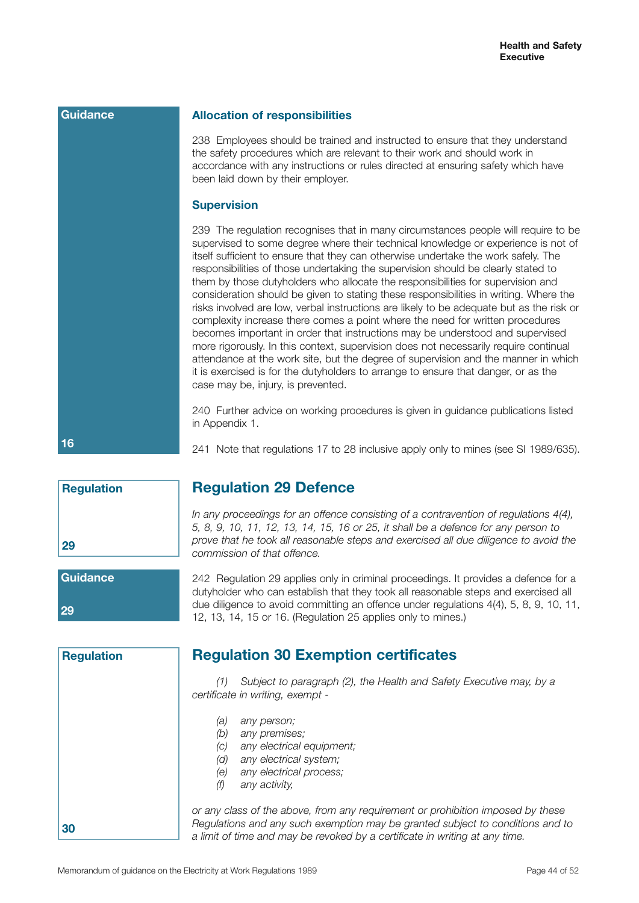**Guidance**

### Allocation of responsibilities

238 Employees should be trained and instructed to ensure that they understand the safety procedures which are relevant to their work and should work in accordance with any instructions or rules directed at ensuring safety which have been laid down by their employer.

### Supervision

239 The regulation recognises that in many circumstances people will require to be supervised to some degree where their technical knowledge or experience is not of itself sufficient to ensure that they can otherwise undertake the work safely. The responsibilities of those undertaking the supervision should be clearly stated to them by those dutyholders who allocate the responsibilities for supervision and consideration should be given to stating these responsibilities in writing. Where the risks involved are low, verbal instructions are likely to be adequate but as the risk or complexity increase there comes a point where the need for written procedures becomes important in order that instructions may be understood and supervised more rigorously. In this context, supervision does not necessarily require continual attendance at the work site, but the degree of supervision and the manner in which it is exercised is for the dutyholders to arrange to ensure that danger, or as the case may be, injury, is prevented.

240 Further advice on working procedures is given in guidance publications listed in Appendix 1.

241 Note that regulations 17 to 28 inclusive apply only to mines (see SI 1989/635).

**16**

**Regulation**

## Regulation 29 Defence

*In any proceedings for an offence consisting of a contravention of regulations 4(4), 5, 8, 9, 10, 11, 12, 13, 14, 15, 16 or 25, it shall be a defence for any person to prove that he took all reasonable steps and exercised all due diligence to avoid the commission of that offence.*

**29**

**Guidance**

242 Regulation 29 applies only in criminal proceedings. It provides a defence for a dutyholder who can establish that they took all reasonable steps and exercised all due diligence to avoid committing an offence under regulations 4(4), 5, 8, 9, 10, 11, 12, 13, 14, 15 or 16. (Regulation 25 applies only to mines.)

**29**

**Regulation**

## Regulation 30 Exemption certificates

*(1) Subject to paragraph (2), the Health and Safety Executive may, by a certificate in writing, exempt -*

- *(a) any person;*
- *(b) any premises;*
- *(c) any electrical equipment;*
- *(d) any electrical system;*
- *(e) any electrical process;*
- *(f) any activity,*

*or any class of the above, from any requirement or prohibition imposed by these Regulations and any such exemption may be granted subject to conditions and to a limit of time and may be revoked by a certificate in writing at any time.*

**30**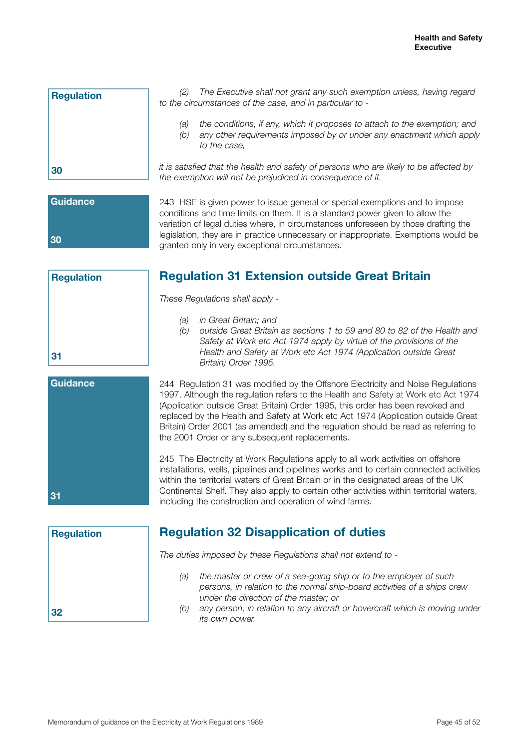**Regulation 30**

*(2) The Executive shall not grant any such exemption unless, having regard to the circumstances of the case, and in particular to -*

*(a) the conditions, if any, which it proposes to attach to the exemption; and*
*(b) any other requirements imposed by or under any enactment which apply to the case,*

*it is satisfied that the health and safety of persons who are likely to be affected by the exemption will not be prejudiced in consequence of it.*

**Guidance 30**

243 HSE is given power to issue general or special exemptions and to impose conditions and time limits on them. It is a standard power given to allow the variation of legal duties where, in circumstances unforeseen by those drafting the legislation, they are in practice unnecessary or inappropriate. Exemptions would be granted only in very exceptional circumstances.

## Regulation 31 Extension outside Great Britain

**Regulation 31**

*These Regulations shall apply -*

*(a) in Great Britain; and*
*(b) outside Great Britain as sections 1 to 59 and 80 to 82 of the Health and Safety at Work etc Act 1974 apply by virtue of the provisions of the Health and Safety at Work etc Act 1974 (Application outside Great Britain) Order 1995.*

**Guidance 31**

244 Regulation 31 was modified by the Offshore Electricity and Noise Regulations 1997. Although the regulation refers to the Health and Safety at Work etc Act 1974 (Application outside Great Britain) Order 1995, this order has been revoked and replaced by the Health and Safety at Work etc Act 1974 (Application outside Great Britain) Order 2001 (as amended) and the regulation should be read as referring to the 2001 Order or any subsequent replacements.

245 The Electricity at Work Regulations apply to all work activities on offshore installations, wells, pipelines and pipelines works and to certain connected activities within the territorial waters of Great Britain or in the designated areas of the UK Continental Shelf. They also apply to certain other activities within territorial waters, including the construction and operation of wind farms.

## Regulation 32 Disapplication of duties

**Regulation 32**

*The duties imposed by these Regulations shall not extend to -*

*(a) the master or crew of a sea-going ship or to the employer of such persons, in relation to the normal ship-board activities of a ships crew under the direction of the master; or*
*(b) any person, in relation to any aircraft or hovercraft which is moving under its own power.*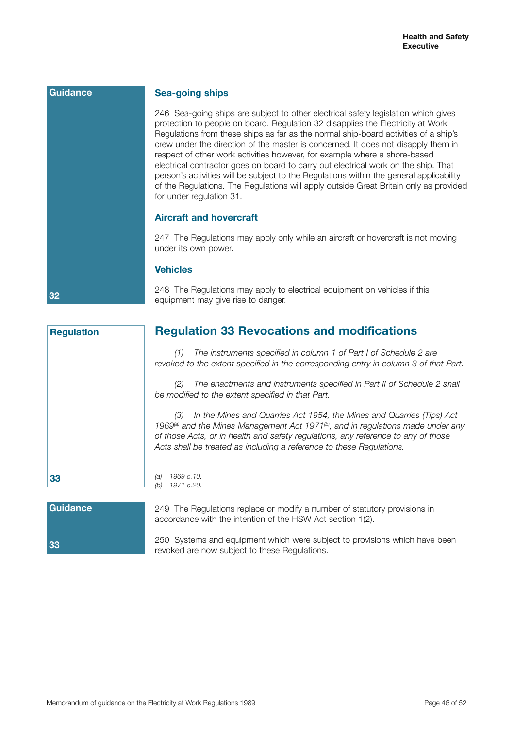Guidance

### Sea-going ships

246 Sea-going ships are subject to other electrical safety legislation which gives protection to people on board. Regulation 32 disapplies the Electricity at Work Regulations from these ships as far as the normal ship-board activities of a ship's crew under the direction of the master is concerned. It does not disapply them in respect of other work activities however, for example where a shore-based electrical contractor goes on board to carry out electrical work on the ship. That person's activities will be subject to the Regulations within the general applicability of the Regulations. The Regulations will apply outside Great Britain only as provided for under regulation 31.

### Aircraft and hovercraft

247 The Regulations may apply only while an aircraft or hovercraft is not moving under its own power.

### Vehicles

248 The Regulations may apply to electrical equipment on vehicles if this equipment may give rise to danger.

32

Regulation

## Regulation 33 Revocations and modifications

*(1) The instruments specified in column 1 of Part I of Schedule 2 are revoked to the extent specified in the corresponding entry in column 3 of that Part.*

*(2) The enactments and instruments specified in Part II of Schedule 2 shall be modified to the extent specified in that Part.*

*(3) In the Mines and Quarries Act 1954, the Mines and Quarries (Tips) Act 1969[a] and the Mines Management Act 1971[b], and in regulations made under any of those Acts, or in health and safety regulations, any reference to any of those Acts shall be treated as including a reference to these Regulations.*

*(a) 1969 c.10.*
*(b) 1971 c.20.*

33

Guidance

249 The Regulations replace or modify a number of statutory provisions in accordance with the intention of the HSW Act section 1(2).

250 Systems and equipment which were subject to provisions which have been revoked are now subject to these Regulations.

33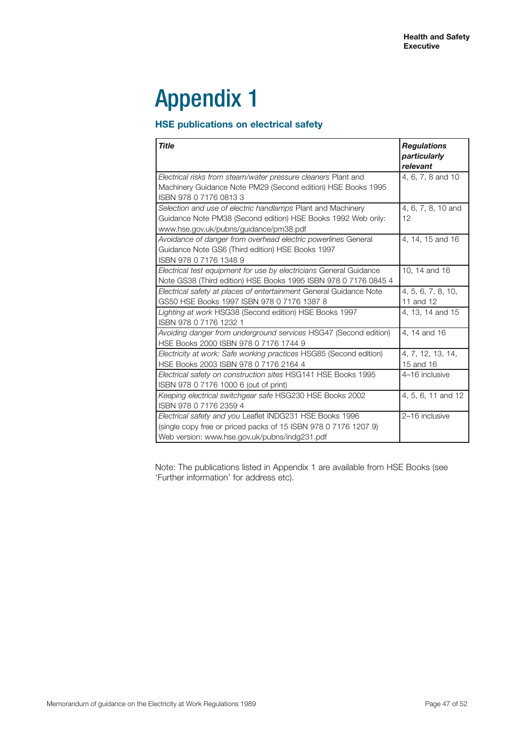# Appendix 1

## HSE publications on electrical safety

| *Title* | *Regulations particularly relevant* |
|---|---|
| *Electrical risks from steam/water pressure cleaners* Plant and Machinery Guidance Note PM29 (Second edition) HSE Books 1995 ISBN 978 0 7176 0813 3 | 4, 6, 7, 8 and 10 |
| *Selection and use of electric handlamps* Plant and Machinery Guidance Note PM38 (Second edition) HSE Books 1992 Web only: www.hse.gov.uk/pubns/guidance/pm38.pdf | 4, 6, 7, 8, 10 and 12 |
| *Avoidance of danger from overhead electric powerlines* General Guidance Note GS6 (Third edition) HSE Books 1997 ISBN 978 0 7176 1348 9 | 4, 14, 15 and 16 |
| *Electrical test equipment for use by electricians* General Guidance Note GS38 (Third edition) HSE Books 1995 ISBN 978 0 7176 0845 4 | 10, 14 and 16 |
| *Electrical safety at places of entertainment* General Guidance Note GS50 HSE Books 1997 ISBN 978 0 7176 1387 8 | 4, 5, 6, 7, 8, 10, 11 and 12 |
| *Lighting at work* HSG38 (Second edition) HSE Books 1997 ISBN 978 0 7176 1232 1 | 4, 13, 14 and 15 |
| *Avoiding danger from underground services* HSG47 (Second edition) HSE Books 2000 ISBN 978 0 7176 1744 9 | 4, 14 and 16 |
| *Electricity at work: Safe working practices* HSG85 (Second edition) HSE Books 2003 ISBN 978 0 7176 2164 4 | 4, 7, 12, 13, 14, 15 and 16 |
| *Electrical safety on construction sites* HSG141 HSE Books 1995 ISBN 978 0 7176 1000 6 (out of print) | 4–16 inclusive |
| *Keeping electrical switchgear safe* HSG230 HSE Books 2002 ISBN 978 0 7176 2359 4 | 4, 5, 6, 11 and 12 |
| *Electrical safety and you* Leaflet INDG231 HSE Books 1996 (single copy free or priced packs of 15 ISBN 978 0 7176 1207 9) Web version: www.hse.gov.uk/pubns/indg231.pdf | 2–16 inclusive |

Note: The publications listed in Appendix 1 are available from HSE Books (see 'Further information' for address etc).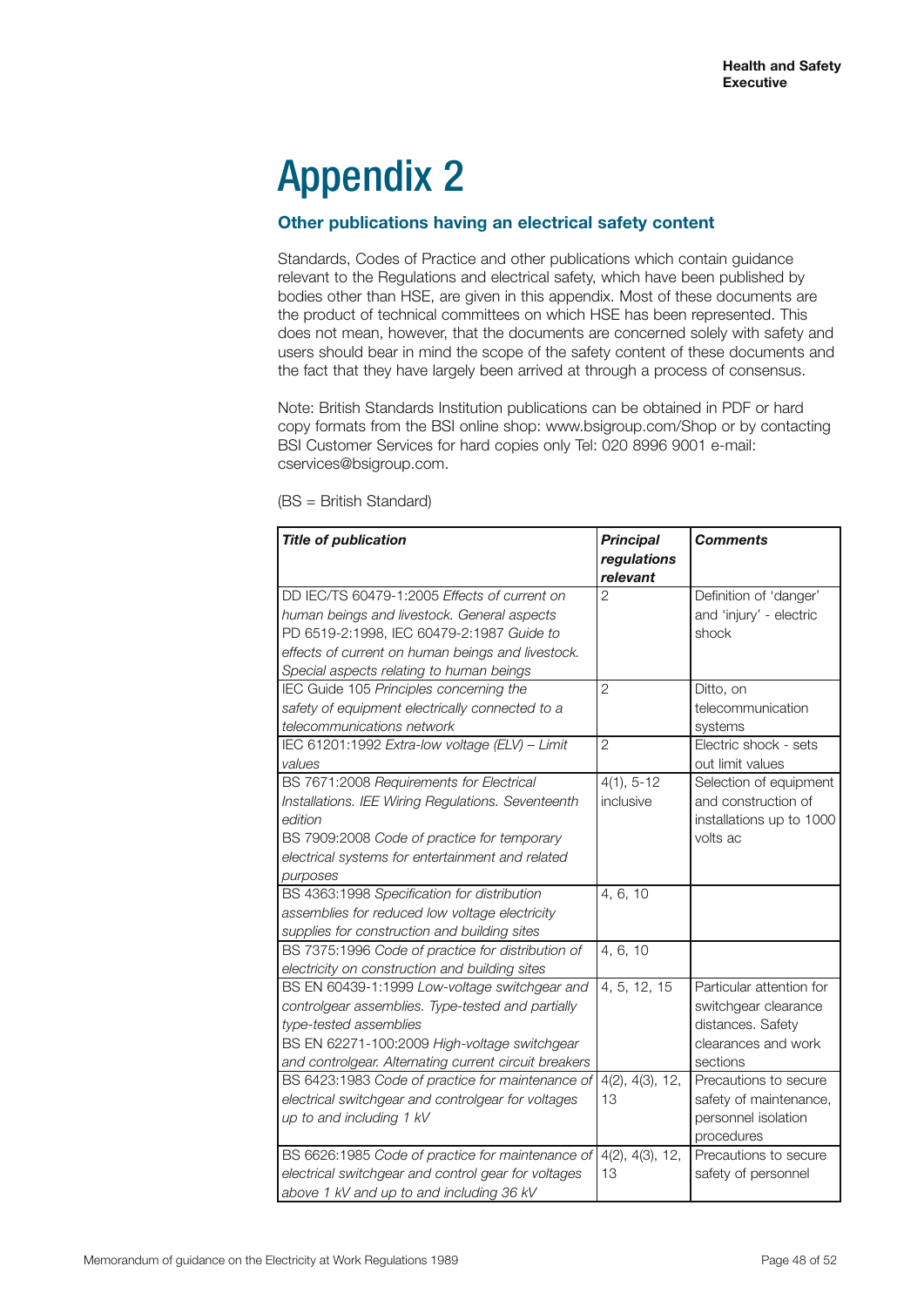# Appendix 2

## Other publications having an electrical safety content

Standards, Codes of Practice and other publications which contain guidance relevant to the Regulations and electrical safety, which have been published by bodies other than HSE, are given in this appendix. Most of these documents are the product of technical committees on which HSE has been represented. This does not mean, however, that the documents are concerned solely with safety and users should bear in mind the scope of the safety content of these documents and the fact that they have largely been arrived at through a process of consensus.

Note: British Standards Institution publications can be obtained in PDF or hard copy formats from the BSI online shop: www.bsigroup.com/Shop or by contacting BSI Customer Services for hard copies only Tel: 020 8996 9001 e-mail: cservices@bsigroup.com.

(BS = British Standard)

| ***Title of publication*** | ***Principal regulations relevant*** | ***Comments*** |
|---|---|---|
| DD IEC/TS 60479-1:2005 *Effects of current on human beings and livestock. General aspects* PD 6519-2:1998, IEC 60479-2:1987 *Guide to effects of current on human beings and livestock. Special aspects relating to human beings* | 2 | Definition of 'danger' and 'injury' - electric shock |
| IEC Guide 105 *Principles concerning the safety of equipment electrically connected to a telecommunications network* | 2 | Ditto, on telecommunication systems |
| IEC 61201:1992 *Extra-low voltage (ELV) – Limit values* | 2 | Electric shock - sets out limit values |
| BS 7671:2008 *Requirements for Electrical Installations. IEE Wiring Regulations. Seventeenth edition* BS 7909:2008 *Code of practice for temporary electrical systems for entertainment and related purposes* | 4(1), 5-12 inclusive | Selection of equipment and construction of installations up to 1000 volts ac |
| BS 4363:1998 *Specification for distribution assemblies for reduced low voltage electricity supplies for construction and building sites* | 4, 6, 10 | |
| BS 7375:1996 *Code of practice for distribution of electricity on construction and building sites* | 4, 6, 10 | |
| BS EN 60439-1:1999 *Low-voltage switchgear and controlgear assemblies. Type-tested and partially type-tested assemblies* BS EN 62271-100:2009 *High-voltage switchgear and controlgear. Alternating current circuit breakers* | 4, 5, 12, 15 | Particular attention for switchgear clearance distances. Safety clearances and work sections |
| BS 6423:1983 *Code of practice for maintenance of electrical switchgear and controlgear for voltages up to and including 1 kV* | 4(2), 4(3), 12, 13 | Precautions to secure safety of maintenance, personnel isolation procedures |
| BS 6626:1985 *Code of practice for maintenance of electrical switchgear and control gear for voltages above 1 kV and up to and including 36 kV* | 4(2), 4(3), 12, 13 | Precautions to secure safety of personnel |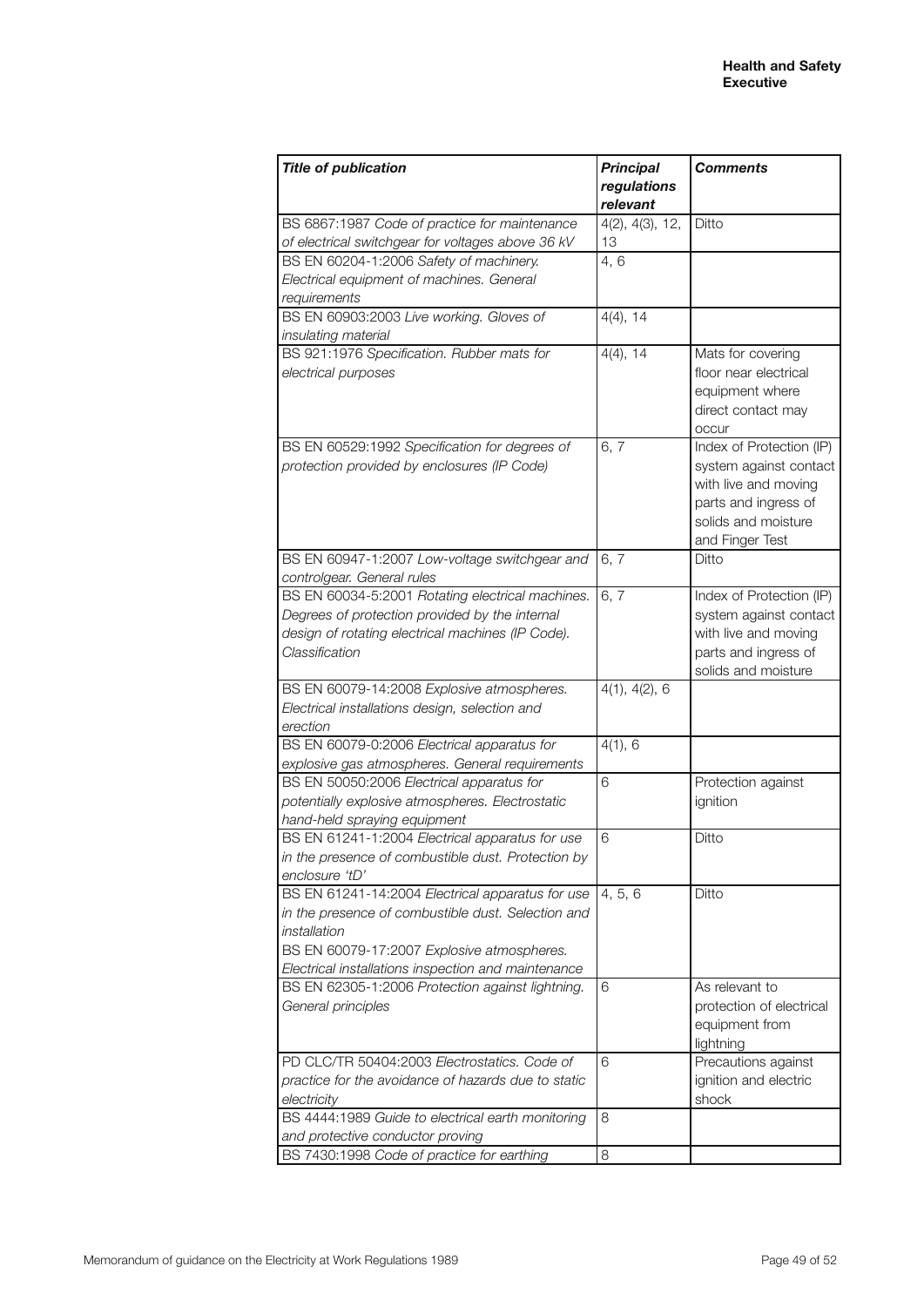| ***Title of publication*** | ***Principal regulations relevant*** | ***Comments*** |
|---|---|---|
| BS 6867:1987 *Code of practice for maintenance of electrical switchgear for voltages above 36 kV* | 4(2), 4(3), 12, 13 | Ditto |
| BS EN 60204-1:2006 *Safety of machinery. Electrical equipment of machines. General requirements* | 4, 6 | |
| BS EN 60903:2003 *Live working. Gloves of insulating material* | 4(4), 14 | |
| BS 921:1976 *Specification. Rubber mats for electrical purposes* | 4(4), 14 | Mats for covering floor near electrical equipment where direct contact may occur |
| BS EN 60529:1992 *Specification for degrees of protection provided by enclosures (IP Code)* | 6, 7 | Index of Protection (IP) system against contact with live and moving parts and ingress of solids and moisture and Finger Test |
| BS EN 60947-1:2007 *Low-voltage switchgear and controlgear. General rules* | 6, 7 | Ditto |
| BS EN 60034-5:2001 *Rotating electrical machines. Degrees of protection provided by the internal design of rotating electrical machines (IP Code). Classification* | 6, 7 | Index of Protection (IP) system against contact with live and moving parts and ingress of solids and moisture |
| BS EN 60079-14:2008 *Explosive atmospheres. Electrical installations design, selection and erection* | 4(1), 4(2), 6 | |
| BS EN 60079-0:2006 *Electrical apparatus for explosive gas atmospheres. General requirements* | 4(1), 6 | |
| BS EN 50050:2006 *Electrical apparatus for potentially explosive atmospheres. Electrostatic hand-held spraying equipment* | 6 | Protection against ignition |
| BS EN 61241-1:2004 *Electrical apparatus for use in the presence of combustible dust. Protection by enclosure 'tD'* | 6 | Ditto |
| BS EN 61241-14:2004 *Electrical apparatus for use in the presence of combustible dust. Selection and installation*<br>BS EN 60079-17:2007 *Explosive atmospheres. Electrical installations inspection and maintenance* | 4, 5, 6 | Ditto |
| BS EN 62305-1:2006 *Protection against lightning. General principles* | 6 | As relevant to protection of electrical equipment from lightning |
| PD CLC/TR 50404:2003 *Electrostatics. Code of practice for the avoidance of hazards due to static electricity* | 6 | Precautions against ignition and electric shock |
| BS 4444:1989 *Guide to electrical earth monitoring and protective conductor proving* | 8 | |
| BS 7430:1998 *Code of practice for earthing* | 8 | |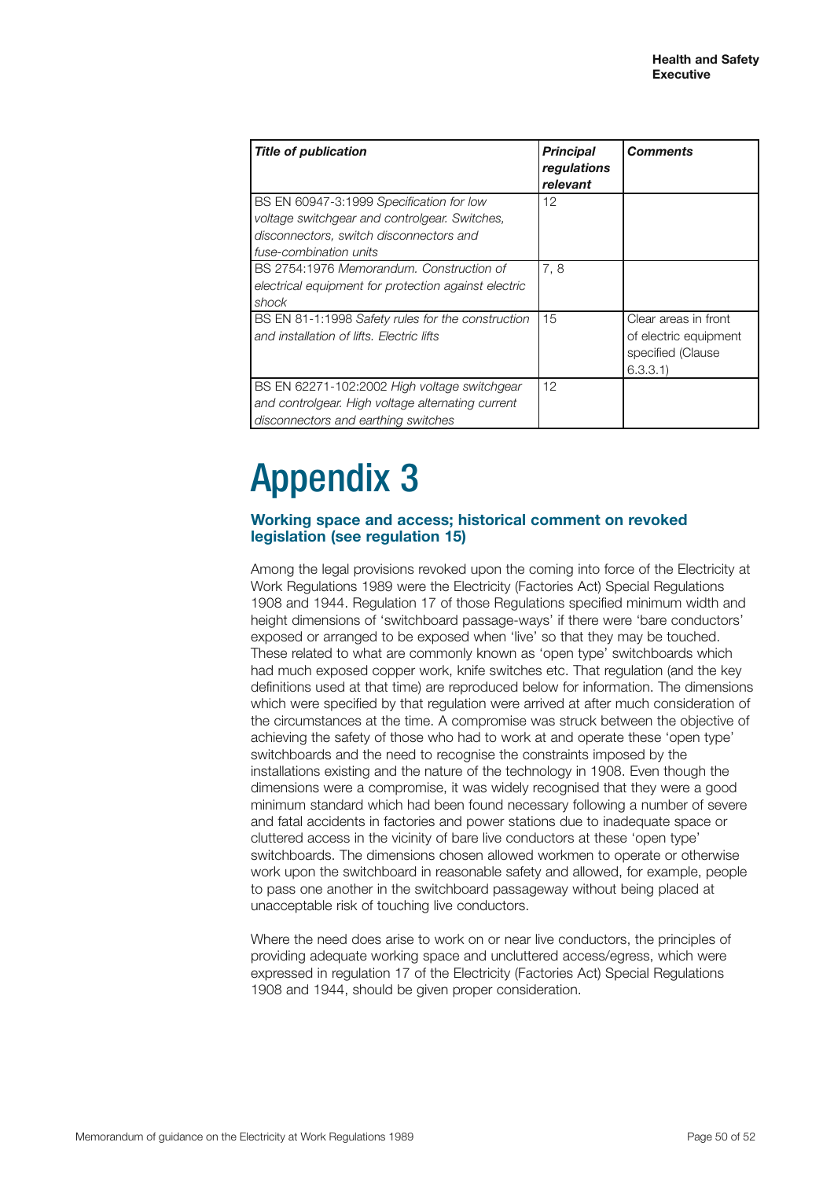| ***Title of publication*** | ***Principal regulations relevant*** | ***Comments*** |
|---|---|---|
| BS EN 60947-3:1999 *Specification for low voltage switchgear and controlgear. Switches, disconnectors, switch disconnectors and fuse-combination units* | 12 | |
| BS 2754:1976 *Memorandum. Construction of electrical equipment for protection against electric shock* | 7, 8 | |
| BS EN 81-1:1998 *Safety rules for the construction and installation of lifts. Electric lifts* | 15 | Clear areas in front of electric equipment specified (Clause 6.3.3.1) |
| BS EN 62271-102:2002 *High voltage switchgear and controlgear. High voltage alternating current disconnectors and earthing switches* | 12 | |

# Appendix 3

### Working space and access; historical comment on revoked legislation (see regulation 15)

Among the legal provisions revoked upon the coming into force of the Electricity at Work Regulations 1989 were the Electricity (Factories Act) Special Regulations 1908 and 1944. Regulation 17 of those Regulations specified minimum width and height dimensions of 'switchboard passage-ways' if there were 'bare conductors' exposed or arranged to be exposed when 'live' so that they may be touched. These related to what are commonly known as 'open type' switchboards which had much exposed copper work, knife switches etc. That regulation (and the key definitions used at that time) are reproduced below for information. The dimensions which were specified by that regulation were arrived at after much consideration of the circumstances at the time. A compromise was struck between the objective of achieving the safety of those who had to work at and operate these 'open type' switchboards and the need to recognise the constraints imposed by the installations existing and the nature of the technology in 1908. Even though the dimensions were a compromise, it was widely recognised that they were a good minimum standard which had been found necessary following a number of severe and fatal accidents in factories and power stations due to inadequate space or cluttered access in the vicinity of bare live conductors at these 'open type' switchboards. The dimensions chosen allowed workmen to operate or otherwise work upon the switchboard in reasonable safety and allowed, for example, people to pass one another in the switchboard passageway without being placed at unacceptable risk of touching live conductors.

Where the need does arise to work on or near live conductors, the principles of providing adequate working space and uncluttered access/egress, which were expressed in regulation 17 of the Electricity (Factories Act) Special Regulations 1908 and 1944, should be given proper consideration.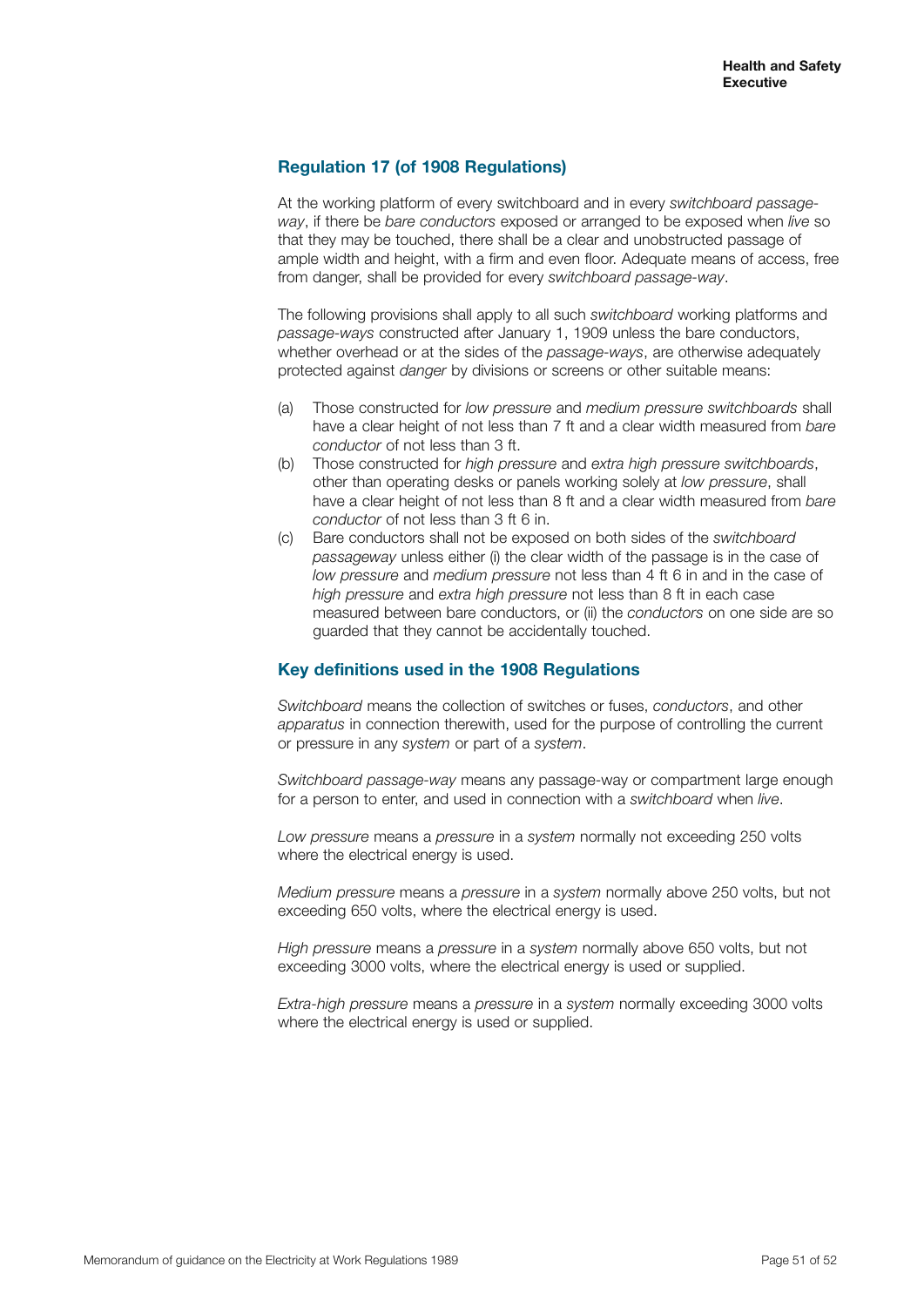## Regulation 17 (of 1908 Regulations)

At the working platform of every switchboard and in every *switchboard passage-way*, if there be *bare conductors* exposed or arranged to be exposed when *live* so that they may be touched, there shall be a clear and unobstructed passage of ample width and height, with a firm and even floor. Adequate means of access, free from danger, shall be provided for every *switchboard passage-way*.

The following provisions shall apply to all such *switchboard* working platforms and *passage-ways* constructed after January 1, 1909 unless the bare conductors, whether overhead or at the sides of the *passage-ways*, are otherwise adequately protected against *danger* by divisions or screens or other suitable means:

(a) Those constructed for *low pressure* and *medium pressure switchboards* shall have a clear height of not less than 7 ft and a clear width measured from *bare conductor* of not less than 3 ft.

(b) Those constructed for *high pressure* and *extra high pressure switchboards*, other than operating desks or panels working solely at *low pressure*, shall have a clear height of not less than 8 ft and a clear width measured from *bare conductor* of not less than 3 ft 6 in.

(c) Bare conductors shall not be exposed on both sides of the *switchboard passageway* unless either (i) the clear width of the passage is in the case of *low pressure* and *medium pressure* not less than 4 ft 6 in and in the case of *high pressure* and *extra high pressure* not less than 8 ft in each case measured between bare conductors, or (ii) the *conductors* on one side are so guarded that they cannot be accidentally touched.

## Key definitions used in the 1908 Regulations

*Switchboard* means the collection of switches or fuses, *conductors*, and other *apparatus* in connection therewith, used for the purpose of controlling the current or pressure in any *system* or part of a *system*.

*Switchboard passage-way* means any passage-way or compartment large enough for a person to enter, and used in connection with a *switchboard* when *live*.

*Low pressure* means a *pressure* in a *system* normally not exceeding 250 volts where the electrical energy is used.

*Medium pressure* means a *pressure* in a *system* normally above 250 volts, but not exceeding 650 volts, where the electrical energy is used.

*High pressure* means a *pressure* in a *system* normally above 650 volts, but not exceeding 3000 volts, where the electrical energy is used or supplied.

*Extra-high pressure* means a *pressure* in a *system* normally exceeding 3000 volts where the electrical energy is used or supplied.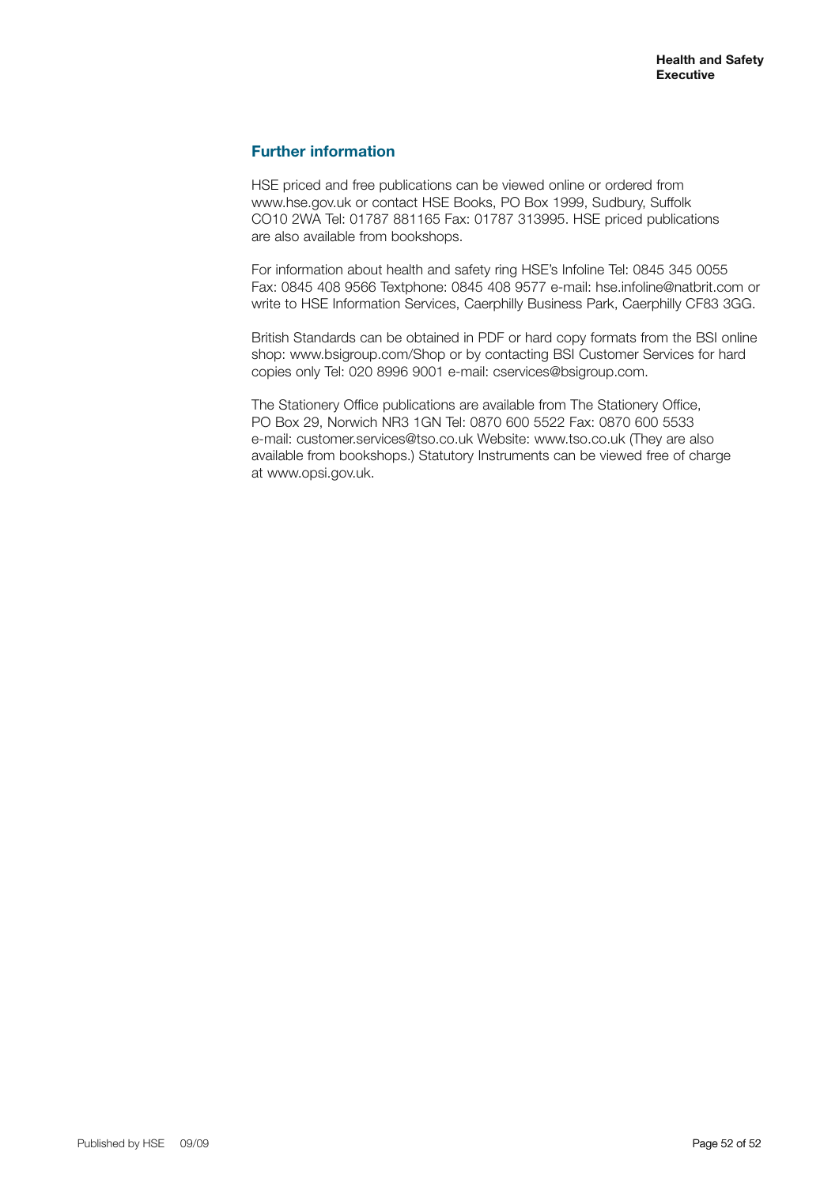## Further information

HSE priced and free publications can be viewed online or ordered from www.hse.gov.uk or contact HSE Books, PO Box 1999, Sudbury, Suffolk CO10 2WA Tel: 01787 881165 Fax: 01787 313995. HSE priced publications are also available from bookshops.

For information about health and safety ring HSE's Infoline Tel: 0845 345 0055 Fax: 0845 408 9566 Textphone: 0845 408 9577 e-mail: hse.infoline@natbrit.com or write to HSE Information Services, Caerphilly Business Park, Caerphilly CF83 3GG.

British Standards can be obtained in PDF or hard copy formats from the BSI online shop: www.bsigroup.com/Shop or by contacting BSI Customer Services for hard copies only Tel: 020 8996 9001 e-mail: cservices@bsigroup.com.

The Stationery Office publications are available from The Stationery Office, PO Box 29, Norwich NR3 1GN Tel: 0870 600 5522 Fax: 0870 600 5533 e-mail: customer.services@tso.co.uk Website: www.tso.co.uk (They are also available from bookshops.) Statutory Instruments can be viewed free of charge at www.opsi.gov.uk.